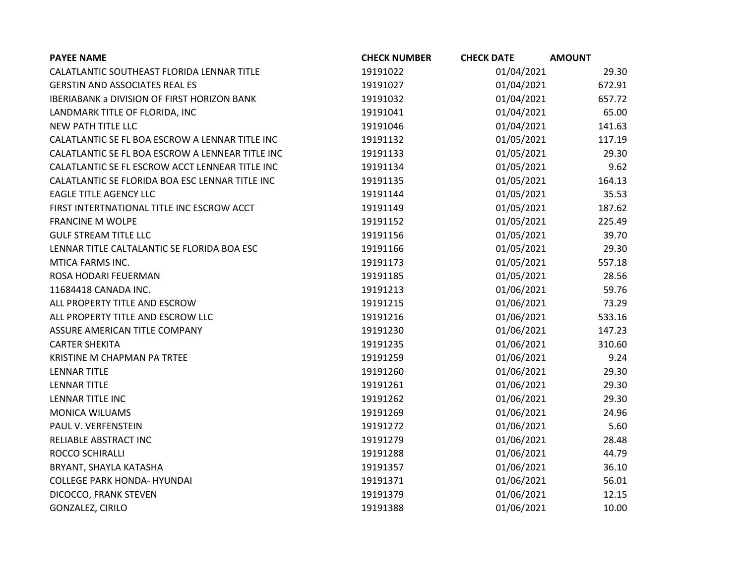| PAYEE NAME | CHECK NUMBER | CHECK DATE | AMOUNT |
| --- | --- | --- | --- |
| CALATLANTIC SOUTHEAST FLORIDA LENNAR TITLE | 19191022 | 01/04/2021 | 29.30 |
| GERSTIN AND ASSOCIATES REAL ES | 19191027 | 01/04/2021 | 672.91 |
| IBERIABANK a DIVISION OF FIRST HORIZON BANK | 19191032 | 01/04/2021 | 657.72 |
| LANDMARK TITLE OF FLORIDA, INC | 19191041 | 01/04/2021 | 65.00 |
| NEW PATH TITLE LLC | 19191046 | 01/04/2021 | 141.63 |
| CALATLANTIC SE FL BOA ESCROW A LENNAR TITLE INC | 19191132 | 01/05/2021 | 117.19 |
| CALATLANTIC SE FL BOA ESCROW A LENNEAR TITLE INC | 19191133 | 01/05/2021 | 29.30 |
| CALATLANTIC SE FL ESCROW ACCT LENNEAR TITLE INC | 19191134 | 01/05/2021 | 9.62 |
| CALATLANTIC SE FLORIDA BOA ESC LENNAR TITLE INC | 19191135 | 01/05/2021 | 164.13 |
| EAGLE TITLE AGENCY LLC | 19191144 | 01/05/2021 | 35.53 |
| FIRST INTERTNATIONAL TITLE INC ESCROW ACCT | 19191149 | 01/05/2021 | 187.62 |
| FRANCINE M WOLPE | 19191152 | 01/05/2021 | 225.49 |
| GULF STREAM TITLE LLC | 19191156 | 01/05/2021 | 39.70 |
| LENNAR TITLE CALTALANTIC SE FLORIDA BOA ESC | 19191166 | 01/05/2021 | 29.30 |
| MTICA FARMS INC. | 19191173 | 01/05/2021 | 557.18 |
| ROSA HODARI FEUERMAN | 19191185 | 01/05/2021 | 28.56 |
| 11684418 CANADA INC. | 19191213 | 01/06/2021 | 59.76 |
| ALL PROPERTY TITLE AND ESCROW | 19191215 | 01/06/2021 | 73.29 |
| ALL PROPERTY TITLE AND ESCROW LLC | 19191216 | 01/06/2021 | 533.16 |
| ASSURE AMERICAN TITLE COMPANY | 19191230 | 01/06/2021 | 147.23 |
| CARTER SHEKITA | 19191235 | 01/06/2021 | 310.60 |
| KRISTINE M CHAPMAN PA TRTEE | 19191259 | 01/06/2021 | 9.24 |
| LENNAR TITLE | 19191260 | 01/06/2021 | 29.30 |
| LENNAR TITLE | 19191261 | 01/06/2021 | 29.30 |
| LENNAR TITLE INC | 19191262 | 01/06/2021 | 29.30 |
| MONICA WILUAMS | 19191269 | 01/06/2021 | 24.96 |
| PAUL V. VERFENSTEIN | 19191272 | 01/06/2021 | 5.60 |
| RELIABLE ABSTRACT INC | 19191279 | 01/06/2021 | 28.48 |
| ROCCO SCHIRALLI | 19191288 | 01/06/2021 | 44.79 |
| BRYANT, SHAYLA KATASHA | 19191357 | 01/06/2021 | 36.10 |
| COLLEGE PARK HONDA- HYUNDAI | 19191371 | 01/06/2021 | 56.01 |
| DICOCCO, FRANK STEVEN | 19191379 | 01/06/2021 | 12.15 |
| GONZALEZ, CIRILO | 19191388 | 01/06/2021 | 10.00 |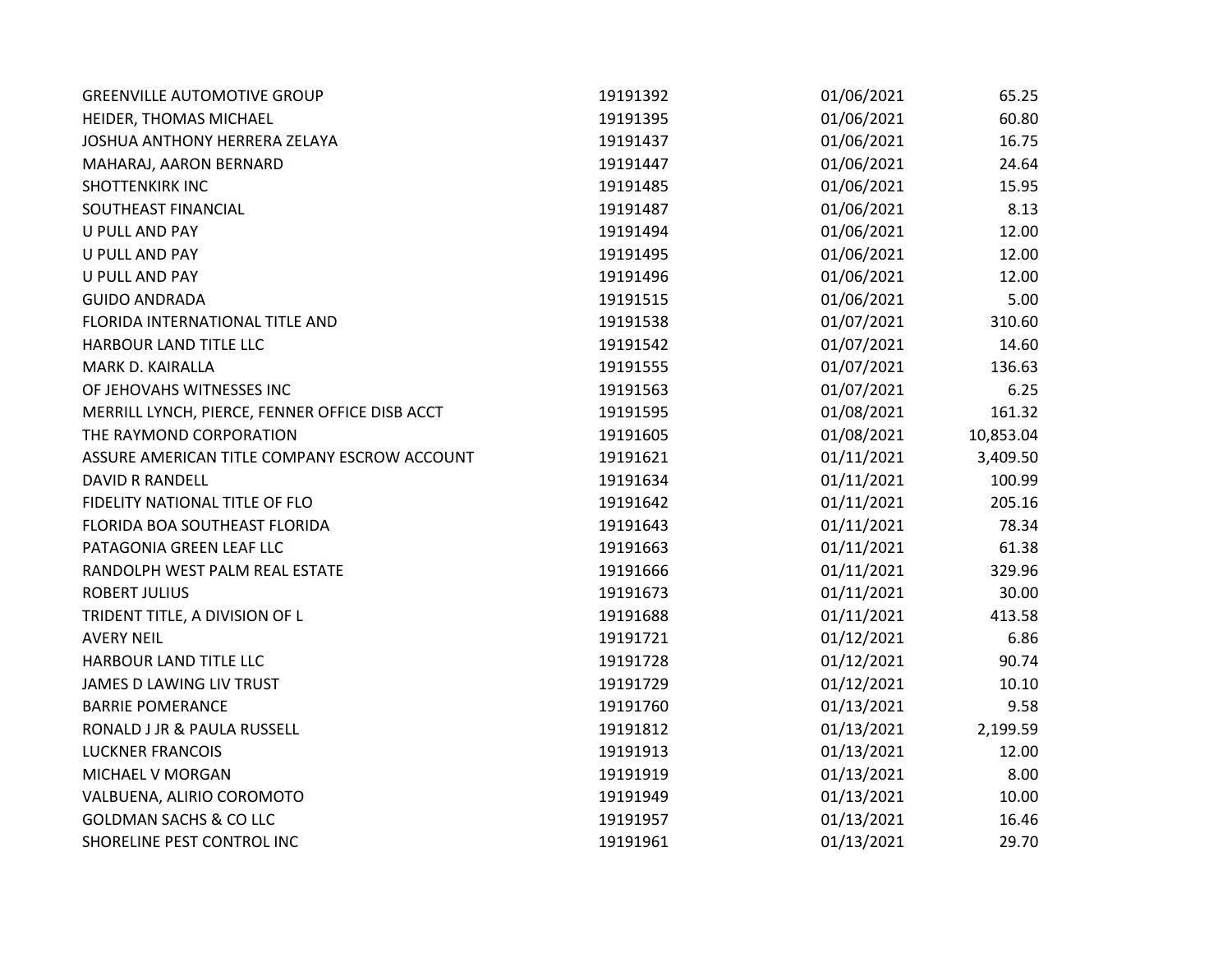| | | | |
|---|---|---|---|
| GREENVILLE AUTOMOTIVE GROUP | 19191392 | 01/06/2021 | 65.25 |
| HEIDER, THOMAS MICHAEL | 19191395 | 01/06/2021 | 60.80 |
| JOSHUA ANTHONY HERRERA ZELAYA | 19191437 | 01/06/2021 | 16.75 |
| MAHARAJ, AARON BERNARD | 19191447 | 01/06/2021 | 24.64 |
| SHOTTENKIRK INC | 19191485 | 01/06/2021 | 15.95 |
| SOUTHEAST FINANCIAL | 19191487 | 01/06/2021 | 8.13 |
| U PULL AND PAY | 19191494 | 01/06/2021 | 12.00 |
| U PULL AND PAY | 19191495 | 01/06/2021 | 12.00 |
| U PULL AND PAY | 19191496 | 01/06/2021 | 12.00 |
| GUIDO ANDRADA | 19191515 | 01/06/2021 | 5.00 |
| FLORIDA INTERNATIONAL TITLE AND | 19191538 | 01/07/2021 | 310.60 |
| HARBOUR LAND TITLE LLC | 19191542 | 01/07/2021 | 14.60 |
| MARK D. KAIRALLA | 19191555 | 01/07/2021 | 136.63 |
| OF JEHOVAHS WITNESSES INC | 19191563 | 01/07/2021 | 6.25 |
| MERRILL LYNCH, PIERCE, FENNER OFFICE DISB ACCT | 19191595 | 01/08/2021 | 161.32 |
| THE RAYMOND CORPORATION | 19191605 | 01/08/2021 | 10,853.04 |
| ASSURE AMERICAN TITLE COMPANY ESCROW ACCOUNT | 19191621 | 01/11/2021 | 3,409.50 |
| DAVID R RANDELL | 19191634 | 01/11/2021 | 100.99 |
| FIDELITY NATIONAL TITLE OF FLO | 19191642 | 01/11/2021 | 205.16 |
| FLORIDA BOA SOUTHEAST FLORIDA | 19191643 | 01/11/2021 | 78.34 |
| PATAGONIA GREEN LEAF LLC | 19191663 | 01/11/2021 | 61.38 |
| RANDOLPH WEST PALM REAL ESTATE | 19191666 | 01/11/2021 | 329.96 |
| ROBERT JULIUS | 19191673 | 01/11/2021 | 30.00 |
| TRIDENT TITLE, A DIVISION OF L | 19191688 | 01/11/2021 | 413.58 |
| AVERY NEIL | 19191721 | 01/12/2021 | 6.86 |
| HARBOUR LAND TITLE LLC | 19191728 | 01/12/2021 | 90.74 |
| JAMES D LAWING LIV TRUST | 19191729 | 01/12/2021 | 10.10 |
| BARRIE POMERANCE | 19191760 | 01/13/2021 | 9.58 |
| RONALD J JR & PAULA RUSSELL | 19191812 | 01/13/2021 | 2,199.59 |
| LUCKNER FRANCOIS | 19191913 | 01/13/2021 | 12.00 |
| MICHAEL V MORGAN | 19191919 | 01/13/2021 | 8.00 |
| VALBUENA, ALIRIO COROMOTO | 19191949 | 01/13/2021 | 10.00 |
| GOLDMAN SACHS & CO LLC | 19191957 | 01/13/2021 | 16.46 |
| SHORELINE PEST CONTROL INC | 19191961 | 01/13/2021 | 29.70 |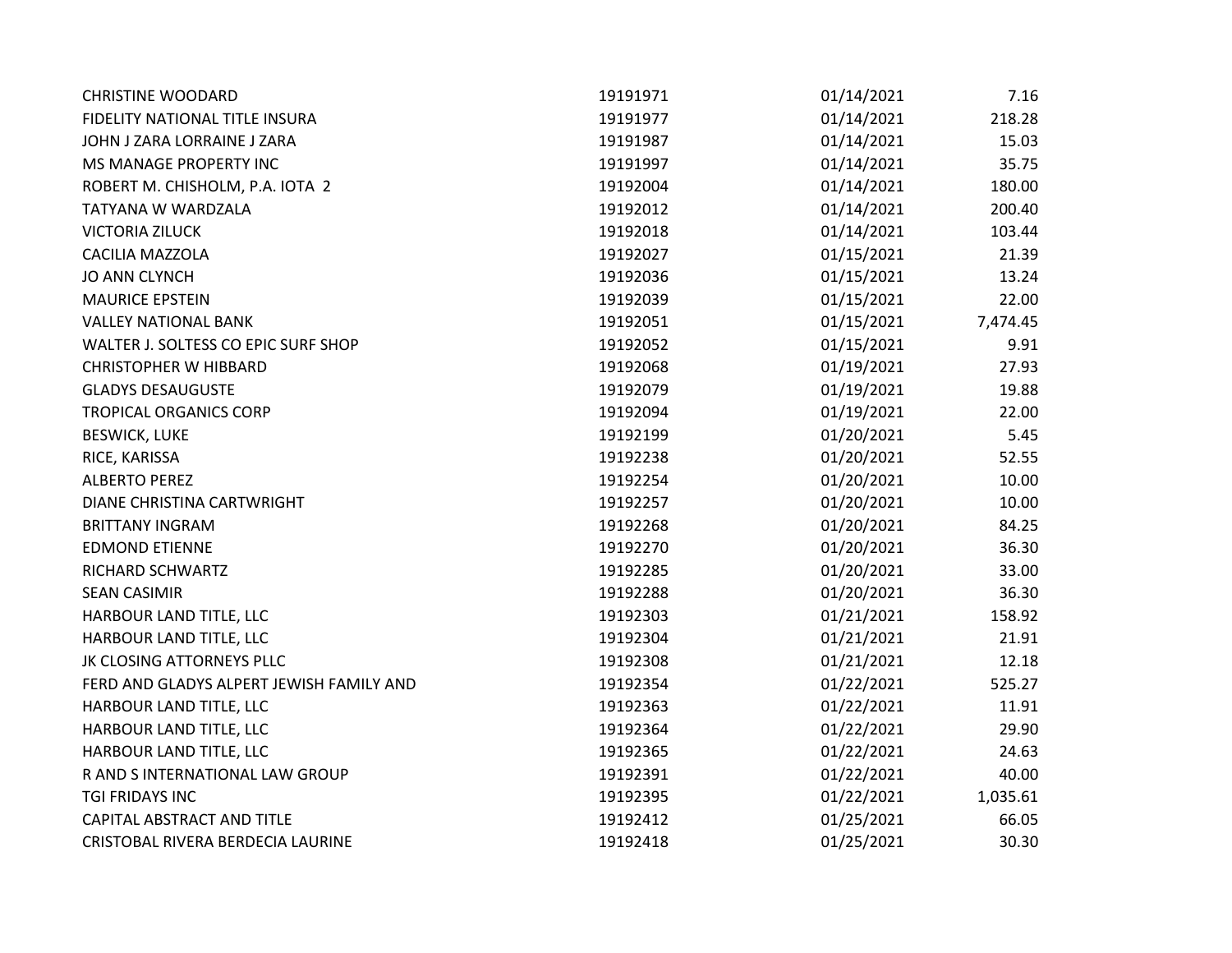| | | | |
|---|---|---|---|
| CHRISTINE WOODARD | 19191971 | 01/14/2021 | 7.16 |
| FIDELITY NATIONAL TITLE INSURA | 19191977 | 01/14/2021 | 218.28 |
| JOHN J ZARA LORRAINE J ZARA | 19191987 | 01/14/2021 | 15.03 |
| MS MANAGE PROPERTY INC | 19191997 | 01/14/2021 | 35.75 |
| ROBERT M. CHISHOLM, P.A. IOTA 2 | 19192004 | 01/14/2021 | 180.00 |
| TATYANA W WARDZALA | 19192012 | 01/14/2021 | 200.40 |
| VICTORIA ZILUCK | 19192018 | 01/14/2021 | 103.44 |
| CACILIA MAZZOLA | 19192027 | 01/15/2021 | 21.39 |
| JO ANN CLYNCH | 19192036 | 01/15/2021 | 13.24 |
| MAURICE EPSTEIN | 19192039 | 01/15/2021 | 22.00 |
| VALLEY NATIONAL BANK | 19192051 | 01/15/2021 | 7,474.45 |
| WALTER J. SOLTESS CO EPIC SURF SHOP | 19192052 | 01/15/2021 | 9.91 |
| CHRISTOPHER W HIBBARD | 19192068 | 01/19/2021 | 27.93 |
| GLADYS DESAUGUSTE | 19192079 | 01/19/2021 | 19.88 |
| TROPICAL ORGANICS CORP | 19192094 | 01/19/2021 | 22.00 |
| BESWICK, LUKE | 19192199 | 01/20/2021 | 5.45 |
| RICE, KARISSA | 19192238 | 01/20/2021 | 52.55 |
| ALBERTO PEREZ | 19192254 | 01/20/2021 | 10.00 |
| DIANE CHRISTINA CARTWRIGHT | 19192257 | 01/20/2021 | 10.00 |
| BRITTANY INGRAM | 19192268 | 01/20/2021 | 84.25 |
| EDMOND ETIENNE | 19192270 | 01/20/2021 | 36.30 |
| RICHARD SCHWARTZ | 19192285 | 01/20/2021 | 33.00 |
| SEAN CASIMIR | 19192288 | 01/20/2021 | 36.30 |
| HARBOUR LAND TITLE, LLC | 19192303 | 01/21/2021 | 158.92 |
| HARBOUR LAND TITLE, LLC | 19192304 | 01/21/2021 | 21.91 |
| JK CLOSING ATTORNEYS PLLC | 19192308 | 01/21/2021 | 12.18 |
| FERD AND GLADYS ALPERT JEWISH FAMILY AND | 19192354 | 01/22/2021 | 525.27 |
| HARBOUR LAND TITLE, LLC | 19192363 | 01/22/2021 | 11.91 |
| HARBOUR LAND TITLE, LLC | 19192364 | 01/22/2021 | 29.90 |
| HARBOUR LAND TITLE, LLC | 19192365 | 01/22/2021 | 24.63 |
| R AND S INTERNATIONAL LAW GROUP | 19192391 | 01/22/2021 | 40.00 |
| TGI FRIDAYS INC | 19192395 | 01/22/2021 | 1,035.61 |
| CAPITAL ABSTRACT AND TITLE | 19192412 | 01/25/2021 | 66.05 |
| CRISTOBAL RIVERA BERDECIA LAURINE | 19192418 | 01/25/2021 | 30.30 |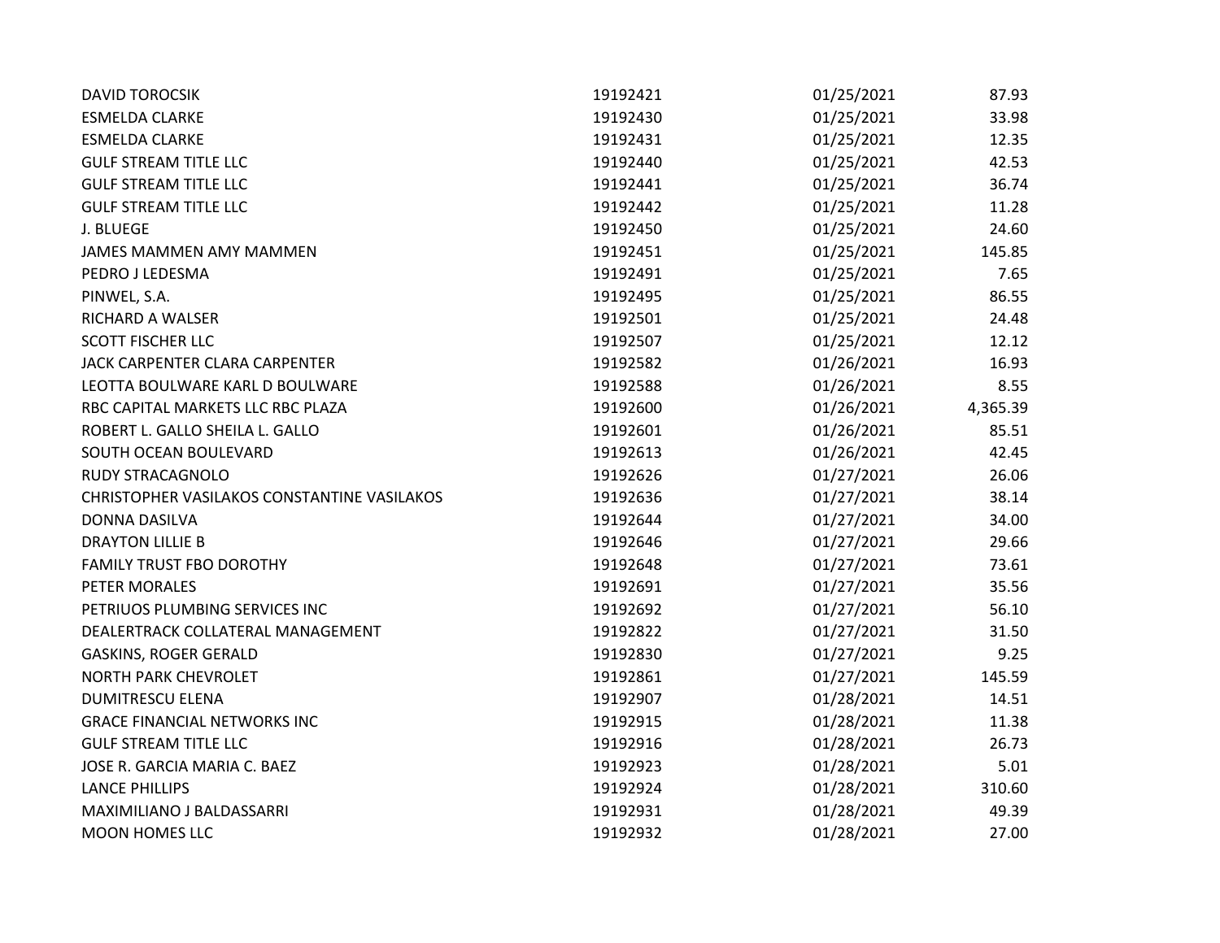| | | | |
|---|---|---|---|
| DAVID TOROCSIK | 19192421 | 01/25/2021 | 87.93 |
| ESMELDA CLARKE | 19192430 | 01/25/2021 | 33.98 |
| ESMELDA CLARKE | 19192431 | 01/25/2021 | 12.35 |
| GULF STREAM TITLE LLC | 19192440 | 01/25/2021 | 42.53 |
| GULF STREAM TITLE LLC | 19192441 | 01/25/2021 | 36.74 |
| GULF STREAM TITLE LLC | 19192442 | 01/25/2021 | 11.28 |
| J. BLUEGE | 19192450 | 01/25/2021 | 24.60 |
| JAMES MAMMEN AMY MAMMEN | 19192451 | 01/25/2021 | 145.85 |
| PEDRO J LEDESMA | 19192491 | 01/25/2021 | 7.65 |
| PINWEL, S.A. | 19192495 | 01/25/2021 | 86.55 |
| RICHARD A WALSER | 19192501 | 01/25/2021 | 24.48 |
| SCOTT FISCHER LLC | 19192507 | 01/25/2021 | 12.12 |
| JACK CARPENTER CLARA CARPENTER | 19192582 | 01/26/2021 | 16.93 |
| LEOTTA BOULWARE KARL D BOULWARE | 19192588 | 01/26/2021 | 8.55 |
| RBC CAPITAL MARKETS LLC RBC PLAZA | 19192600 | 01/26/2021 | 4,365.39 |
| ROBERT L. GALLO SHEILA L. GALLO | 19192601 | 01/26/2021 | 85.51 |
| SOUTH OCEAN BOULEVARD | 19192613 | 01/26/2021 | 42.45 |
| RUDY STRACAGNOLO | 19192626 | 01/27/2021 | 26.06 |
| CHRISTOPHER VASILAKOS CONSTANTINE VASILAKOS | 19192636 | 01/27/2021 | 38.14 |
| DONNA DASILVA | 19192644 | 01/27/2021 | 34.00 |
| DRAYTON LILLIE B | 19192646 | 01/27/2021 | 29.66 |
| FAMILY TRUST FBO DOROTHY | 19192648 | 01/27/2021 | 73.61 |
| PETER MORALES | 19192691 | 01/27/2021 | 35.56 |
| PETRIUOS PLUMBING SERVICES INC | 19192692 | 01/27/2021 | 56.10 |
| DEALERTRACK COLLATERAL MANAGEMENT | 19192822 | 01/27/2021 | 31.50 |
| GASKINS, ROGER GERALD | 19192830 | 01/27/2021 | 9.25 |
| NORTH PARK CHEVROLET | 19192861 | 01/27/2021 | 145.59 |
| DUMITRESCU ELENA | 19192907 | 01/28/2021 | 14.51 |
| GRACE FINANCIAL NETWORKS INC | 19192915 | 01/28/2021 | 11.38 |
| GULF STREAM TITLE LLC | 19192916 | 01/28/2021 | 26.73 |
| JOSE R. GARCIA MARIA C. BAEZ | 19192923 | 01/28/2021 | 5.01 |
| LANCE PHILLIPS | 19192924 | 01/28/2021 | 310.60 |
| MAXIMILIANO J BALDASSARRI | 19192931 | 01/28/2021 | 49.39 |
| MOON HOMES LLC | 19192932 | 01/28/2021 | 27.00 |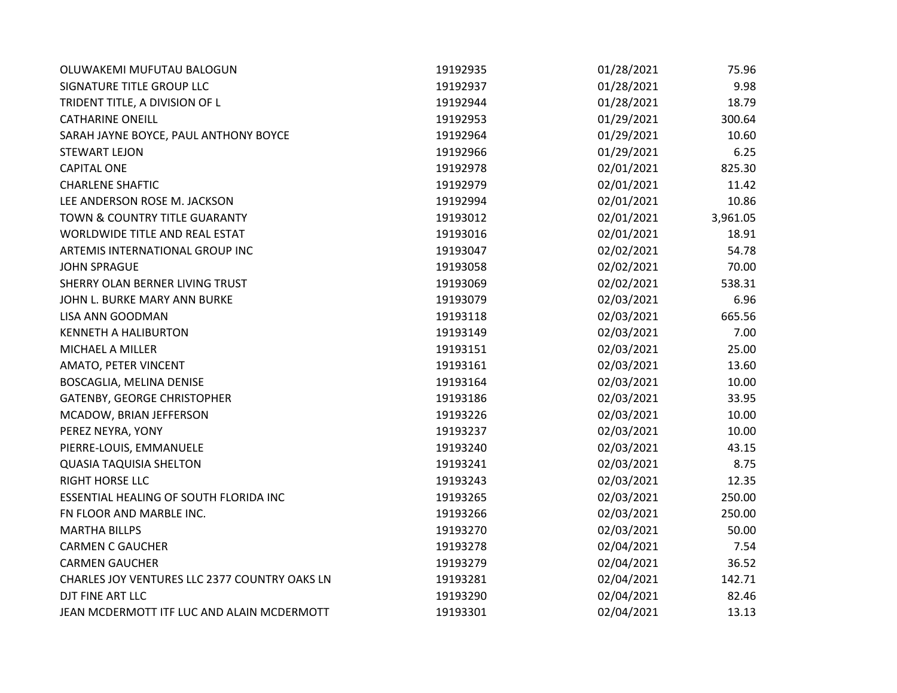| | | | |
|---|---|---|---|
| OLUWAKEMI MUFUTAU BALOGUN | 19192935 | 01/28/2021 | 75.96 |
| SIGNATURE TITLE GROUP LLC | 19192937 | 01/28/2021 | 9.98 |
| TRIDENT TITLE, A DIVISION OF L | 19192944 | 01/28/2021 | 18.79 |
| CATHARINE ONEILL | 19192953 | 01/29/2021 | 300.64 |
| SARAH JAYNE BOYCE, PAUL ANTHONY BOYCE | 19192964 | 01/29/2021 | 10.60 |
| STEWART LEJON | 19192966 | 01/29/2021 | 6.25 |
| CAPITAL ONE | 19192978 | 02/01/2021 | 825.30 |
| CHARLENE SHAFTIC | 19192979 | 02/01/2021 | 11.42 |
| LEE ANDERSON ROSE M. JACKSON | 19192994 | 02/01/2021 | 10.86 |
| TOWN & COUNTRY TITLE GUARANTY | 19193012 | 02/01/2021 | 3,961.05 |
| WORLDWIDE TITLE AND REAL ESTAT | 19193016 | 02/01/2021 | 18.91 |
| ARTEMIS INTERNATIONAL GROUP INC | 19193047 | 02/02/2021 | 54.78 |
| JOHN SPRAGUE | 19193058 | 02/02/2021 | 70.00 |
| SHERRY OLAN BERNER LIVING TRUST | 19193069 | 02/02/2021 | 538.31 |
| JOHN L. BURKE MARY ANN BURKE | 19193079 | 02/03/2021 | 6.96 |
| LISA ANN GOODMAN | 19193118 | 02/03/2021 | 665.56 |
| KENNETH A HALIBURTON | 19193149 | 02/03/2021 | 7.00 |
| MICHAEL A MILLER | 19193151 | 02/03/2021 | 25.00 |
| AMATO, PETER VINCENT | 19193161 | 02/03/2021 | 13.60 |
| BOSCAGLIA, MELINA DENISE | 19193164 | 02/03/2021 | 10.00 |
| GATENBY, GEORGE CHRISTOPHER | 19193186 | 02/03/2021 | 33.95 |
| MCADOW, BRIAN JEFFERSON | 19193226 | 02/03/2021 | 10.00 |
| PEREZ NEYRA, YONY | 19193237 | 02/03/2021 | 10.00 |
| PIERRE-LOUIS, EMMANUELE | 19193240 | 02/03/2021 | 43.15 |
| QUASIA TAQUISIA SHELTON | 19193241 | 02/03/2021 | 8.75 |
| RIGHT HORSE LLC | 19193243 | 02/03/2021 | 12.35 |
| ESSENTIAL HEALING OF SOUTH FLORIDA INC | 19193265 | 02/03/2021 | 250.00 |
| FN FLOOR AND MARBLE INC. | 19193266 | 02/03/2021 | 250.00 |
| MARTHA BILLPS | 19193270 | 02/03/2021 | 50.00 |
| CARMEN C GAUCHER | 19193278 | 02/04/2021 | 7.54 |
| CARMEN GAUCHER | 19193279 | 02/04/2021 | 36.52 |
| CHARLES JOY VENTURES LLC 2377 COUNTRY OAKS LN | 19193281 | 02/04/2021 | 142.71 |
| DJT FINE ART LLC | 19193290 | 02/04/2021 | 82.46 |
| JEAN MCDERMOTT ITF LUC AND ALAIN MCDERMOTT | 19193301 | 02/04/2021 | 13.13 |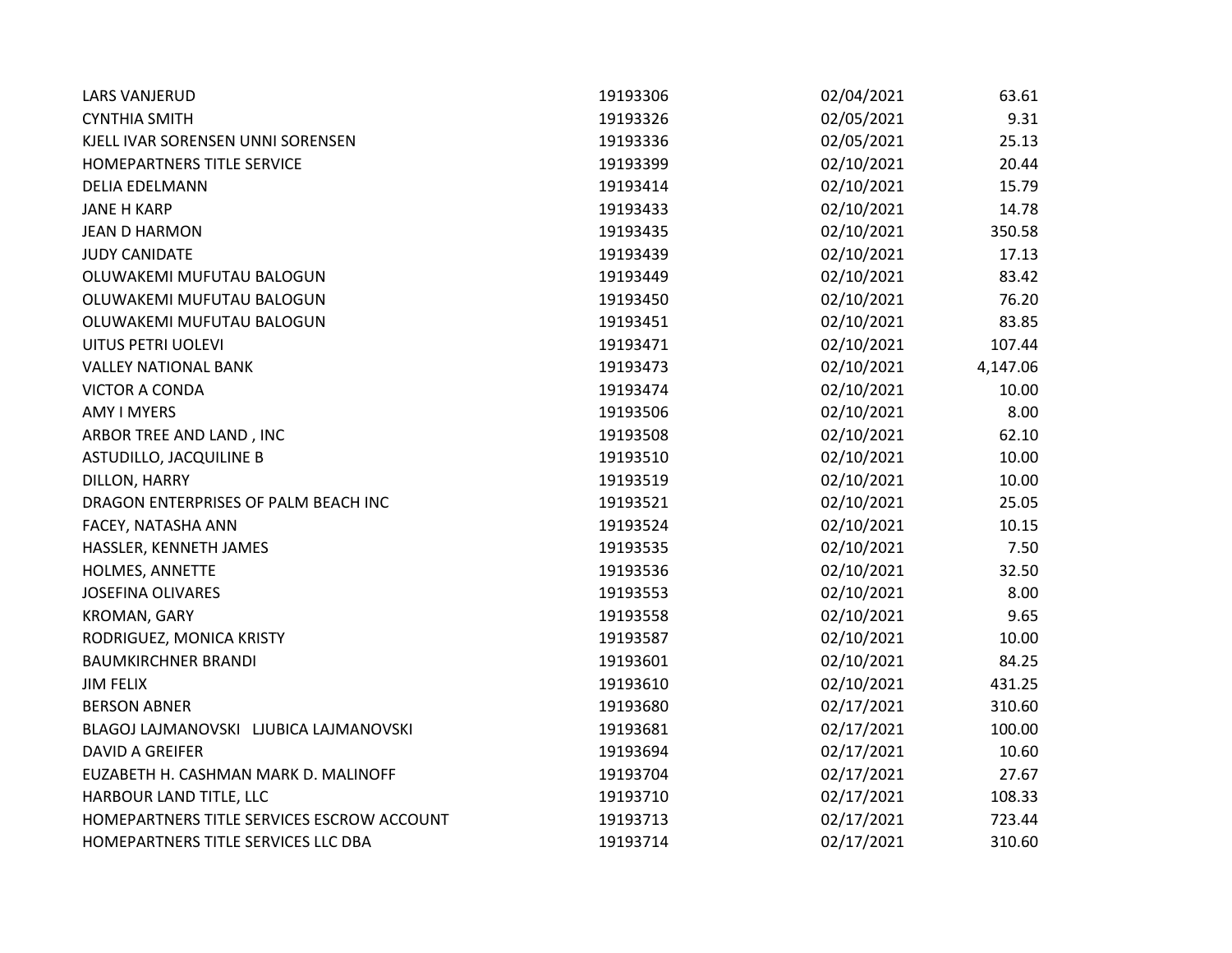| | | | |
|---|---|---|---|
| LARS VANJERUD | 19193306 | 02/04/2021 | 63.61 |
| CYNTHIA SMITH | 19193326 | 02/05/2021 | 9.31 |
| KJELL IVAR SORENSEN UNNI SORENSEN | 19193336 | 02/05/2021 | 25.13 |
| HOMEPARTNERS TITLE SERVICE | 19193399 | 02/10/2021 | 20.44 |
| DELIA EDELMANN | 19193414 | 02/10/2021 | 15.79 |
| JANE H KARP | 19193433 | 02/10/2021 | 14.78 |
| JEAN D HARMON | 19193435 | 02/10/2021 | 350.58 |
| JUDY CANIDATE | 19193439 | 02/10/2021 | 17.13 |
| OLUWAKEMI MUFUTAU BALOGUN | 19193449 | 02/10/2021 | 83.42 |
| OLUWAKEMI MUFUTAU BALOGUN | 19193450 | 02/10/2021 | 76.20 |
| OLUWAKEMI MUFUTAU BALOGUN | 19193451 | 02/10/2021 | 83.85 |
| UITUS PETRI UOLEVI | 19193471 | 02/10/2021 | 107.44 |
| VALLEY NATIONAL BANK | 19193473 | 02/10/2021 | 4,147.06 |
| VICTOR A CONDA | 19193474 | 02/10/2021 | 10.00 |
| AMY I MYERS | 19193506 | 02/10/2021 | 8.00 |
| ARBOR TREE AND LAND , INC | 19193508 | 02/10/2021 | 62.10 |
| ASTUDILLO, JACQUILINE B | 19193510 | 02/10/2021 | 10.00 |
| DILLON, HARRY | 19193519 | 02/10/2021 | 10.00 |
| DRAGON ENTERPRISES OF PALM BEACH INC | 19193521 | 02/10/2021 | 25.05 |
| FACEY, NATASHA ANN | 19193524 | 02/10/2021 | 10.15 |
| HASSLER, KENNETH JAMES | 19193535 | 02/10/2021 | 7.50 |
| HOLMES, ANNETTE | 19193536 | 02/10/2021 | 32.50 |
| JOSEFINA OLIVARES | 19193553 | 02/10/2021 | 8.00 |
| KROMAN, GARY | 19193558 | 02/10/2021 | 9.65 |
| RODRIGUEZ, MONICA KRISTY | 19193587 | 02/10/2021 | 10.00 |
| BAUMKIRCHNER BRANDI | 19193601 | 02/10/2021 | 84.25 |
| JIM FELIX | 19193610 | 02/10/2021 | 431.25 |
| BERSON ABNER | 19193680 | 02/17/2021 | 310.60 |
| BLAGOJ LAJMANOVSKI LJUBICA LAJMANOVSKI | 19193681 | 02/17/2021 | 100.00 |
| DAVID A GREIFER | 19193694 | 02/17/2021 | 10.60 |
| EUZABETH H. CASHMAN MARK D. MALINOFF | 19193704 | 02/17/2021 | 27.67 |
| HARBOUR LAND TITLE, LLC | 19193710 | 02/17/2021 | 108.33 |
| HOMEPARTNERS TITLE SERVICES ESCROW ACCOUNT | 19193713 | 02/17/2021 | 723.44 |
| HOMEPARTNERS TITLE SERVICES LLC DBA | 19193714 | 02/17/2021 | 310.60 |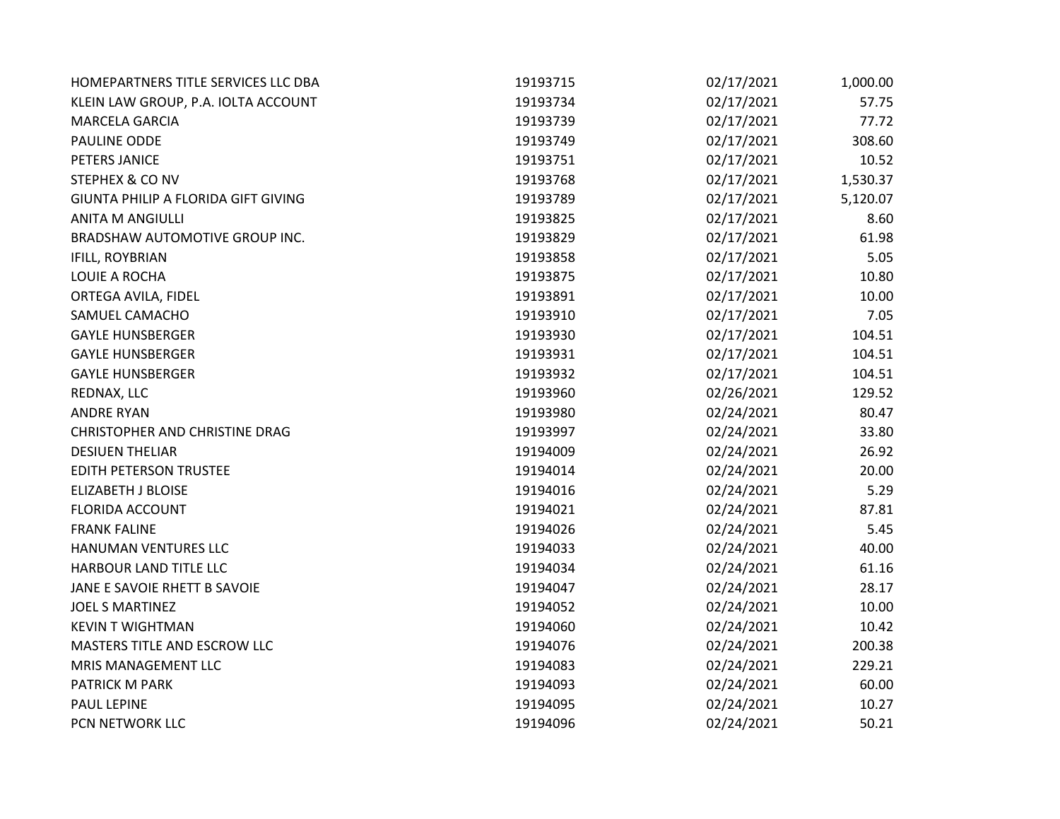| | | | |
|---|---|---|---|
| HOMEPARTNERS TITLE SERVICES LLC DBA | 19193715 | 02/17/2021 | 1,000.00 |
| KLEIN LAW GROUP, P.A. IOLTA ACCOUNT | 19193734 | 02/17/2021 | 57.75 |
| MARCELA GARCIA | 19193739 | 02/17/2021 | 77.72 |
| PAULINE ODDE | 19193749 | 02/17/2021 | 308.60 |
| PETERS JANICE | 19193751 | 02/17/2021 | 10.52 |
| STEPHEX & CO NV | 19193768 | 02/17/2021 | 1,530.37 |
| GIUNTA PHILIP A FLORIDA GIFT GIVING | 19193789 | 02/17/2021 | 5,120.07 |
| ANITA M ANGIULLI | 19193825 | 02/17/2021 | 8.60 |
| BRADSHAW AUTOMOTIVE GROUP INC. | 19193829 | 02/17/2021 | 61.98 |
| IFILL, ROYBRIAN | 19193858 | 02/17/2021 | 5.05 |
| LOUIE A ROCHA | 19193875 | 02/17/2021 | 10.80 |
| ORTEGA AVILA, FIDEL | 19193891 | 02/17/2021 | 10.00 |
| SAMUEL CAMACHO | 19193910 | 02/17/2021 | 7.05 |
| GAYLE HUNSBERGER | 19193930 | 02/17/2021 | 104.51 |
| GAYLE HUNSBERGER | 19193931 | 02/17/2021 | 104.51 |
| GAYLE HUNSBERGER | 19193932 | 02/17/2021 | 104.51 |
| REDNAX, LLC | 19193960 | 02/26/2021 | 129.52 |
| ANDRE RYAN | 19193980 | 02/24/2021 | 80.47 |
| CHRISTOPHER AND CHRISTINE DRAG | 19193997 | 02/24/2021 | 33.80 |
| DESIUEN THELIAR | 19194009 | 02/24/2021 | 26.92 |
| EDITH PETERSON TRUSTEE | 19194014 | 02/24/2021 | 20.00 |
| ELIZABETH J BLOISE | 19194016 | 02/24/2021 | 5.29 |
| FLORIDA ACCOUNT | 19194021 | 02/24/2021 | 87.81 |
| FRANK FALINE | 19194026 | 02/24/2021 | 5.45 |
| HANUMAN VENTURES LLC | 19194033 | 02/24/2021 | 40.00 |
| HARBOUR LAND TITLE LLC | 19194034 | 02/24/2021 | 61.16 |
| JANE E SAVOIE RHETT B SAVOIE | 19194047 | 02/24/2021 | 28.17 |
| JOEL S MARTINEZ | 19194052 | 02/24/2021 | 10.00 |
| KEVIN T WIGHTMAN | 19194060 | 02/24/2021 | 10.42 |
| MASTERS TITLE AND ESCROW LLC | 19194076 | 02/24/2021 | 200.38 |
| MRIS MANAGEMENT LLC | 19194083 | 02/24/2021 | 229.21 |
| PATRICK M PARK | 19194093 | 02/24/2021 | 60.00 |
| PAUL LEPINE | 19194095 | 02/24/2021 | 10.27 |
| PCN NETWORK LLC | 19194096 | 02/24/2021 | 50.21 |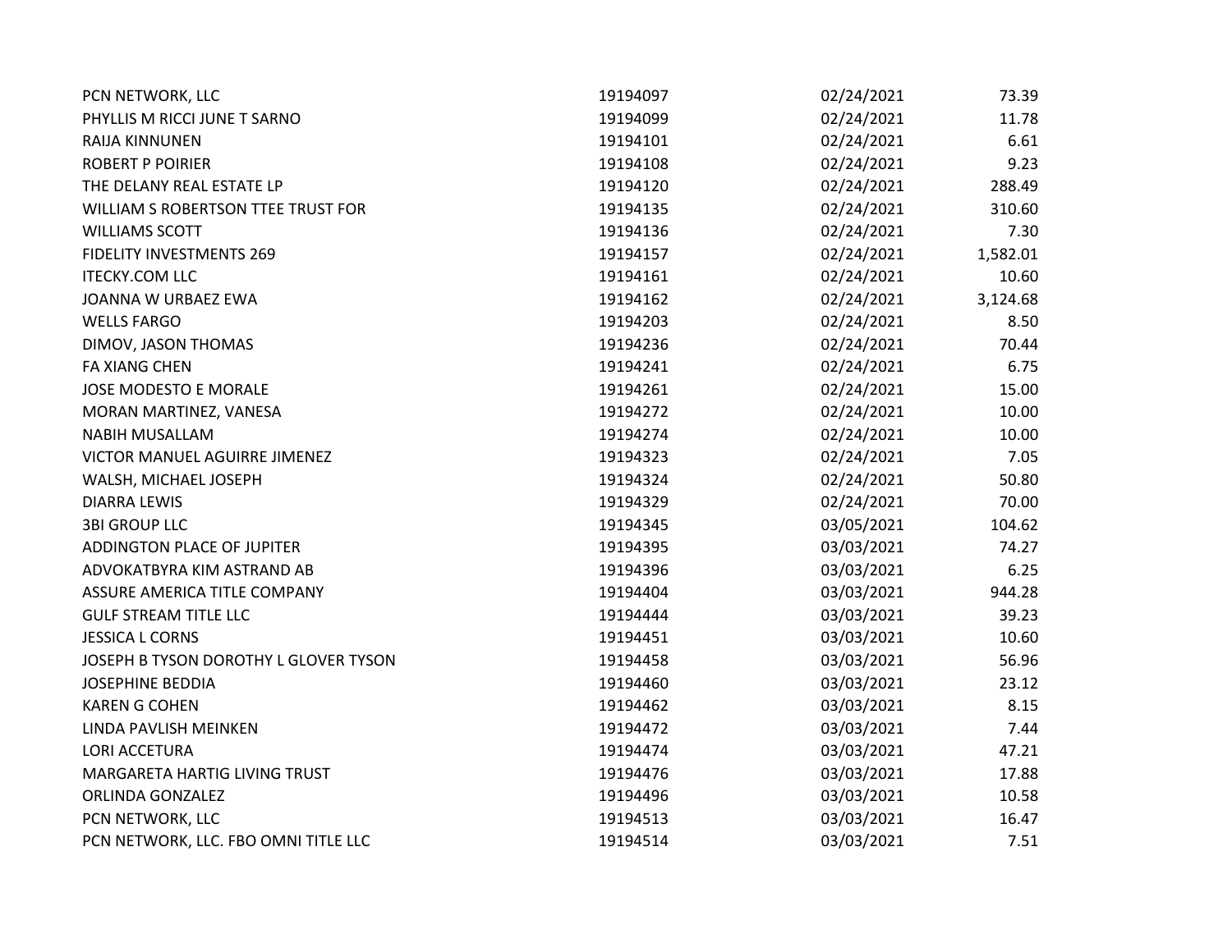| | | | |
|---|---|---|---|
| PCN NETWORK, LLC | 19194097 | 02/24/2021 | 73.39 |
| PHYLLIS M RICCI JUNE T SARNO | 19194099 | 02/24/2021 | 11.78 |
| RAIJA KINNUNEN | 19194101 | 02/24/2021 | 6.61 |
| ROBERT P POIRIER | 19194108 | 02/24/2021 | 9.23 |
| THE DELANY REAL ESTATE LP | 19194120 | 02/24/2021 | 288.49 |
| WILLIAM S ROBERTSON TTEE TRUST FOR | 19194135 | 02/24/2021 | 310.60 |
| WILLIAMS SCOTT | 19194136 | 02/24/2021 | 7.30 |
| FIDELITY INVESTMENTS 269 | 19194157 | 02/24/2021 | 1,582.01 |
| ITECKY.COM LLC | 19194161 | 02/24/2021 | 10.60 |
| JOANNA W URBAEZ EWA | 19194162 | 02/24/2021 | 3,124.68 |
| WELLS FARGO | 19194203 | 02/24/2021 | 8.50 |
| DIMOV, JASON THOMAS | 19194236 | 02/24/2021 | 70.44 |
| FA XIANG CHEN | 19194241 | 02/24/2021 | 6.75 |
| JOSE MODESTO E MORALE | 19194261 | 02/24/2021 | 15.00 |
| MORAN MARTINEZ, VANESA | 19194272 | 02/24/2021 | 10.00 |
| NABIH MUSALLAM | 19194274 | 02/24/2021 | 10.00 |
| VICTOR MANUEL AGUIRRE JIMENEZ | 19194323 | 02/24/2021 | 7.05 |
| WALSH, MICHAEL JOSEPH | 19194324 | 02/24/2021 | 50.80 |
| DIARRA LEWIS | 19194329 | 02/24/2021 | 70.00 |
| 3BI GROUP LLC | 19194345 | 03/05/2021 | 104.62 |
| ADDINGTON PLACE OF JUPITER | 19194395 | 03/03/2021 | 74.27 |
| ADVOKATBYRA KIM ASTRAND AB | 19194396 | 03/03/2021 | 6.25 |
| ASSURE AMERICA TITLE COMPANY | 19194404 | 03/03/2021 | 944.28 |
| GULF STREAM TITLE LLC | 19194444 | 03/03/2021 | 39.23 |
| JESSICA L CORNS | 19194451 | 03/03/2021 | 10.60 |
| JOSEPH B TYSON DOROTHY L GLOVER TYSON | 19194458 | 03/03/2021 | 56.96 |
| JOSEPHINE BEDDIA | 19194460 | 03/03/2021 | 23.12 |
| KAREN G COHEN | 19194462 | 03/03/2021 | 8.15 |
| LINDA PAVLISH MEINKEN | 19194472 | 03/03/2021 | 7.44 |
| LORI ACCETURA | 19194474 | 03/03/2021 | 47.21 |
| MARGARETA HARTIG LIVING TRUST | 19194476 | 03/03/2021 | 17.88 |
| ORLINDA GONZALEZ | 19194496 | 03/03/2021 | 10.58 |
| PCN NETWORK, LLC | 19194513 | 03/03/2021 | 16.47 |
| PCN NETWORK, LLC. FBO OMNI TITLE LLC | 19194514 | 03/03/2021 | 7.51 |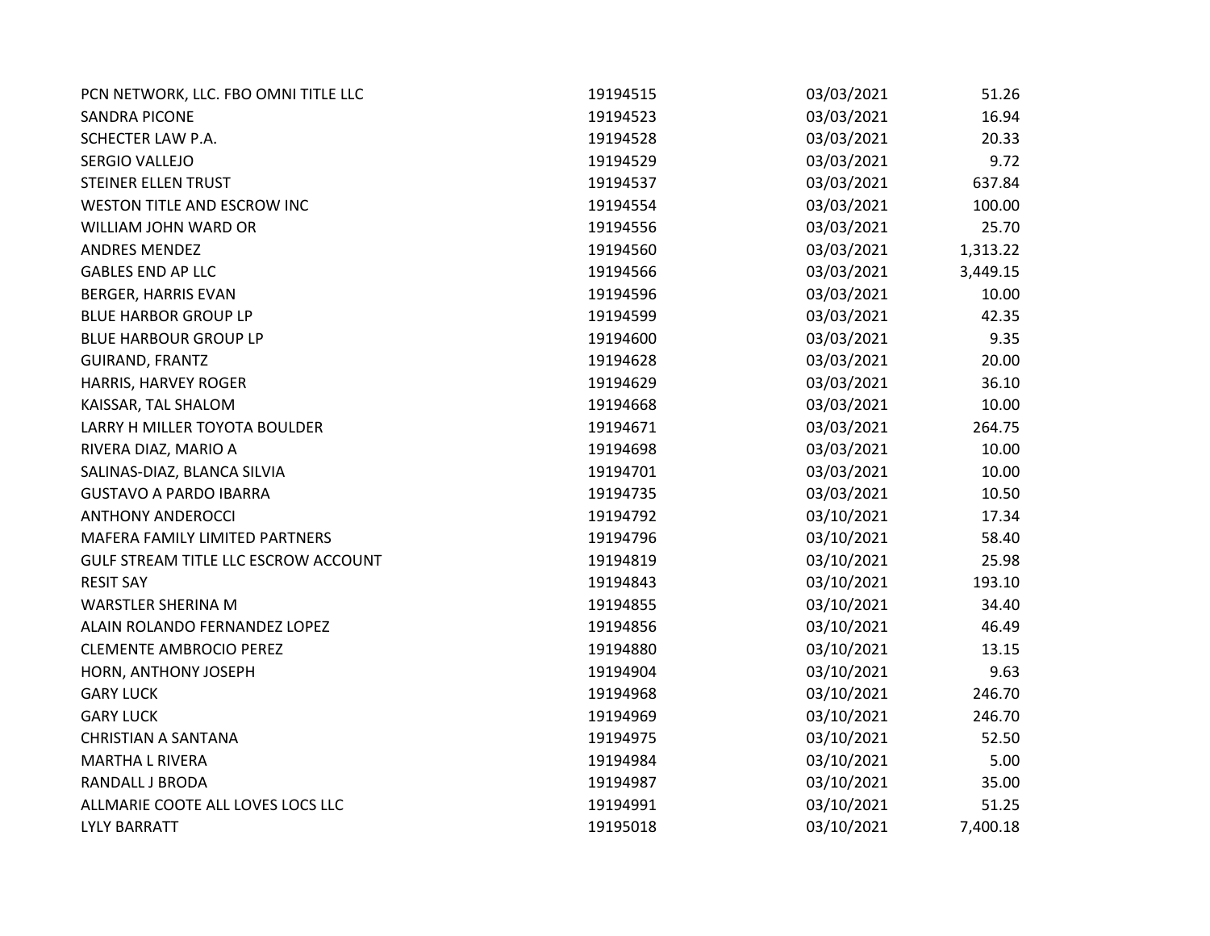| | | | |
|---|---|---|---|
| PCN NETWORK, LLC. FBO OMNI TITLE LLC | 19194515 | 03/03/2021 | 51.26 |
| SANDRA PICONE | 19194523 | 03/03/2021 | 16.94 |
| SCHECTER LAW P.A. | 19194528 | 03/03/2021 | 20.33 |
| SERGIO VALLEJO | 19194529 | 03/03/2021 | 9.72 |
| STEINER ELLEN TRUST | 19194537 | 03/03/2021 | 637.84 |
| WESTON TITLE AND ESCROW INC | 19194554 | 03/03/2021 | 100.00 |
| WILLIAM JOHN WARD OR | 19194556 | 03/03/2021 | 25.70 |
| ANDRES MENDEZ | 19194560 | 03/03/2021 | 1,313.22 |
| GABLES END AP LLC | 19194566 | 03/03/2021 | 3,449.15 |
| BERGER, HARRIS EVAN | 19194596 | 03/03/2021 | 10.00 |
| BLUE HARBOR GROUP LP | 19194599 | 03/03/2021 | 42.35 |
| BLUE HARBOUR GROUP LP | 19194600 | 03/03/2021 | 9.35 |
| GUIRAND, FRANTZ | 19194628 | 03/03/2021 | 20.00 |
| HARRIS, HARVEY ROGER | 19194629 | 03/03/2021 | 36.10 |
| KAISSAR, TAL SHALOM | 19194668 | 03/03/2021 | 10.00 |
| LARRY H MILLER TOYOTA BOULDER | 19194671 | 03/03/2021 | 264.75 |
| RIVERA DIAZ, MARIO A | 19194698 | 03/03/2021 | 10.00 |
| SALINAS-DIAZ, BLANCA SILVIA | 19194701 | 03/03/2021 | 10.00 |
| GUSTAVO A PARDO IBARRA | 19194735 | 03/03/2021 | 10.50 |
| ANTHONY ANDEROCCI | 19194792 | 03/10/2021 | 17.34 |
| MAFERA FAMILY LIMITED PARTNERS | 19194796 | 03/10/2021 | 58.40 |
| GULF STREAM TITLE LLC ESCROW ACCOUNT | 19194819 | 03/10/2021 | 25.98 |
| RESIT SAY | 19194843 | 03/10/2021 | 193.10 |
| WARSTLER SHERINA M | 19194855 | 03/10/2021 | 34.40 |
| ALAIN ROLANDO FERNANDEZ LOPEZ | 19194856 | 03/10/2021 | 46.49 |
| CLEMENTE AMBROCIO PEREZ | 19194880 | 03/10/2021 | 13.15 |
| HORN, ANTHONY JOSEPH | 19194904 | 03/10/2021 | 9.63 |
| GARY LUCK | 19194968 | 03/10/2021 | 246.70 |
| GARY LUCK | 19194969 | 03/10/2021 | 246.70 |
| CHRISTIAN A SANTANA | 19194975 | 03/10/2021 | 52.50 |
| MARTHA L RIVERA | 19194984 | 03/10/2021 | 5.00 |
| RANDALL J BRODA | 19194987 | 03/10/2021 | 35.00 |
| ALLMARIE COOTE ALL LOVES LOCS LLC | 19194991 | 03/10/2021 | 51.25 |
| LYLY BARRATT | 19195018 | 03/10/2021 | 7,400.18 |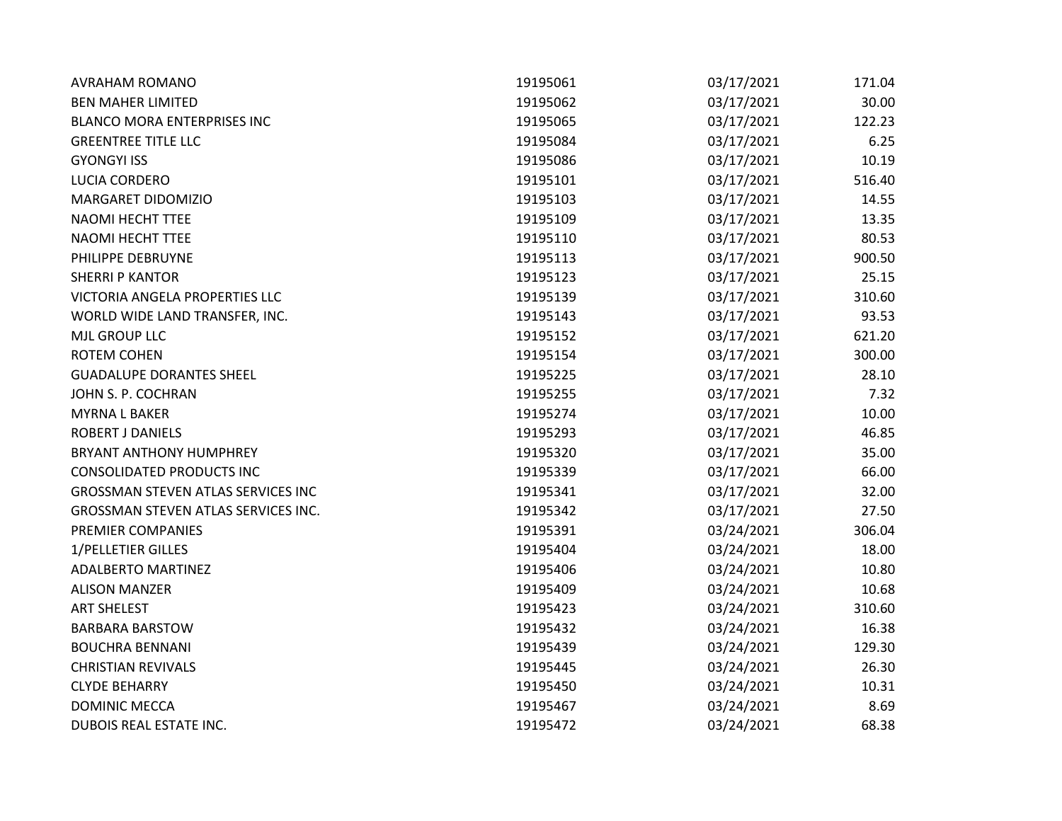| | | | |
|---|---|---|---|
| AVRAHAM ROMANO | 19195061 | 03/17/2021 | 171.04 |
| BEN MAHER LIMITED | 19195062 | 03/17/2021 | 30.00 |
| BLANCO MORA ENTERPRISES INC | 19195065 | 03/17/2021 | 122.23 |
| GREENTREE TITLE LLC | 19195084 | 03/17/2021 | 6.25 |
| GYONGYI ISS | 19195086 | 03/17/2021 | 10.19 |
| LUCIA CORDERO | 19195101 | 03/17/2021 | 516.40 |
| MARGARET DIDOMIZIO | 19195103 | 03/17/2021 | 14.55 |
| NAOMI HECHT TTEE | 19195109 | 03/17/2021 | 13.35 |
| NAOMI HECHT TTEE | 19195110 | 03/17/2021 | 80.53 |
| PHILIPPE DEBRUYNE | 19195113 | 03/17/2021 | 900.50 |
| SHERRI P KANTOR | 19195123 | 03/17/2021 | 25.15 |
| VICTORIA ANGELA PROPERTIES LLC | 19195139 | 03/17/2021 | 310.60 |
| WORLD WIDE LAND TRANSFER, INC. | 19195143 | 03/17/2021 | 93.53 |
| MJL GROUP LLC | 19195152 | 03/17/2021 | 621.20 |
| ROTEM COHEN | 19195154 | 03/17/2021 | 300.00 |
| GUADALUPE DORANTES SHEEL | 19195225 | 03/17/2021 | 28.10 |
| JOHN S. P. COCHRAN | 19195255 | 03/17/2021 | 7.32 |
| MYRNA L BAKER | 19195274 | 03/17/2021 | 10.00 |
| ROBERT J DANIELS | 19195293 | 03/17/2021 | 46.85 |
| BRYANT ANTHONY HUMPHREY | 19195320 | 03/17/2021 | 35.00 |
| CONSOLIDATED PRODUCTS INC | 19195339 | 03/17/2021 | 66.00 |
| GROSSMAN STEVEN ATLAS SERVICES INC | 19195341 | 03/17/2021 | 32.00 |
| GROSSMAN STEVEN ATLAS SERVICES INC. | 19195342 | 03/17/2021 | 27.50 |
| PREMIER COMPANIES | 19195391 | 03/24/2021 | 306.04 |
| 1/PELLETIER GILLES | 19195404 | 03/24/2021 | 18.00 |
| ADALBERTO MARTINEZ | 19195406 | 03/24/2021 | 10.80 |
| ALISON MANZER | 19195409 | 03/24/2021 | 10.68 |
| ART SHELEST | 19195423 | 03/24/2021 | 310.60 |
| BARBARA BARSTOW | 19195432 | 03/24/2021 | 16.38 |
| BOUCHRA BENNANI | 19195439 | 03/24/2021 | 129.30 |
| CHRISTIAN REVIVALS | 19195445 | 03/24/2021 | 26.30 |
| CLYDE BEHARRY | 19195450 | 03/24/2021 | 10.31 |
| DOMINIC MECCA | 19195467 | 03/24/2021 | 8.69 |
| DUBOIS REAL ESTATE INC. | 19195472 | 03/24/2021 | 68.38 |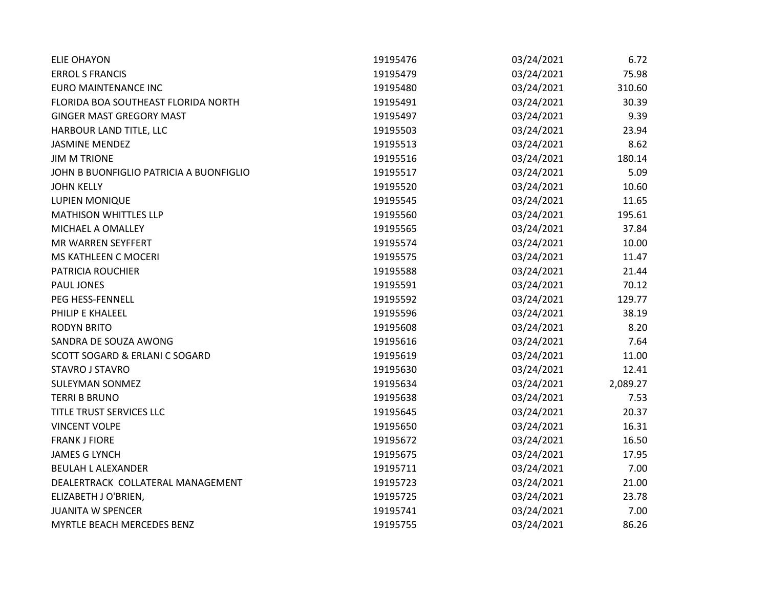| | | | |
|---|---|---|---|
| ELIE OHAYON | 19195476 | 03/24/2021 | 6.72 |
| ERROL S FRANCIS | 19195479 | 03/24/2021 | 75.98 |
| EURO MAINTENANCE INC | 19195480 | 03/24/2021 | 310.60 |
| FLORIDA BOA SOUTHEAST FLORIDA NORTH | 19195491 | 03/24/2021 | 30.39 |
| GINGER MAST GREGORY MAST | 19195497 | 03/24/2021 | 9.39 |
| HARBOUR LAND TITLE, LLC | 19195503 | 03/24/2021 | 23.94 |
| JASMINE MENDEZ | 19195513 | 03/24/2021 | 8.62 |
| JIM M TRIONE | 19195516 | 03/24/2021 | 180.14 |
| JOHN B BUONFIGLIO PATRICIA A BUONFIGLIO | 19195517 | 03/24/2021 | 5.09 |
| JOHN KELLY | 19195520 | 03/24/2021 | 10.60 |
| LUPIEN MONIQUE | 19195545 | 03/24/2021 | 11.65 |
| MATHISON WHITTLES LLP | 19195560 | 03/24/2021 | 195.61 |
| MICHAEL A OMALLEY | 19195565 | 03/24/2021 | 37.84 |
| MR WARREN SEYFFERT | 19195574 | 03/24/2021 | 10.00 |
| MS KATHLEEN C MOCERI | 19195575 | 03/24/2021 | 11.47 |
| PATRICIA ROUCHIER | 19195588 | 03/24/2021 | 21.44 |
| PAUL JONES | 19195591 | 03/24/2021 | 70.12 |
| PEG HESS-FENNELL | 19195592 | 03/24/2021 | 129.77 |
| PHILIP E KHALEEL | 19195596 | 03/24/2021 | 38.19 |
| RODYN BRITO | 19195608 | 03/24/2021 | 8.20 |
| SANDRA DE SOUZA AWONG | 19195616 | 03/24/2021 | 7.64 |
| SCOTT SOGARD & ERLANI C SOGARD | 19195619 | 03/24/2021 | 11.00 |
| STAVRO J STAVRO | 19195630 | 03/24/2021 | 12.41 |
| SULEYMAN SONMEZ | 19195634 | 03/24/2021 | 2,089.27 |
| TERRI B BRUNO | 19195638 | 03/24/2021 | 7.53 |
| TITLE TRUST SERVICES LLC | 19195645 | 03/24/2021 | 20.37 |
| VINCENT VOLPE | 19195650 | 03/24/2021 | 16.31 |
| FRANK J FIORE | 19195672 | 03/24/2021 | 16.50 |
| JAMES G LYNCH | 19195675 | 03/24/2021 | 17.95 |
| BEULAH L ALEXANDER | 19195711 | 03/24/2021 | 7.00 |
| DEALERTRACK COLLATERAL MANAGEMENT | 19195723 | 03/24/2021 | 21.00 |
| ELIZABETH J O'BRIEN, | 19195725 | 03/24/2021 | 23.78 |
| JUANITA W SPENCER | 19195741 | 03/24/2021 | 7.00 |
| MYRTLE BEACH MERCEDES BENZ | 19195755 | 03/24/2021 | 86.26 |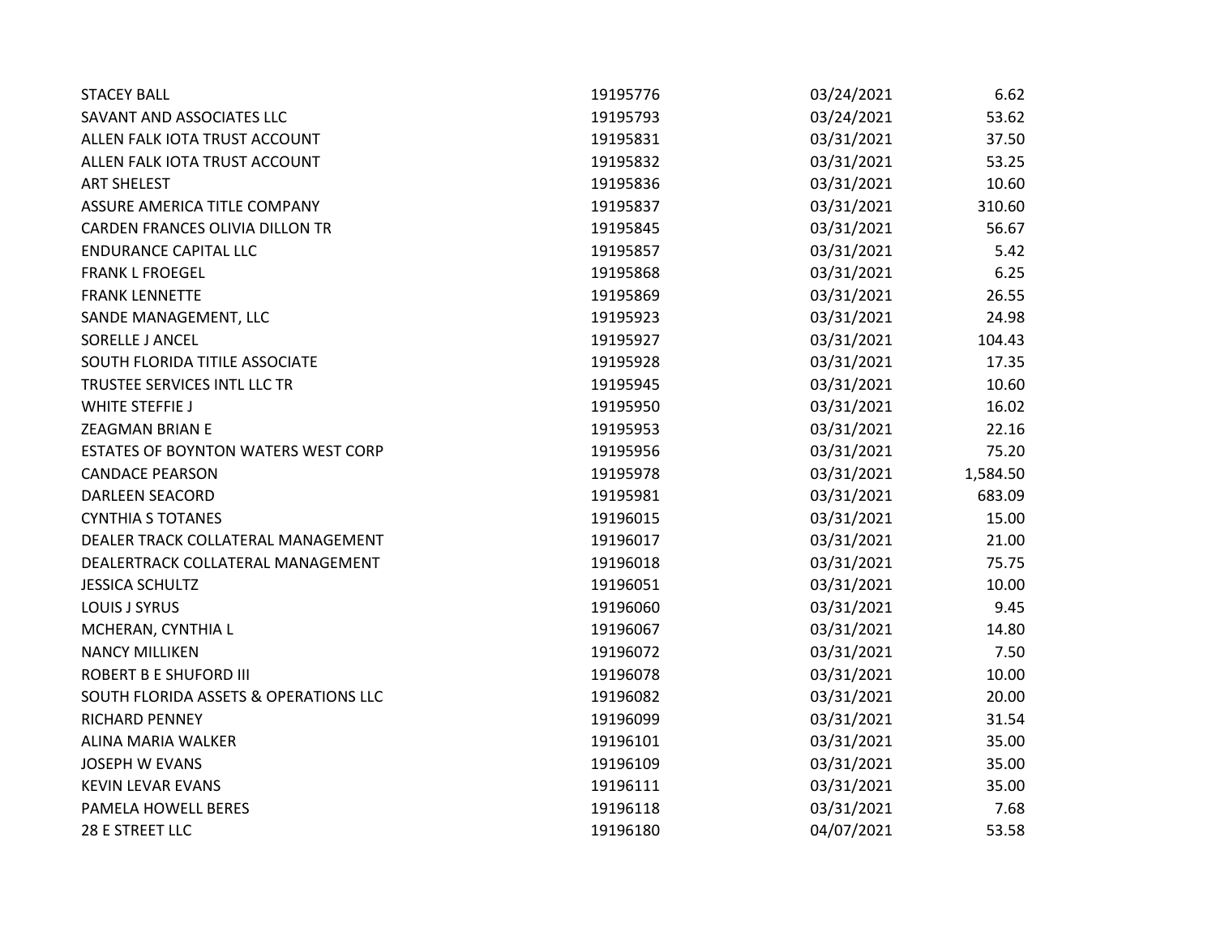| | | | |
|---|---|---|---|
| STACEY BALL | 19195776 | 03/24/2021 | 6.62 |
| SAVANT AND ASSOCIATES LLC | 19195793 | 03/24/2021 | 53.62 |
| ALLEN FALK IOTA TRUST ACCOUNT | 19195831 | 03/31/2021 | 37.50 |
| ALLEN FALK IOTA TRUST ACCOUNT | 19195832 | 03/31/2021 | 53.25 |
| ART SHELEST | 19195836 | 03/31/2021 | 10.60 |
| ASSURE AMERICA TITLE COMPANY | 19195837 | 03/31/2021 | 310.60 |
| CARDEN FRANCES OLIVIA DILLON TR | 19195845 | 03/31/2021 | 56.67 |
| ENDURANCE CAPITAL LLC | 19195857 | 03/31/2021 | 5.42 |
| FRANK L FROEGEL | 19195868 | 03/31/2021 | 6.25 |
| FRANK LENNETTE | 19195869 | 03/31/2021 | 26.55 |
| SANDE MANAGEMENT, LLC | 19195923 | 03/31/2021 | 24.98 |
| SORELLE J ANCEL | 19195927 | 03/31/2021 | 104.43 |
| SOUTH FLORIDA TITILE ASSOCIATE | 19195928 | 03/31/2021 | 17.35 |
| TRUSTEE SERVICES INTL LLC TR | 19195945 | 03/31/2021 | 10.60 |
| WHITE STEFFIE J | 19195950 | 03/31/2021 | 16.02 |
| ZEAGMAN BRIAN E | 19195953 | 03/31/2021 | 22.16 |
| ESTATES OF BOYNTON WATERS WEST CORP | 19195956 | 03/31/2021 | 75.20 |
| CANDACE PEARSON | 19195978 | 03/31/2021 | 1,584.50 |
| DARLEEN SEACORD | 19195981 | 03/31/2021 | 683.09 |
| CYNTHIA S TOTANES | 19196015 | 03/31/2021 | 15.00 |
| DEALER TRACK COLLATERAL MANAGEMENT | 19196017 | 03/31/2021 | 21.00 |
| DEALERTRACK COLLATERAL MANAGEMENT | 19196018 | 03/31/2021 | 75.75 |
| JESSICA SCHULTZ | 19196051 | 03/31/2021 | 10.00 |
| LOUIS J SYRUS | 19196060 | 03/31/2021 | 9.45 |
| MCHERAN, CYNTHIA L | 19196067 | 03/31/2021 | 14.80 |
| NANCY MILLIKEN | 19196072 | 03/31/2021 | 7.50 |
| ROBERT B E SHUFORD III | 19196078 | 03/31/2021 | 10.00 |
| SOUTH FLORIDA ASSETS & OPERATIONS LLC | 19196082 | 03/31/2021 | 20.00 |
| RICHARD PENNEY | 19196099 | 03/31/2021 | 31.54 |
| ALINA MARIA WALKER | 19196101 | 03/31/2021 | 35.00 |
| JOSEPH W EVANS | 19196109 | 03/31/2021 | 35.00 |
| KEVIN LEVAR EVANS | 19196111 | 03/31/2021 | 35.00 |
| PAMELA HOWELL BERES | 19196118 | 03/31/2021 | 7.68 |
| 28 E STREET LLC | 19196180 | 04/07/2021 | 53.58 |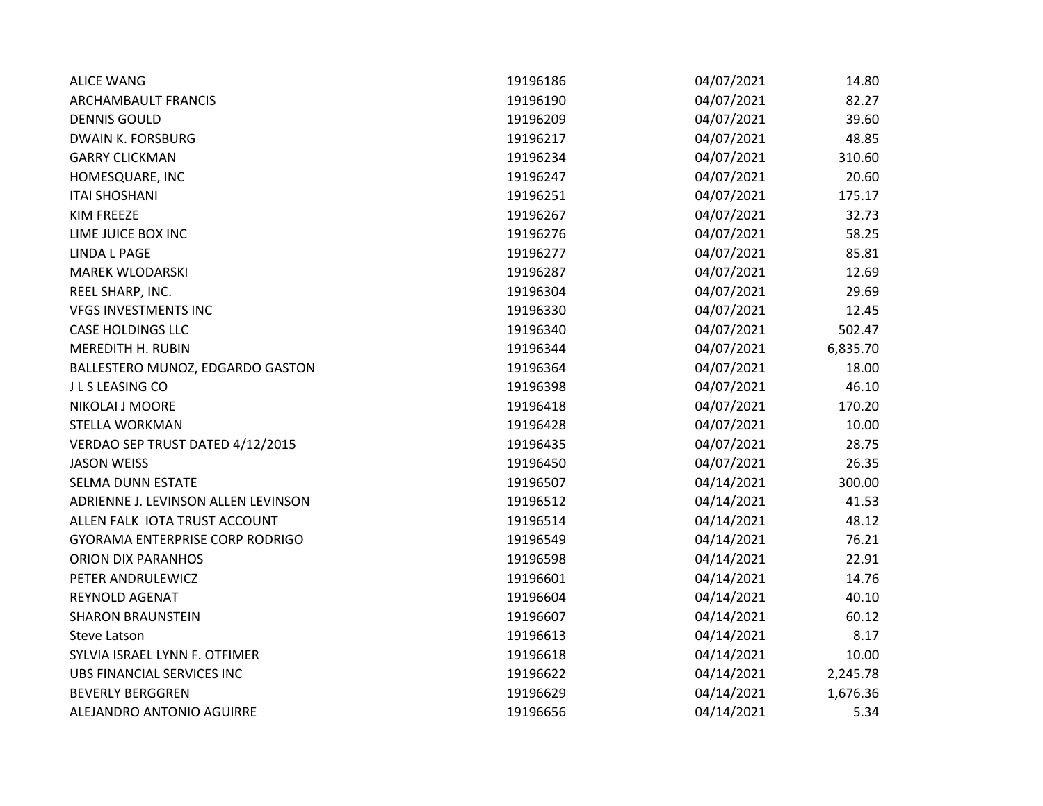| | | | |
|---|---|---|---|
| ALICE WANG | 19196186 | 04/07/2021 | 14.80 |
| ARCHAMBAULT FRANCIS | 19196190 | 04/07/2021 | 82.27 |
| DENNIS GOULD | 19196209 | 04/07/2021 | 39.60 |
| DWAIN K. FORSBURG | 19196217 | 04/07/2021 | 48.85 |
| GARRY CLICKMAN | 19196234 | 04/07/2021 | 310.60 |
| HOMESQUARE, INC | 19196247 | 04/07/2021 | 20.60 |
| ITAI SHOSHANI | 19196251 | 04/07/2021 | 175.17 |
| KIM FREEZE | 19196267 | 04/07/2021 | 32.73 |
| LIME JUICE BOX INC | 19196276 | 04/07/2021 | 58.25 |
| LINDA L PAGE | 19196277 | 04/07/2021 | 85.81 |
| MAREK WLODARSKI | 19196287 | 04/07/2021 | 12.69 |
| REEL SHARP, INC. | 19196304 | 04/07/2021 | 29.69 |
| VFGS INVESTMENTS INC | 19196330 | 04/07/2021 | 12.45 |
| CASE HOLDINGS LLC | 19196340 | 04/07/2021 | 502.47 |
| MEREDITH H. RUBIN | 19196344 | 04/07/2021 | 6,835.70 |
| BALLESTERO MUNOZ, EDGARDO GASTON | 19196364 | 04/07/2021 | 18.00 |
| J L S LEASING CO | 19196398 | 04/07/2021 | 46.10 |
| NIKOLAI J MOORE | 19196418 | 04/07/2021 | 170.20 |
| STELLA WORKMAN | 19196428 | 04/07/2021 | 10.00 |
| VERDAO SEP TRUST DATED 4/12/2015 | 19196435 | 04/07/2021 | 28.75 |
| JASON WEISS | 19196450 | 04/07/2021 | 26.35 |
| SELMA DUNN ESTATE | 19196507 | 04/14/2021 | 300.00 |
| ADRIENNE J. LEVINSON ALLEN LEVINSON | 19196512 | 04/14/2021 | 41.53 |
| ALLEN FALK IOTA TRUST ACCOUNT | 19196514 | 04/14/2021 | 48.12 |
| GYORAMA ENTERPRISE CORP RODRIGO | 19196549 | 04/14/2021 | 76.21 |
| ORION DIX PARANHOS | 19196598 | 04/14/2021 | 22.91 |
| PETER ANDRULEWICZ | 19196601 | 04/14/2021 | 14.76 |
| REYNOLD AGENAT | 19196604 | 04/14/2021 | 40.10 |
| SHARON BRAUNSTEIN | 19196607 | 04/14/2021 | 60.12 |
| Steve Latson | 19196613 | 04/14/2021 | 8.17 |
| SYLVIA ISRAEL LYNN F. OTFIMER | 19196618 | 04/14/2021 | 10.00 |
| UBS FINANCIAL SERVICES INC | 19196622 | 04/14/2021 | 2,245.78 |
| BEVERLY BERGGREN | 19196629 | 04/14/2021 | 1,676.36 |
| ALEJANDRO ANTONIO AGUIRRE | 19196656 | 04/14/2021 | 5.34 |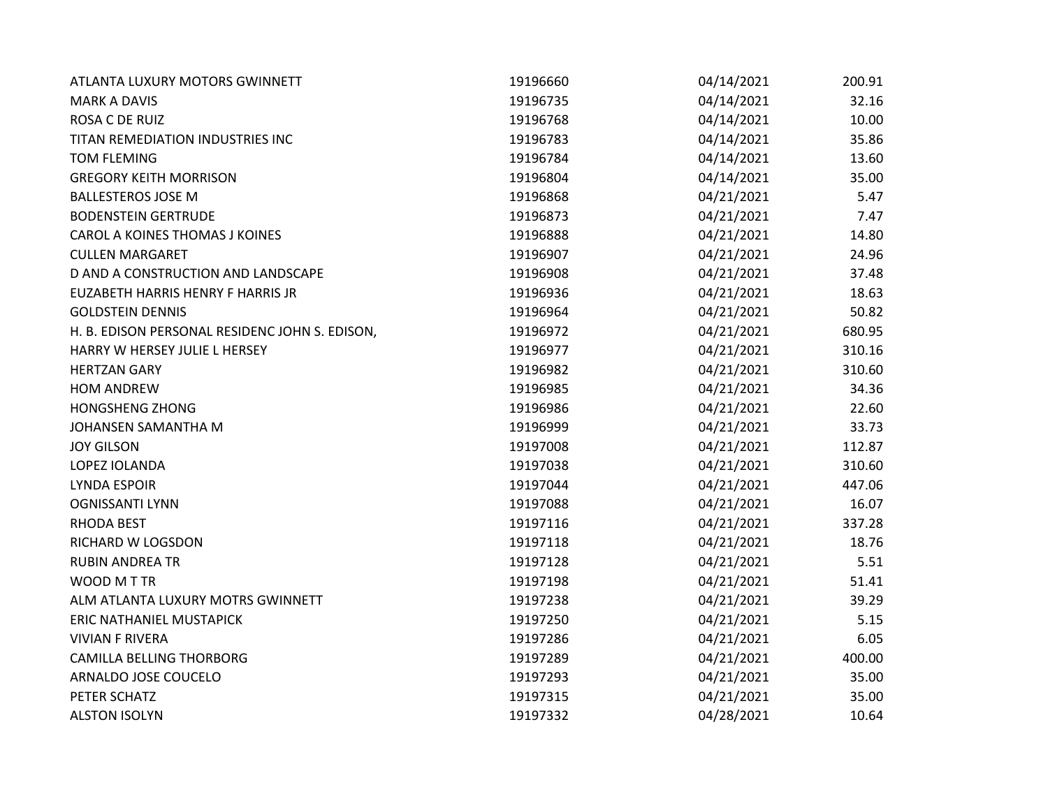| | | | |
|---|---|---|---|
| ATLANTA LUXURY MOTORS GWINNETT | 19196660 | 04/14/2021 | 200.91 |
| MARK A DAVIS | 19196735 | 04/14/2021 | 32.16 |
| ROSA C DE RUIZ | 19196768 | 04/14/2021 | 10.00 |
| TITAN REMEDIATION INDUSTRIES INC | 19196783 | 04/14/2021 | 35.86 |
| TOM FLEMING | 19196784 | 04/14/2021 | 13.60 |
| GREGORY KEITH MORRISON | 19196804 | 04/14/2021 | 35.00 |
| BALLESTEROS JOSE M | 19196868 | 04/21/2021 | 5.47 |
| BODENSTEIN GERTRUDE | 19196873 | 04/21/2021 | 7.47 |
| CAROL A KOINES THOMAS J KOINES | 19196888 | 04/21/2021 | 14.80 |
| CULLEN MARGARET | 19196907 | 04/21/2021 | 24.96 |
| D AND A CONSTRUCTION AND LANDSCAPE | 19196908 | 04/21/2021 | 37.48 |
| EUZABETH HARRIS HENRY F HARRIS JR | 19196936 | 04/21/2021 | 18.63 |
| GOLDSTEIN DENNIS | 19196964 | 04/21/2021 | 50.82 |
| H. B. EDISON PERSONAL RESIDENC JOHN S. EDISON, | 19196972 | 04/21/2021 | 680.95 |
| HARRY W HERSEY JULIE L HERSEY | 19196977 | 04/21/2021 | 310.16 |
| HERTZAN GARY | 19196982 | 04/21/2021 | 310.60 |
| HOM ANDREW | 19196985 | 04/21/2021 | 34.36 |
| HONGSHENG ZHONG | 19196986 | 04/21/2021 | 22.60 |
| JOHANSEN SAMANTHA M | 19196999 | 04/21/2021 | 33.73 |
| JOY GILSON | 19197008 | 04/21/2021 | 112.87 |
| LOPEZ IOLANDA | 19197038 | 04/21/2021 | 310.60 |
| LYNDA ESPOIR | 19197044 | 04/21/2021 | 447.06 |
| OGNISSANTI LYNN | 19197088 | 04/21/2021 | 16.07 |
| RHODA BEST | 19197116 | 04/21/2021 | 337.28 |
| RICHARD W LOGSDON | 19197118 | 04/21/2021 | 18.76 |
| RUBIN ANDREA TR | 19197128 | 04/21/2021 | 5.51 |
| WOOD M T TR | 19197198 | 04/21/2021 | 51.41 |
| ALM ATLANTA LUXURY MOTRS GWINNETT | 19197238 | 04/21/2021 | 39.29 |
| ERIC NATHANIEL MUSTAPICK | 19197250 | 04/21/2021 | 5.15 |
| VIVIAN F RIVERA | 19197286 | 04/21/2021 | 6.05 |
| CAMILLA BELLING THORBORG | 19197289 | 04/21/2021 | 400.00 |
| ARNALDO JOSE COUCELO | 19197293 | 04/21/2021 | 35.00 |
| PETER SCHATZ | 19197315 | 04/21/2021 | 35.00 |
| ALSTON ISOLYN | 19197332 | 04/28/2021 | 10.64 |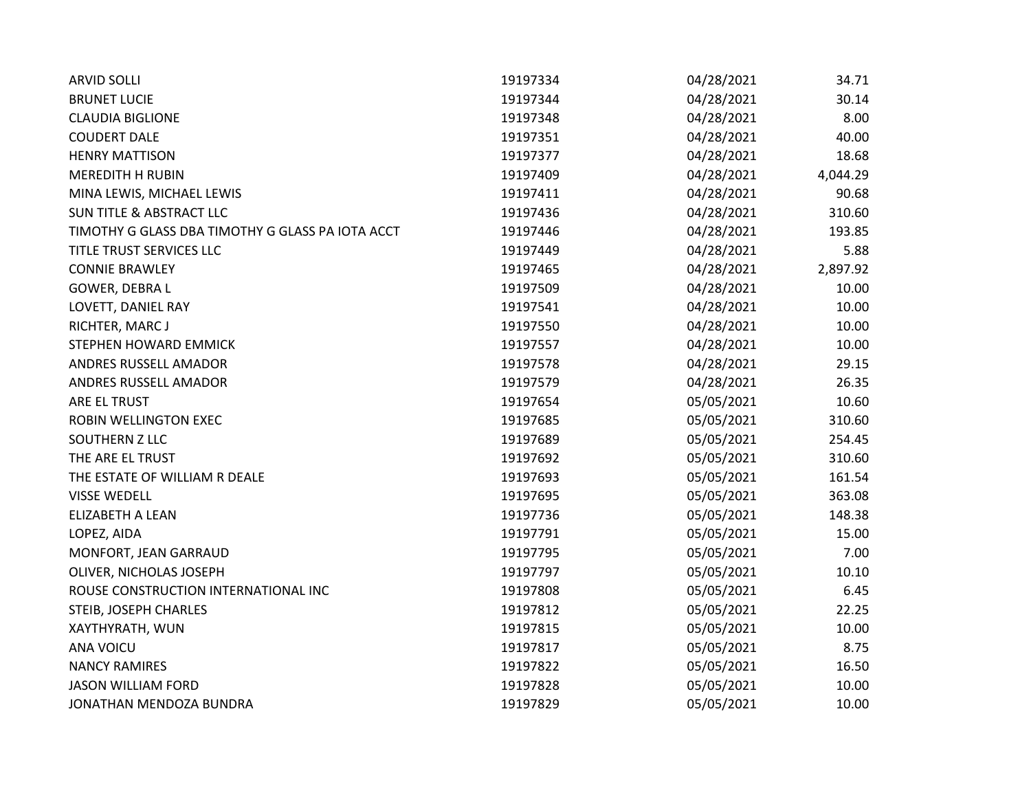| | | | |
|---|---|---|---|
| ARVID SOLLI | 19197334 | 04/28/2021 | 34.71 |
| BRUNET LUCIE | 19197344 | 04/28/2021 | 30.14 |
| CLAUDIA BIGLIONE | 19197348 | 04/28/2021 | 8.00 |
| COUDERT DALE | 19197351 | 04/28/2021 | 40.00 |
| HENRY MATTISON | 19197377 | 04/28/2021 | 18.68 |
| MEREDITH H RUBIN | 19197409 | 04/28/2021 | 4,044.29 |
| MINA LEWIS, MICHAEL LEWIS | 19197411 | 04/28/2021 | 90.68 |
| SUN TITLE & ABSTRACT LLC | 19197436 | 04/28/2021 | 310.60 |
| TIMOTHY G GLASS DBA TIMOTHY G GLASS PA IOTA ACCT | 19197446 | 04/28/2021 | 193.85 |
| TITLE TRUST SERVICES LLC | 19197449 | 04/28/2021 | 5.88 |
| CONNIE BRAWLEY | 19197465 | 04/28/2021 | 2,897.92 |
| GOWER, DEBRA L | 19197509 | 04/28/2021 | 10.00 |
| LOVETT, DANIEL RAY | 19197541 | 04/28/2021 | 10.00 |
| RICHTER, MARC J | 19197550 | 04/28/2021 | 10.00 |
| STEPHEN HOWARD EMMICK | 19197557 | 04/28/2021 | 10.00 |
| ANDRES RUSSELL AMADOR | 19197578 | 04/28/2021 | 29.15 |
| ANDRES RUSSELL AMADOR | 19197579 | 04/28/2021 | 26.35 |
| ARE EL TRUST | 19197654 | 05/05/2021 | 10.60 |
| ROBIN WELLINGTON EXEC | 19197685 | 05/05/2021 | 310.60 |
| SOUTHERN Z LLC | 19197689 | 05/05/2021 | 254.45 |
| THE ARE EL TRUST | 19197692 | 05/05/2021 | 310.60 |
| THE ESTATE OF WILLIAM R DEALE | 19197693 | 05/05/2021 | 161.54 |
| VISSE WEDELL | 19197695 | 05/05/2021 | 363.08 |
| ELIZABETH A LEAN | 19197736 | 05/05/2021 | 148.38 |
| LOPEZ, AIDA | 19197791 | 05/05/2021 | 15.00 |
| MONFORT, JEAN GARRAUD | 19197795 | 05/05/2021 | 7.00 |
| OLIVER, NICHOLAS JOSEPH | 19197797 | 05/05/2021 | 10.10 |
| ROUSE CONSTRUCTION INTERNATIONAL INC | 19197808 | 05/05/2021 | 6.45 |
| STEIB, JOSEPH CHARLES | 19197812 | 05/05/2021 | 22.25 |
| XAYTHYRATH, WUN | 19197815 | 05/05/2021 | 10.00 |
| ANA VOICU | 19197817 | 05/05/2021 | 8.75 |
| NANCY RAMIRES | 19197822 | 05/05/2021 | 16.50 |
| JASON WILLIAM FORD | 19197828 | 05/05/2021 | 10.00 |
| JONATHAN MENDOZA BUNDRA | 19197829 | 05/05/2021 | 10.00 |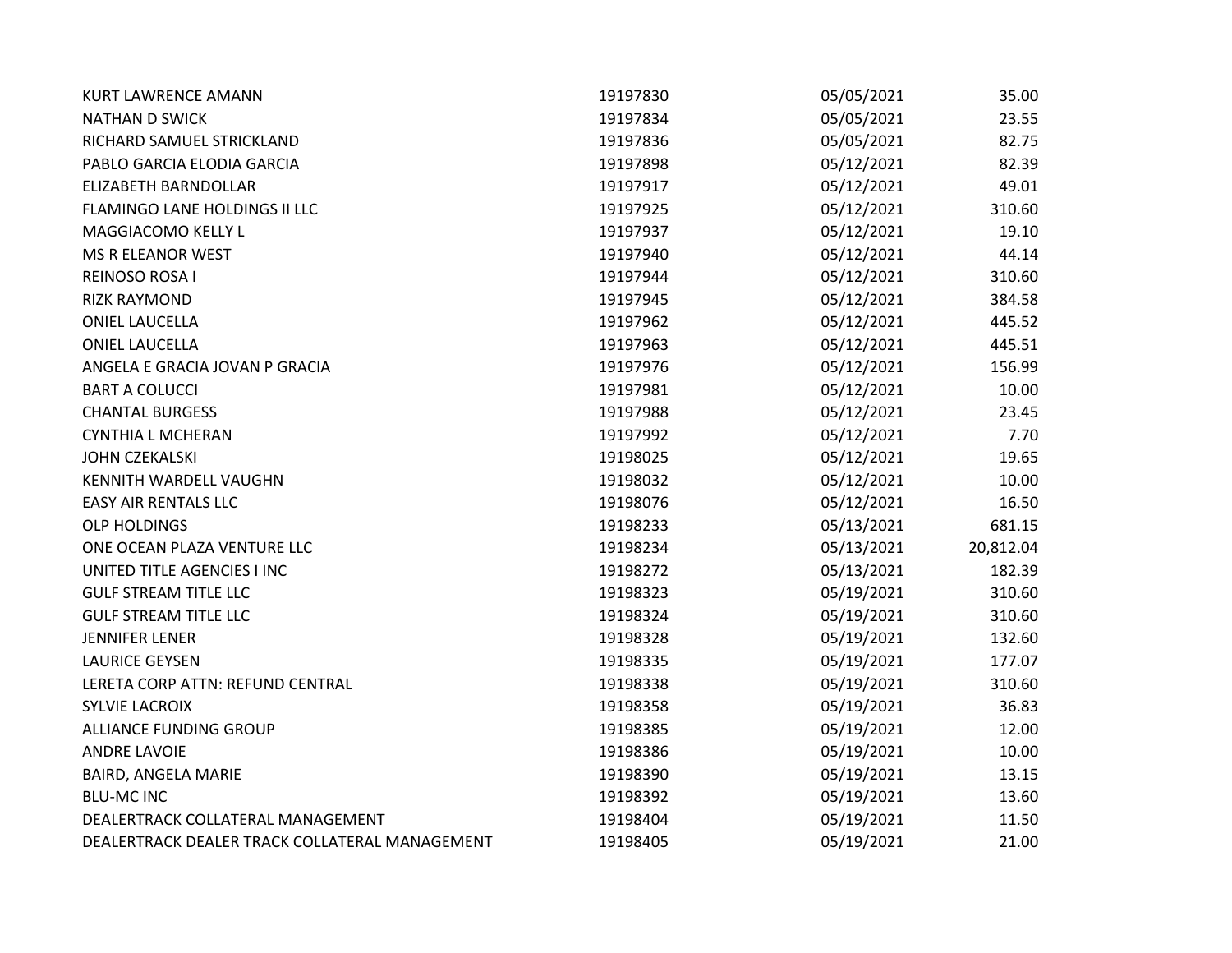| | | | |
|---|---|---|---|
| KURT LAWRENCE AMANN | 19197830 | 05/05/2021 | 35.00 |
| NATHAN D SWICK | 19197834 | 05/05/2021 | 23.55 |
| RICHARD SAMUEL STRICKLAND | 19197836 | 05/05/2021 | 82.75 |
| PABLO GARCIA ELODIA GARCIA | 19197898 | 05/12/2021 | 82.39 |
| ELIZABETH BARNDOLLAR | 19197917 | 05/12/2021 | 49.01 |
| FLAMINGO LANE HOLDINGS II LLC | 19197925 | 05/12/2021 | 310.60 |
| MAGGIACOMO KELLY L | 19197937 | 05/12/2021 | 19.10 |
| MS R ELEANOR WEST | 19197940 | 05/12/2021 | 44.14 |
| REINOSO ROSA I | 19197944 | 05/12/2021 | 310.60 |
| RIZK RAYMOND | 19197945 | 05/12/2021 | 384.58 |
| ONIEL LAUCELLA | 19197962 | 05/12/2021 | 445.52 |
| ONIEL LAUCELLA | 19197963 | 05/12/2021 | 445.51 |
| ANGELA E GRACIA JOVAN P GRACIA | 19197976 | 05/12/2021 | 156.99 |
| BART A COLUCCI | 19197981 | 05/12/2021 | 10.00 |
| CHANTAL BURGESS | 19197988 | 05/12/2021 | 23.45 |
| CYNTHIA L MCHERAN | 19197992 | 05/12/2021 | 7.70 |
| JOHN CZEKALSKI | 19198025 | 05/12/2021 | 19.65 |
| KENNITH WARDELL VAUGHN | 19198032 | 05/12/2021 | 10.00 |
| EASY AIR RENTALS LLC | 19198076 | 05/12/2021 | 16.50 |
| OLP HOLDINGS | 19198233 | 05/13/2021 | 681.15 |
| ONE OCEAN PLAZA VENTURE LLC | 19198234 | 05/13/2021 | 20,812.04 |
| UNITED TITLE AGENCIES I INC | 19198272 | 05/13/2021 | 182.39 |
| GULF STREAM TITLE LLC | 19198323 | 05/19/2021 | 310.60 |
| GULF STREAM TITLE LLC | 19198324 | 05/19/2021 | 310.60 |
| JENNIFER LENER | 19198328 | 05/19/2021 | 132.60 |
| LAURICE GEYSEN | 19198335 | 05/19/2021 | 177.07 |
| LERETA CORP ATTN: REFUND CENTRAL | 19198338 | 05/19/2021 | 310.60 |
| SYLVIE LACROIX | 19198358 | 05/19/2021 | 36.83 |
| ALLIANCE FUNDING GROUP | 19198385 | 05/19/2021 | 12.00 |
| ANDRE LAVOIE | 19198386 | 05/19/2021 | 10.00 |
| BAIRD, ANGELA MARIE | 19198390 | 05/19/2021 | 13.15 |
| BLU-MC INC | 19198392 | 05/19/2021 | 13.60 |
| DEALERTRACK COLLATERAL MANAGEMENT | 19198404 | 05/19/2021 | 11.50 |
| DEALERTRACK DEALER TRACK COLLATERAL MANAGEMENT | 19198405 | 05/19/2021 | 21.00 |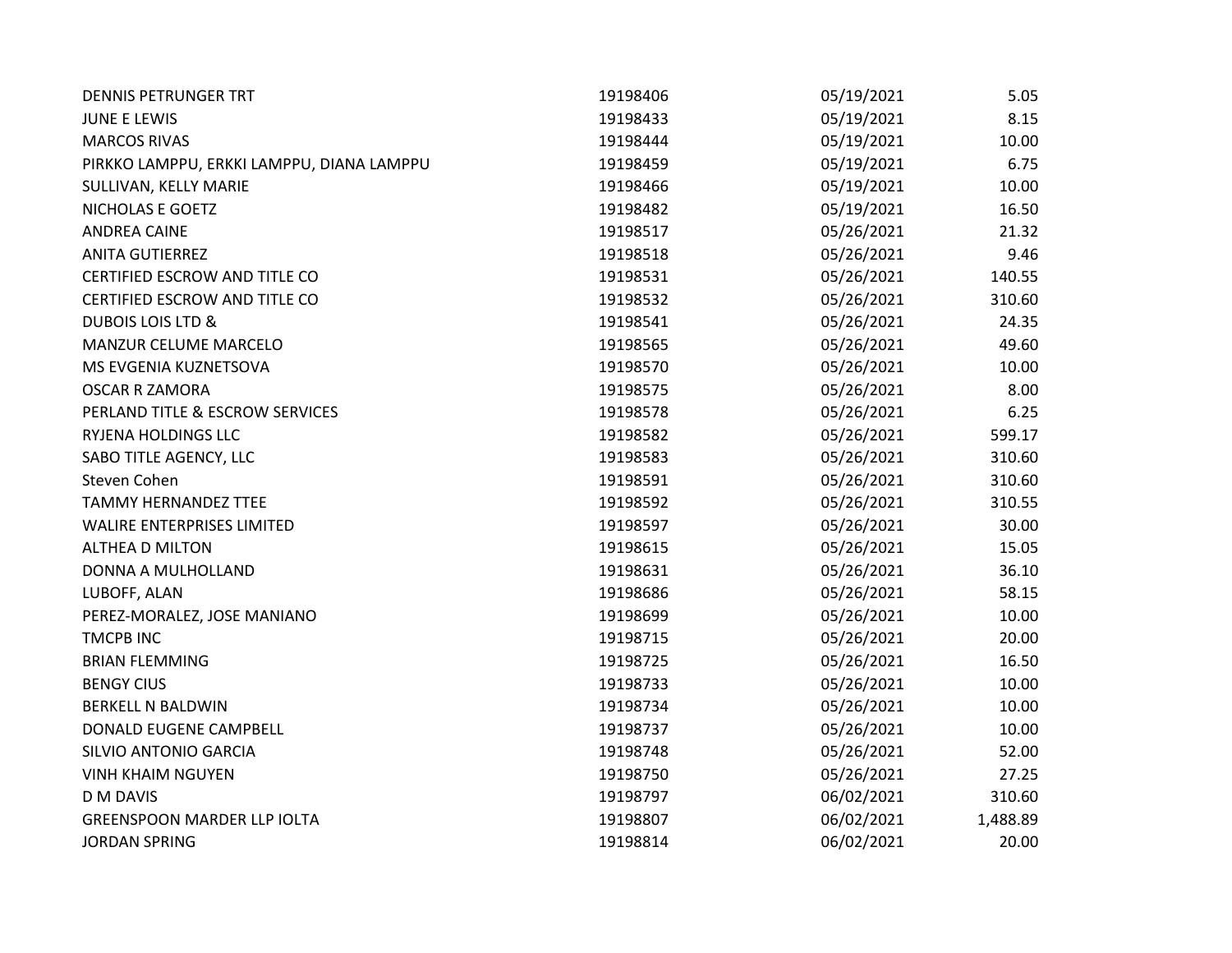| | | | |
|---|---|---|---|
| DENNIS PETRUNGER TRT | 19198406 | 05/19/2021 | 5.05 |
| JUNE E LEWIS | 19198433 | 05/19/2021 | 8.15 |
| MARCOS RIVAS | 19198444 | 05/19/2021 | 10.00 |
| PIRKKO LAMPPU, ERKKI LAMPPU, DIANA LAMPPU | 19198459 | 05/19/2021 | 6.75 |
| SULLIVAN, KELLY MARIE | 19198466 | 05/19/2021 | 10.00 |
| NICHOLAS E GOETZ | 19198482 | 05/19/2021 | 16.50 |
| ANDREA CAINE | 19198517 | 05/26/2021 | 21.32 |
| ANITA GUTIERREZ | 19198518 | 05/26/2021 | 9.46 |
| CERTIFIED ESCROW AND TITLE CO | 19198531 | 05/26/2021 | 140.55 |
| CERTIFIED ESCROW AND TITLE CO | 19198532 | 05/26/2021 | 310.60 |
| DUBOIS LOIS LTD & | 19198541 | 05/26/2021 | 24.35 |
| MANZUR CELUME MARCELO | 19198565 | 05/26/2021 | 49.60 |
| MS EVGENIA KUZNETSOVA | 19198570 | 05/26/2021 | 10.00 |
| OSCAR R ZAMORA | 19198575 | 05/26/2021 | 8.00 |
| PERLAND TITLE & ESCROW SERVICES | 19198578 | 05/26/2021 | 6.25 |
| RYJENA HOLDINGS LLC | 19198582 | 05/26/2021 | 599.17 |
| SABO TITLE AGENCY, LLC | 19198583 | 05/26/2021 | 310.60 |
| Steven Cohen | 19198591 | 05/26/2021 | 310.60 |
| TAMMY HERNANDEZ TTEE | 19198592 | 05/26/2021 | 310.55 |
| WALIRE ENTERPRISES LIMITED | 19198597 | 05/26/2021 | 30.00 |
| ALTHEA D MILTON | 19198615 | 05/26/2021 | 15.05 |
| DONNA A MULHOLLAND | 19198631 | 05/26/2021 | 36.10 |
| LUBOFF, ALAN | 19198686 | 05/26/2021 | 58.15 |
| PEREZ-MORALEZ, JOSE MANIANO | 19198699 | 05/26/2021 | 10.00 |
| TMCPB INC | 19198715 | 05/26/2021 | 20.00 |
| BRIAN FLEMMING | 19198725 | 05/26/2021 | 16.50 |
| BENGY CIUS | 19198733 | 05/26/2021 | 10.00 |
| BERKELL N BALDWIN | 19198734 | 05/26/2021 | 10.00 |
| DONALD EUGENE CAMPBELL | 19198737 | 05/26/2021 | 10.00 |
| SILVIO ANTONIO GARCIA | 19198748 | 05/26/2021 | 52.00 |
| VINH KHAIM NGUYEN | 19198750 | 05/26/2021 | 27.25 |
| D M DAVIS | 19198797 | 06/02/2021 | 310.60 |
| GREENSPOON MARDER LLP IOLTA | 19198807 | 06/02/2021 | 1,488.89 |
| JORDAN SPRING | 19198814 | 06/02/2021 | 20.00 |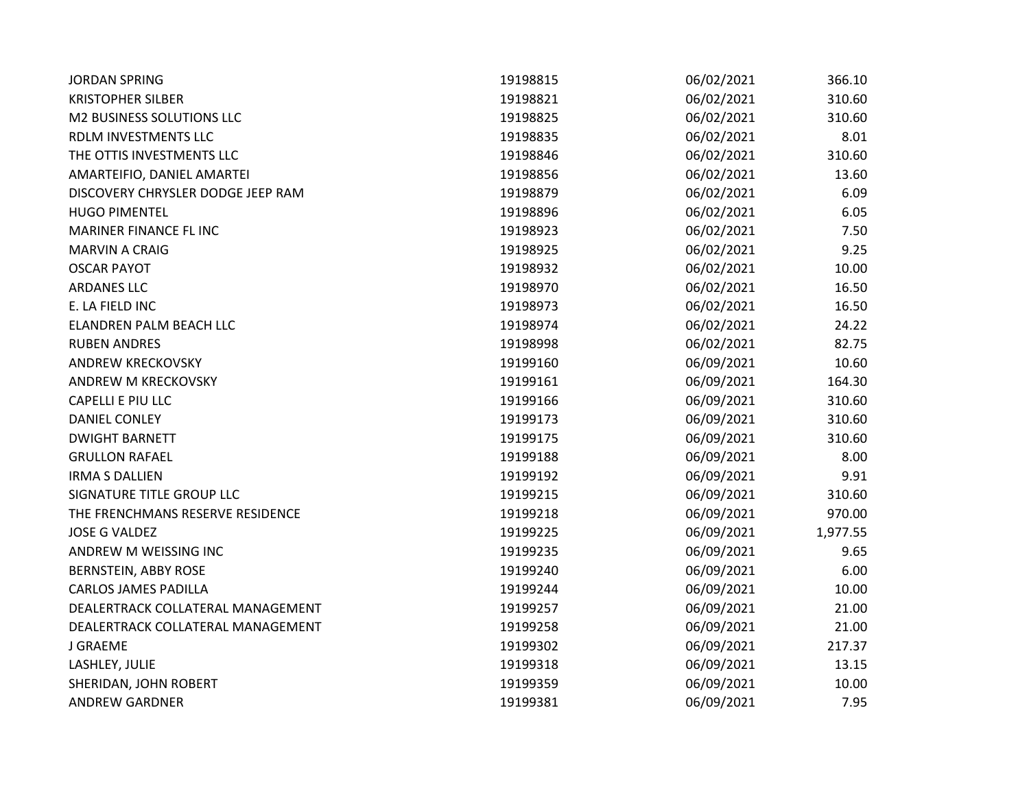| | | | |
|---|---|---|---|
| JORDAN SPRING | 19198815 | 06/02/2021 | 366.10 |
| KRISTOPHER SILBER | 19198821 | 06/02/2021 | 310.60 |
| M2 BUSINESS SOLUTIONS LLC | 19198825 | 06/02/2021 | 310.60 |
| RDLM INVESTMENTS LLC | 19198835 | 06/02/2021 | 8.01 |
| THE OTTIS INVESTMENTS LLC | 19198846 | 06/02/2021 | 310.60 |
| AMARTEIFIO, DANIEL AMARTEI | 19198856 | 06/02/2021 | 13.60 |
| DISCOVERY CHRYSLER DODGE JEEP RAM | 19198879 | 06/02/2021 | 6.09 |
| HUGO PIMENTEL | 19198896 | 06/02/2021 | 6.05 |
| MARINER FINANCE FL INC | 19198923 | 06/02/2021 | 7.50 |
| MARVIN A CRAIG | 19198925 | 06/02/2021 | 9.25 |
| OSCAR PAYOT | 19198932 | 06/02/2021 | 10.00 |
| ARDANES LLC | 19198970 | 06/02/2021 | 16.50 |
| E. LA FIELD INC | 19198973 | 06/02/2021 | 16.50 |
| ELANDREN PALM BEACH LLC | 19198974 | 06/02/2021 | 24.22 |
| RUBEN ANDRES | 19198998 | 06/02/2021 | 82.75 |
| ANDREW KRECKOVSKY | 19199160 | 06/09/2021 | 10.60 |
| ANDREW M KRECKOVSKY | 19199161 | 06/09/2021 | 164.30 |
| CAPELLI E PIU LLC | 19199166 | 06/09/2021 | 310.60 |
| DANIEL CONLEY | 19199173 | 06/09/2021 | 310.60 |
| DWIGHT BARNETT | 19199175 | 06/09/2021 | 310.60 |
| GRULLON RAFAEL | 19199188 | 06/09/2021 | 8.00 |
| IRMA S DALLIEN | 19199192 | 06/09/2021 | 9.91 |
| SIGNATURE TITLE GROUP LLC | 19199215 | 06/09/2021 | 310.60 |
| THE FRENCHMANS RESERVE RESIDENCE | 19199218 | 06/09/2021 | 970.00 |
| JOSE G VALDEZ | 19199225 | 06/09/2021 | 1,977.55 |
| ANDREW M WEISSING INC | 19199235 | 06/09/2021 | 9.65 |
| BERNSTEIN, ABBY ROSE | 19199240 | 06/09/2021 | 6.00 |
| CARLOS JAMES PADILLA | 19199244 | 06/09/2021 | 10.00 |
| DEALERTRACK COLLATERAL MANAGEMENT | 19199257 | 06/09/2021 | 21.00 |
| DEALERTRACK COLLATERAL MANAGEMENT | 19199258 | 06/09/2021 | 21.00 |
| J GRAEME | 19199302 | 06/09/2021 | 217.37 |
| LASHLEY, JULIE | 19199318 | 06/09/2021 | 13.15 |
| SHERIDAN, JOHN ROBERT | 19199359 | 06/09/2021 | 10.00 |
| ANDREW GARDNER | 19199381 | 06/09/2021 | 7.95 |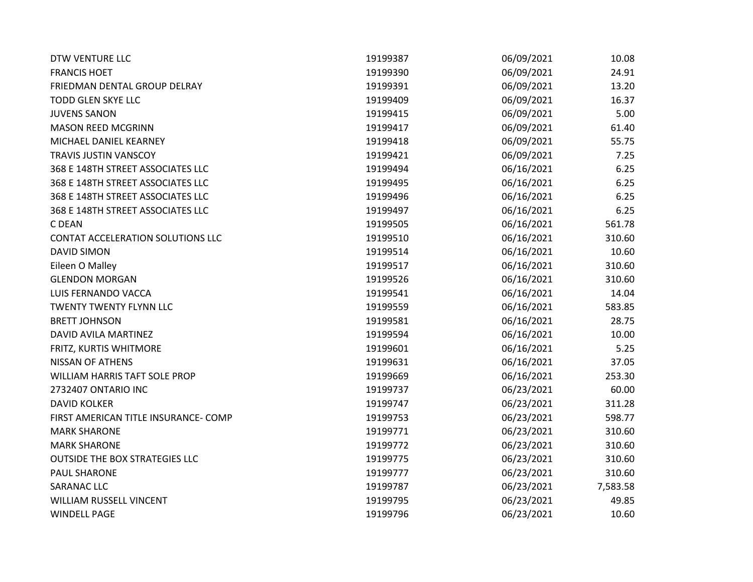| | | | |
|---|---|---|---|
| DTW VENTURE LLC | 19199387 | 06/09/2021 | 10.08 |
| FRANCIS HOET | 19199390 | 06/09/2021 | 24.91 |
| FRIEDMAN DENTAL GROUP DELRAY | 19199391 | 06/09/2021 | 13.20 |
| TODD GLEN SKYE LLC | 19199409 | 06/09/2021 | 16.37 |
| JUVENS SANON | 19199415 | 06/09/2021 | 5.00 |
| MASON REED MCGRINN | 19199417 | 06/09/2021 | 61.40 |
| MICHAEL DANIEL KEARNEY | 19199418 | 06/09/2021 | 55.75 |
| TRAVIS JUSTIN VANSCOY | 19199421 | 06/09/2021 | 7.25 |
| 368 E 148TH STREET ASSOCIATES LLC | 19199494 | 06/16/2021 | 6.25 |
| 368 E 148TH STREET ASSOCIATES LLC | 19199495 | 06/16/2021 | 6.25 |
| 368 E 148TH STREET ASSOCIATES LLC | 19199496 | 06/16/2021 | 6.25 |
| 368 E 148TH STREET ASSOCIATES LLC | 19199497 | 06/16/2021 | 6.25 |
| C DEAN | 19199505 | 06/16/2021 | 561.78 |
| CONTAT ACCELERATION SOLUTIONS LLC | 19199510 | 06/16/2021 | 310.60 |
| DAVID SIMON | 19199514 | 06/16/2021 | 10.60 |
| Eileen O Malley | 19199517 | 06/16/2021 | 310.60 |
| GLENDON MORGAN | 19199526 | 06/16/2021 | 310.60 |
| LUIS FERNANDO VACCA | 19199541 | 06/16/2021 | 14.04 |
| TWENTY TWENTY FLYNN LLC | 19199559 | 06/16/2021 | 583.85 |
| BRETT JOHNSON | 19199581 | 06/16/2021 | 28.75 |
| DAVID AVILA MARTINEZ | 19199594 | 06/16/2021 | 10.00 |
| FRITZ, KURTIS WHITMORE | 19199601 | 06/16/2021 | 5.25 |
| NISSAN OF ATHENS | 19199631 | 06/16/2021 | 37.05 |
| WILLIAM HARRIS TAFT SOLE PROP | 19199669 | 06/16/2021 | 253.30 |
| 2732407 ONTARIO INC | 19199737 | 06/23/2021 | 60.00 |
| DAVID KOLKER | 19199747 | 06/23/2021 | 311.28 |
| FIRST AMERICAN TITLE INSURANCE- COMP | 19199753 | 06/23/2021 | 598.77 |
| MARK SHARONE | 19199771 | 06/23/2021 | 310.60 |
| MARK SHARONE | 19199772 | 06/23/2021 | 310.60 |
| OUTSIDE THE BOX STRATEGIES LLC | 19199775 | 06/23/2021 | 310.60 |
| PAUL SHARONE | 19199777 | 06/23/2021 | 310.60 |
| SARANAC LLC | 19199787 | 06/23/2021 | 7,583.58 |
| WILLIAM RUSSELL VINCENT | 19199795 | 06/23/2021 | 49.85 |
| WINDELL PAGE | 19199796 | 06/23/2021 | 10.60 |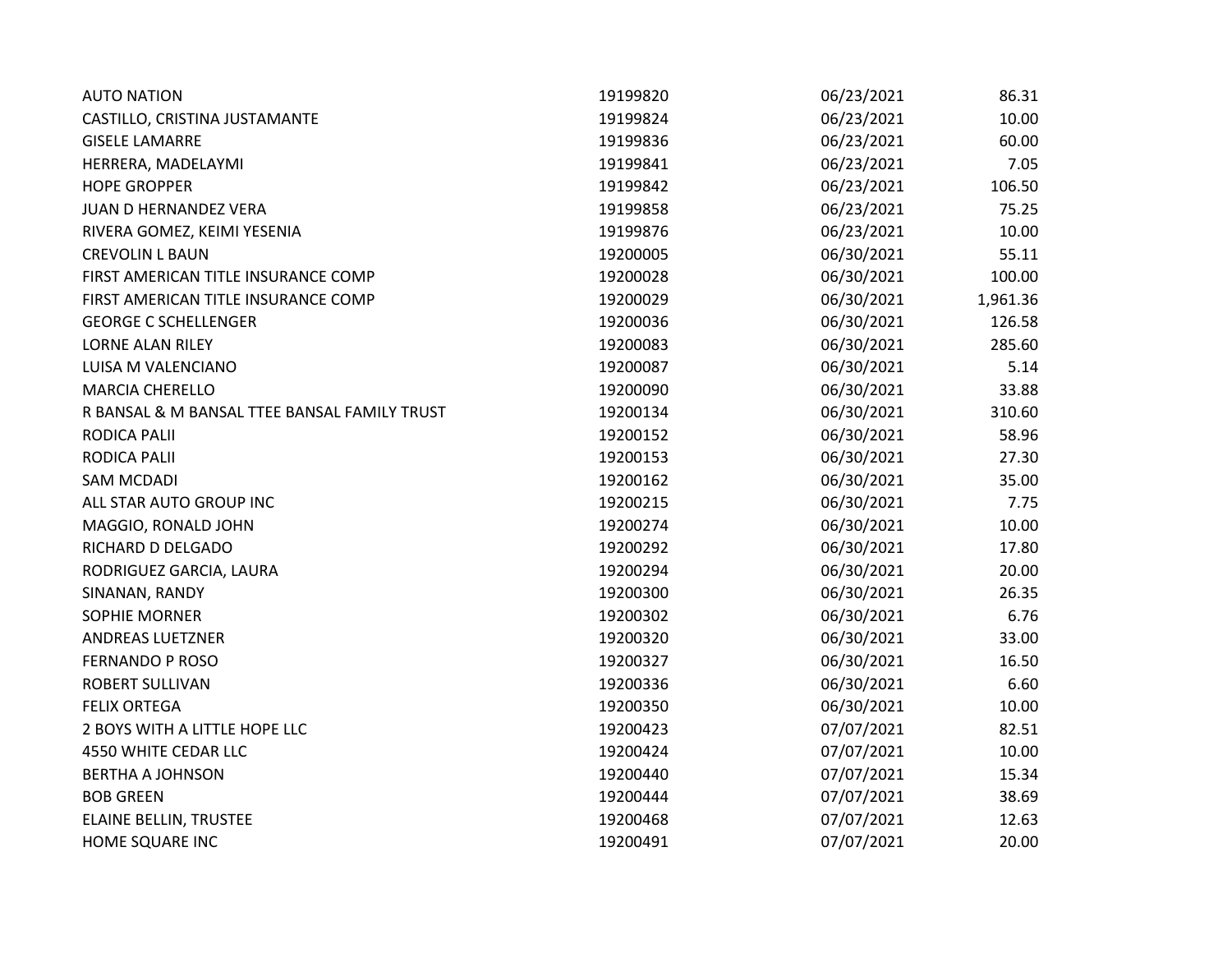| | | | |
|---|---|---|---|
| AUTO NATION | 19199820 | 06/23/2021 | 86.31 |
| CASTILLO, CRISTINA JUSTAMANTE | 19199824 | 06/23/2021 | 10.00 |
| GISELE LAMARRE | 19199836 | 06/23/2021 | 60.00 |
| HERRERA, MADELAYMI | 19199841 | 06/23/2021 | 7.05 |
| HOPE GROPPER | 19199842 | 06/23/2021 | 106.50 |
| JUAN D HERNANDEZ VERA | 19199858 | 06/23/2021 | 75.25 |
| RIVERA GOMEZ, KEIMI YESENIA | 19199876 | 06/23/2021 | 10.00 |
| CREVOLIN L BAUN | 19200005 | 06/30/2021 | 55.11 |
| FIRST AMERICAN TITLE INSURANCE COMP | 19200028 | 06/30/2021 | 100.00 |
| FIRST AMERICAN TITLE INSURANCE COMP | 19200029 | 06/30/2021 | 1,961.36 |
| GEORGE C SCHELLENGER | 19200036 | 06/30/2021 | 126.58 |
| LORNE ALAN RILEY | 19200083 | 06/30/2021 | 285.60 |
| LUISA M VALENCIANO | 19200087 | 06/30/2021 | 5.14 |
| MARCIA CHERELLO | 19200090 | 06/30/2021 | 33.88 |
| R BANSAL & M BANSAL TTEE BANSAL FAMILY TRUST | 19200134 | 06/30/2021 | 310.60 |
| RODICA PALII | 19200152 | 06/30/2021 | 58.96 |
| RODICA PALII | 19200153 | 06/30/2021 | 27.30 |
| SAM MCDADI | 19200162 | 06/30/2021 | 35.00 |
| ALL STAR AUTO GROUP INC | 19200215 | 06/30/2021 | 7.75 |
| MAGGIO, RONALD JOHN | 19200274 | 06/30/2021 | 10.00 |
| RICHARD D DELGADO | 19200292 | 06/30/2021 | 17.80 |
| RODRIGUEZ GARCIA, LAURA | 19200294 | 06/30/2021 | 20.00 |
| SINANAN, RANDY | 19200300 | 06/30/2021 | 26.35 |
| SOPHIE MORNER | 19200302 | 06/30/2021 | 6.76 |
| ANDREAS LUETZNER | 19200320 | 06/30/2021 | 33.00 |
| FERNANDO P ROSO | 19200327 | 06/30/2021 | 16.50 |
| ROBERT SULLIVAN | 19200336 | 06/30/2021 | 6.60 |
| FELIX ORTEGA | 19200350 | 06/30/2021 | 10.00 |
| 2 BOYS WITH A LITTLE HOPE LLC | 19200423 | 07/07/2021 | 82.51 |
| 4550 WHITE CEDAR LLC | 19200424 | 07/07/2021 | 10.00 |
| BERTHA A JOHNSON | 19200440 | 07/07/2021 | 15.34 |
| BOB GREEN | 19200444 | 07/07/2021 | 38.69 |
| ELAINE BELLIN, TRUSTEE | 19200468 | 07/07/2021 | 12.63 |
| HOME SQUARE INC | 19200491 | 07/07/2021 | 20.00 |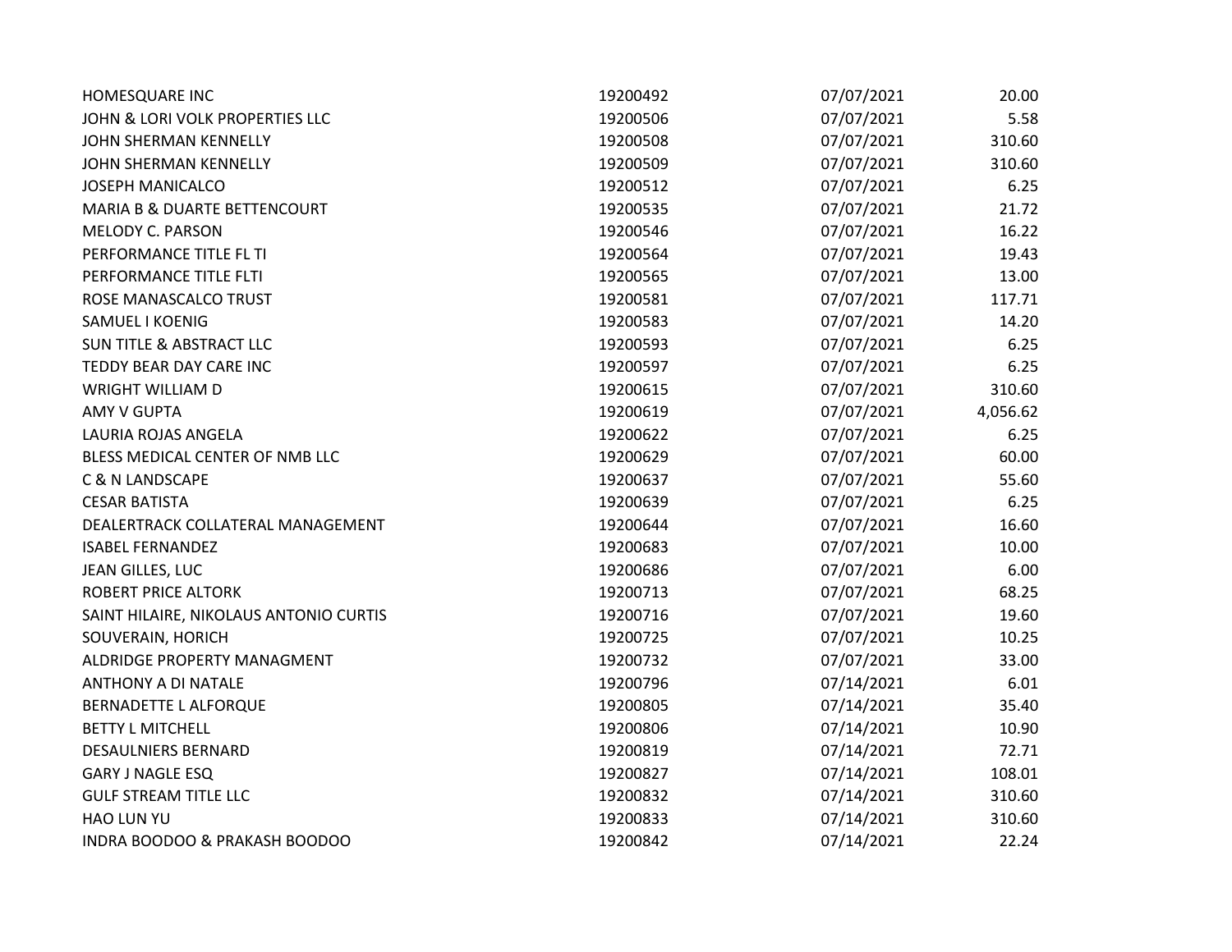| | | | |
|---|---|---|---|
| HOMESQUARE INC | 19200492 | 07/07/2021 | 20.00 |
| JOHN & LORI VOLK PROPERTIES LLC | 19200506 | 07/07/2021 | 5.58 |
| JOHN SHERMAN KENNELLY | 19200508 | 07/07/2021 | 310.60 |
| JOHN SHERMAN KENNELLY | 19200509 | 07/07/2021 | 310.60 |
| JOSEPH MANICALCO | 19200512 | 07/07/2021 | 6.25 |
| MARIA B & DUARTE BETTENCOURT | 19200535 | 07/07/2021 | 21.72 |
| MELODY C. PARSON | 19200546 | 07/07/2021 | 16.22 |
| PERFORMANCE TITLE FL TI | 19200564 | 07/07/2021 | 19.43 |
| PERFORMANCE TITLE FLTI | 19200565 | 07/07/2021 | 13.00 |
| ROSE MANASCALCO TRUST | 19200581 | 07/07/2021 | 117.71 |
| SAMUEL I KOENIG | 19200583 | 07/07/2021 | 14.20 |
| SUN TITLE & ABSTRACT LLC | 19200593 | 07/07/2021 | 6.25 |
| TEDDY BEAR DAY CARE INC | 19200597 | 07/07/2021 | 6.25 |
| WRIGHT WILLIAM D | 19200615 | 07/07/2021 | 310.60 |
| AMY V GUPTA | 19200619 | 07/07/2021 | 4,056.62 |
| LAURIA ROJAS ANGELA | 19200622 | 07/07/2021 | 6.25 |
| BLESS MEDICAL CENTER OF NMB LLC | 19200629 | 07/07/2021 | 60.00 |
| C & N LANDSCAPE | 19200637 | 07/07/2021 | 55.60 |
| CESAR BATISTA | 19200639 | 07/07/2021 | 6.25 |
| DEALERTRACK COLLATERAL MANAGEMENT | 19200644 | 07/07/2021 | 16.60 |
| ISABEL FERNANDEZ | 19200683 | 07/07/2021 | 10.00 |
| JEAN GILLES, LUC | 19200686 | 07/07/2021 | 6.00 |
| ROBERT PRICE ALTORK | 19200713 | 07/07/2021 | 68.25 |
| SAINT HILAIRE, NIKOLAUS ANTONIO CURTIS | 19200716 | 07/07/2021 | 19.60 |
| SOUVERAIN, HORICH | 19200725 | 07/07/2021 | 10.25 |
| ALDRIDGE PROPERTY MANAGMENT | 19200732 | 07/07/2021 | 33.00 |
| ANTHONY A DI NATALE | 19200796 | 07/14/2021 | 6.01 |
| BERNADETTE L ALFORQUE | 19200805 | 07/14/2021 | 35.40 |
| BETTY L MITCHELL | 19200806 | 07/14/2021 | 10.90 |
| DESAULNIERS BERNARD | 19200819 | 07/14/2021 | 72.71 |
| GARY J NAGLE ESQ | 19200827 | 07/14/2021 | 108.01 |
| GULF STREAM TITLE LLC | 19200832 | 07/14/2021 | 310.60 |
| HAO LUN YU | 19200833 | 07/14/2021 | 310.60 |
| INDRA BOODOO & PRAKASH BOODOO | 19200842 | 07/14/2021 | 22.24 |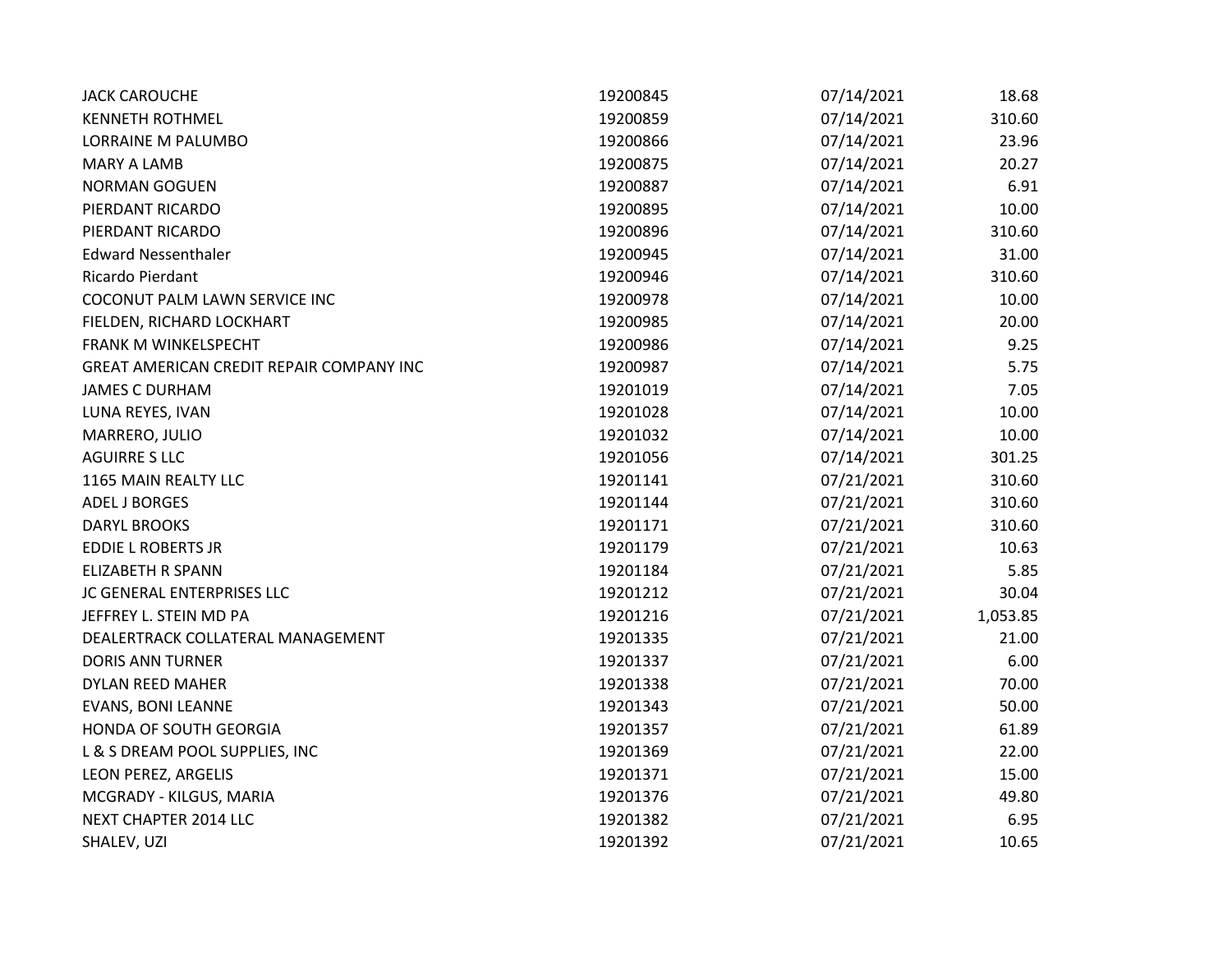| | | | |
|---|---|---|---|
| JACK CAROUCHE | 19200845 | 07/14/2021 | 18.68 |
| KENNETH ROTHMEL | 19200859 | 07/14/2021 | 310.60 |
| LORRAINE M PALUMBO | 19200866 | 07/14/2021 | 23.96 |
| MARY A LAMB | 19200875 | 07/14/2021 | 20.27 |
| NORMAN GOGUEN | 19200887 | 07/14/2021 | 6.91 |
| PIERDANT RICARDO | 19200895 | 07/14/2021 | 10.00 |
| PIERDANT RICARDO | 19200896 | 07/14/2021 | 310.60 |
| Edward Nessenthaler | 19200945 | 07/14/2021 | 31.00 |
| Ricardo Pierdant | 19200946 | 07/14/2021 | 310.60 |
| COCONUT PALM LAWN SERVICE INC | 19200978 | 07/14/2021 | 10.00 |
| FIELDEN, RICHARD LOCKHART | 19200985 | 07/14/2021 | 20.00 |
| FRANK M WINKELSPECHT | 19200986 | 07/14/2021 | 9.25 |
| GREAT AMERICAN CREDIT REPAIR COMPANY INC | 19200987 | 07/14/2021 | 5.75 |
| JAMES C DURHAM | 19201019 | 07/14/2021 | 7.05 |
| LUNA REYES, IVAN | 19201028 | 07/14/2021 | 10.00 |
| MARRERO, JULIO | 19201032 | 07/14/2021 | 10.00 |
| AGUIRRE S LLC | 19201056 | 07/14/2021 | 301.25 |
| 1165 MAIN REALTY LLC | 19201141 | 07/21/2021 | 310.60 |
| ADEL J BORGES | 19201144 | 07/21/2021 | 310.60 |
| DARYL BROOKS | 19201171 | 07/21/2021 | 310.60 |
| EDDIE L ROBERTS JR | 19201179 | 07/21/2021 | 10.63 |
| ELIZABETH R SPANN | 19201184 | 07/21/2021 | 5.85 |
| JC GENERAL ENTERPRISES LLC | 19201212 | 07/21/2021 | 30.04 |
| JEFFREY L. STEIN MD PA | 19201216 | 07/21/2021 | 1,053.85 |
| DEALERTRACK COLLATERAL MANAGEMENT | 19201335 | 07/21/2021 | 21.00 |
| DORIS ANN TURNER | 19201337 | 07/21/2021 | 6.00 |
| DYLAN REED MAHER | 19201338 | 07/21/2021 | 70.00 |
| EVANS, BONI LEANNE | 19201343 | 07/21/2021 | 50.00 |
| HONDA OF SOUTH GEORGIA | 19201357 | 07/21/2021 | 61.89 |
| L & S DREAM POOL SUPPLIES, INC | 19201369 | 07/21/2021 | 22.00 |
| LEON PEREZ, ARGELIS | 19201371 | 07/21/2021 | 15.00 |
| MCGRADY - KILGUS, MARIA | 19201376 | 07/21/2021 | 49.80 |
| NEXT CHAPTER 2014 LLC | 19201382 | 07/21/2021 | 6.95 |
| SHALEV, UZI | 19201392 | 07/21/2021 | 10.65 |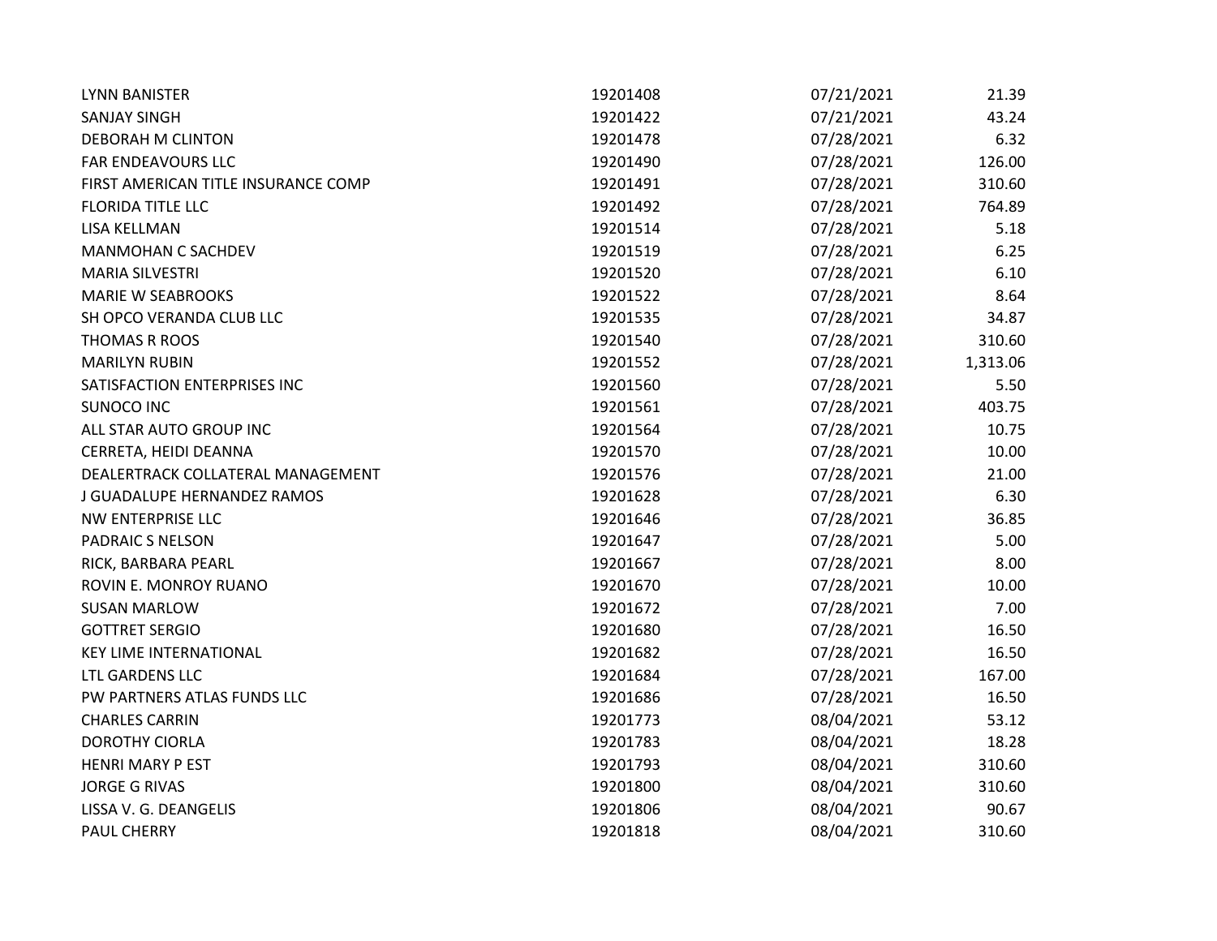| | | | |
|---|---|---|---|
| LYNN BANISTER | 19201408 | 07/21/2021 | 21.39 |
| SANJAY SINGH | 19201422 | 07/21/2021 | 43.24 |
| DEBORAH M CLINTON | 19201478 | 07/28/2021 | 6.32 |
| FAR ENDEAVOURS LLC | 19201490 | 07/28/2021 | 126.00 |
| FIRST AMERICAN TITLE INSURANCE COMP | 19201491 | 07/28/2021 | 310.60 |
| FLORIDA TITLE LLC | 19201492 | 07/28/2021 | 764.89 |
| LISA KELLMAN | 19201514 | 07/28/2021 | 5.18 |
| MANMOHAN C SACHDEV | 19201519 | 07/28/2021 | 6.25 |
| MARIA SILVESTRI | 19201520 | 07/28/2021 | 6.10 |
| MARIE W SEABROOKS | 19201522 | 07/28/2021 | 8.64 |
| SH OPCO VERANDA CLUB LLC | 19201535 | 07/28/2021 | 34.87 |
| THOMAS R ROOS | 19201540 | 07/28/2021 | 310.60 |
| MARILYN RUBIN | 19201552 | 07/28/2021 | 1,313.06 |
| SATISFACTION ENTERPRISES INC | 19201560 | 07/28/2021 | 5.50 |
| SUNOCO INC | 19201561 | 07/28/2021 | 403.75 |
| ALL STAR AUTO GROUP INC | 19201564 | 07/28/2021 | 10.75 |
| CERRETA, HEIDI DEANNA | 19201570 | 07/28/2021 | 10.00 |
| DEALERTRACK COLLATERAL MANAGEMENT | 19201576 | 07/28/2021 | 21.00 |
| J GUADALUPE HERNANDEZ RAMOS | 19201628 | 07/28/2021 | 6.30 |
| NW ENTERPRISE LLC | 19201646 | 07/28/2021 | 36.85 |
| PADRAIC S NELSON | 19201647 | 07/28/2021 | 5.00 |
| RICK, BARBARA PEARL | 19201667 | 07/28/2021 | 8.00 |
| ROVIN E. MONROY RUANO | 19201670 | 07/28/2021 | 10.00 |
| SUSAN MARLOW | 19201672 | 07/28/2021 | 7.00 |
| GOTTRET SERGIO | 19201680 | 07/28/2021 | 16.50 |
| KEY LIME INTERNATIONAL | 19201682 | 07/28/2021 | 16.50 |
| LTL GARDENS LLC | 19201684 | 07/28/2021 | 167.00 |
| PW PARTNERS ATLAS FUNDS LLC | 19201686 | 07/28/2021 | 16.50 |
| CHARLES CARRIN | 19201773 | 08/04/2021 | 53.12 |
| DOROTHY CIORLA | 19201783 | 08/04/2021 | 18.28 |
| HENRI MARY P EST | 19201793 | 08/04/2021 | 310.60 |
| JORGE G RIVAS | 19201800 | 08/04/2021 | 310.60 |
| LISSA V. G. DEANGELIS | 19201806 | 08/04/2021 | 90.67 |
| PAUL CHERRY | 19201818 | 08/04/2021 | 310.60 |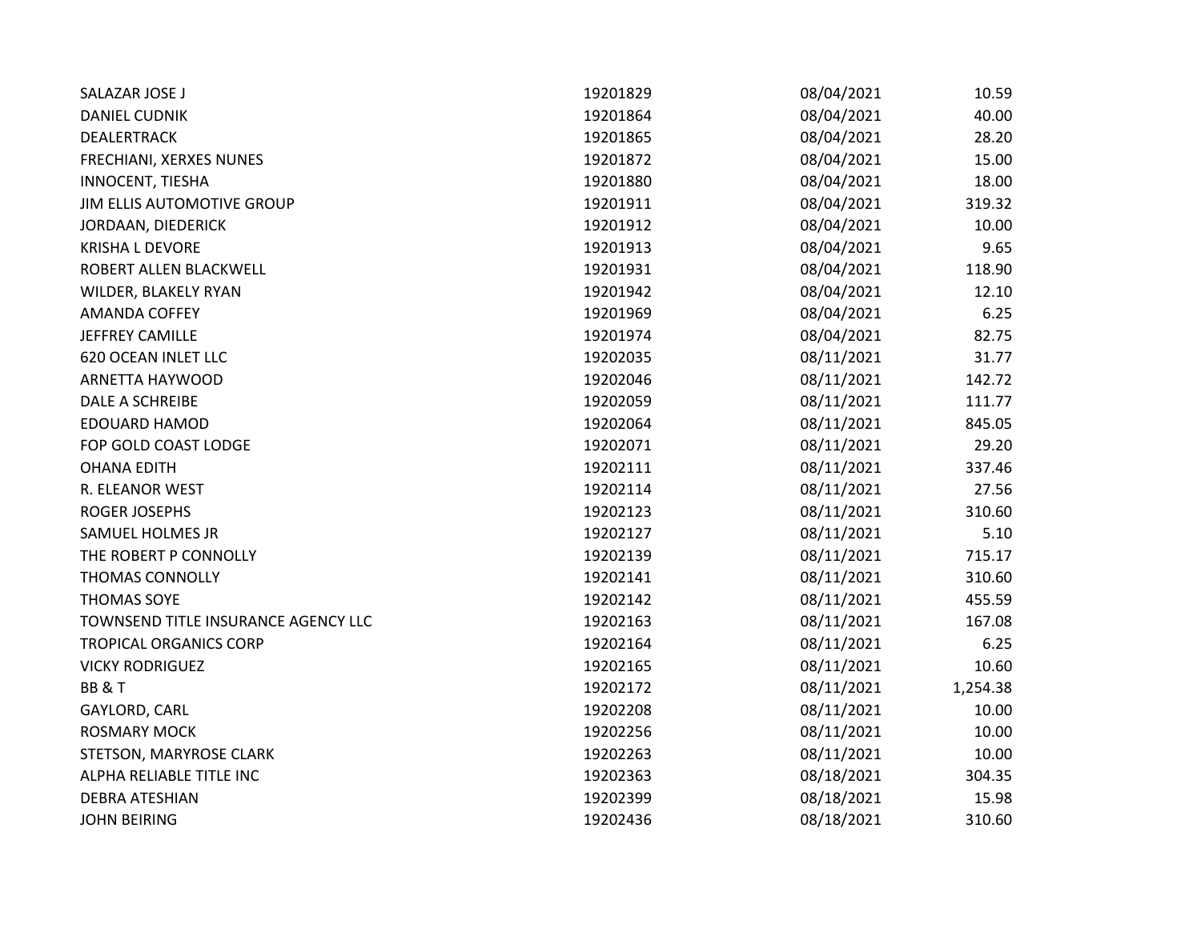| | | | |
|---|---|---|---|
| SALAZAR JOSE J | 19201829 | 08/04/2021 | 10.59 |
| DANIEL CUDNIK | 19201864 | 08/04/2021 | 40.00 |
| DEALERTRACK | 19201865 | 08/04/2021 | 28.20 |
| FRECHIANI, XERXES NUNES | 19201872 | 08/04/2021 | 15.00 |
| INNOCENT, TIESHA | 19201880 | 08/04/2021 | 18.00 |
| JIM ELLIS AUTOMOTIVE GROUP | 19201911 | 08/04/2021 | 319.32 |
| JORDAAN, DIEDERICK | 19201912 | 08/04/2021 | 10.00 |
| KRISHA L DEVORE | 19201913 | 08/04/2021 | 9.65 |
| ROBERT ALLEN BLACKWELL | 19201931 | 08/04/2021 | 118.90 |
| WILDER, BLAKELY RYAN | 19201942 | 08/04/2021 | 12.10 |
| AMANDA COFFEY | 19201969 | 08/04/2021 | 6.25 |
| JEFFREY CAMILLE | 19201974 | 08/04/2021 | 82.75 |
| 620 OCEAN INLET LLC | 19202035 | 08/11/2021 | 31.77 |
| ARNETTA HAYWOOD | 19202046 | 08/11/2021 | 142.72 |
| DALE A SCHREIBE | 19202059 | 08/11/2021 | 111.77 |
| EDOUARD HAMOD | 19202064 | 08/11/2021 | 845.05 |
| FOP GOLD COAST LODGE | 19202071 | 08/11/2021 | 29.20 |
| OHANA EDITH | 19202111 | 08/11/2021 | 337.46 |
| R. ELEANOR WEST | 19202114 | 08/11/2021 | 27.56 |
| ROGER JOSEPHS | 19202123 | 08/11/2021 | 310.60 |
| SAMUEL HOLMES JR | 19202127 | 08/11/2021 | 5.10 |
| THE ROBERT P CONNOLLY | 19202139 | 08/11/2021 | 715.17 |
| THOMAS CONNOLLY | 19202141 | 08/11/2021 | 310.60 |
| THOMAS SOYE | 19202142 | 08/11/2021 | 455.59 |
| TOWNSEND TITLE INSURANCE AGENCY LLC | 19202163 | 08/11/2021 | 167.08 |
| TROPICAL ORGANICS CORP | 19202164 | 08/11/2021 | 6.25 |
| VICKY RODRIGUEZ | 19202165 | 08/11/2021 | 10.60 |
| BB & T | 19202172 | 08/11/2021 | 1,254.38 |
| GAYLORD, CARL | 19202208 | 08/11/2021 | 10.00 |
| ROSMARY MOCK | 19202256 | 08/11/2021 | 10.00 |
| STETSON, MARYROSE CLARK | 19202263 | 08/11/2021 | 10.00 |
| ALPHA RELIABLE TITLE INC | 19202363 | 08/18/2021 | 304.35 |
| DEBRA ATESHIAN | 19202399 | 08/18/2021 | 15.98 |
| JOHN BEIRING | 19202436 | 08/18/2021 | 310.60 |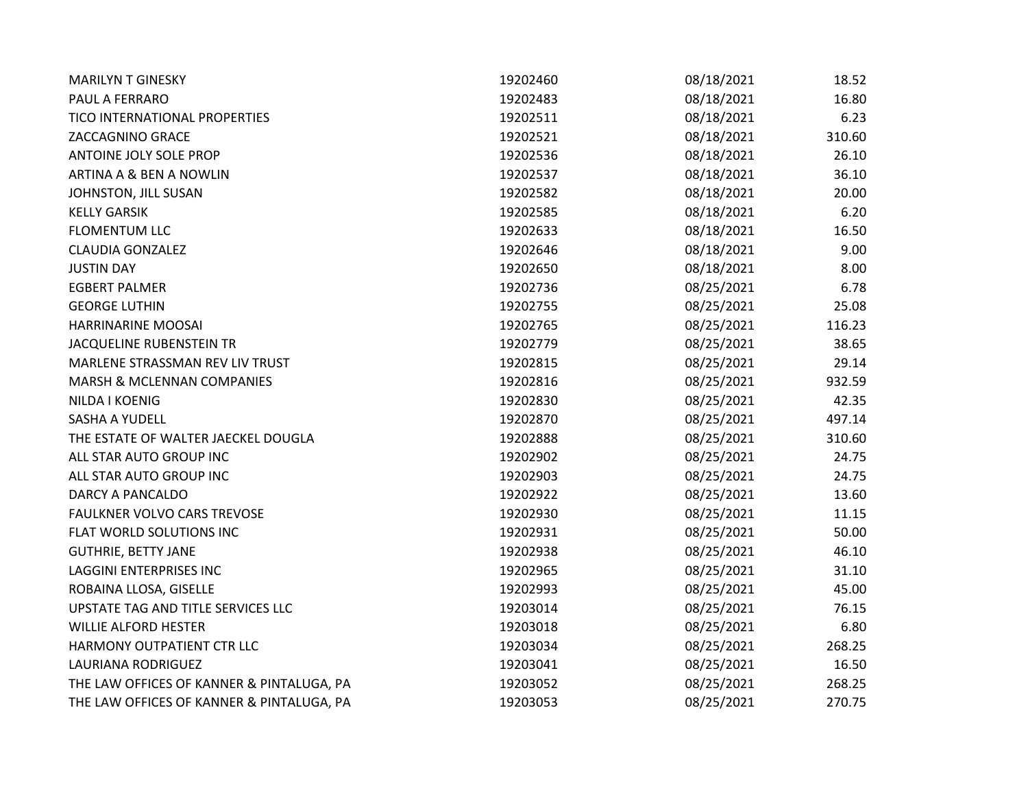| | | | |
|---|---|---|---|
| MARILYN T GINESKY | 19202460 | 08/18/2021 | 18.52 |
| PAUL A FERRARO | 19202483 | 08/18/2021 | 16.80 |
| TICO INTERNATIONAL PROPERTIES | 19202511 | 08/18/2021 | 6.23 |
| ZACCAGNINO GRACE | 19202521 | 08/18/2021 | 310.60 |
| ANTOINE JOLY SOLE PROP | 19202536 | 08/18/2021 | 26.10 |
| ARTINA A & BEN A NOWLIN | 19202537 | 08/18/2021 | 36.10 |
| JOHNSTON, JILL SUSAN | 19202582 | 08/18/2021 | 20.00 |
| KELLY GARSIK | 19202585 | 08/18/2021 | 6.20 |
| FLOMENTUM LLC | 19202633 | 08/18/2021 | 16.50 |
| CLAUDIA GONZALEZ | 19202646 | 08/18/2021 | 9.00 |
| JUSTIN DAY | 19202650 | 08/18/2021 | 8.00 |
| EGBERT PALMER | 19202736 | 08/25/2021 | 6.78 |
| GEORGE LUTHIN | 19202755 | 08/25/2021 | 25.08 |
| HARRINARINE MOOSAI | 19202765 | 08/25/2021 | 116.23 |
| JACQUELINE RUBENSTEIN TR | 19202779 | 08/25/2021 | 38.65 |
| MARLENE STRASSMAN REV LIV TRUST | 19202815 | 08/25/2021 | 29.14 |
| MARSH & MCLENNAN COMPANIES | 19202816 | 08/25/2021 | 932.59 |
| NILDA I KOENIG | 19202830 | 08/25/2021 | 42.35 |
| SASHA A YUDELL | 19202870 | 08/25/2021 | 497.14 |
| THE ESTATE OF WALTER JAECKEL DOUGLA | 19202888 | 08/25/2021 | 310.60 |
| ALL STAR AUTO GROUP INC | 19202902 | 08/25/2021 | 24.75 |
| ALL STAR AUTO GROUP INC | 19202903 | 08/25/2021 | 24.75 |
| DARCY A PANCALDO | 19202922 | 08/25/2021 | 13.60 |
| FAULKNER VOLVO CARS TREVOSE | 19202930 | 08/25/2021 | 11.15 |
| FLAT WORLD SOLUTIONS INC | 19202931 | 08/25/2021 | 50.00 |
| GUTHRIE, BETTY JANE | 19202938 | 08/25/2021 | 46.10 |
| LAGGINI ENTERPRISES INC | 19202965 | 08/25/2021 | 31.10 |
| ROBAINA LLOSA, GISELLE | 19202993 | 08/25/2021 | 45.00 |
| UPSTATE TAG AND TITLE SERVICES LLC | 19203014 | 08/25/2021 | 76.15 |
| WILLIE ALFORD HESTER | 19203018 | 08/25/2021 | 6.80 |
| HARMONY OUTPATIENT CTR LLC | 19203034 | 08/25/2021 | 268.25 |
| LAURIANA RODRIGUEZ | 19203041 | 08/25/2021 | 16.50 |
| THE LAW OFFICES OF KANNER & PINTALUGA, PA | 19203052 | 08/25/2021 | 268.25 |
| THE LAW OFFICES OF KANNER & PINTALUGA, PA | 19203053 | 08/25/2021 | 270.75 |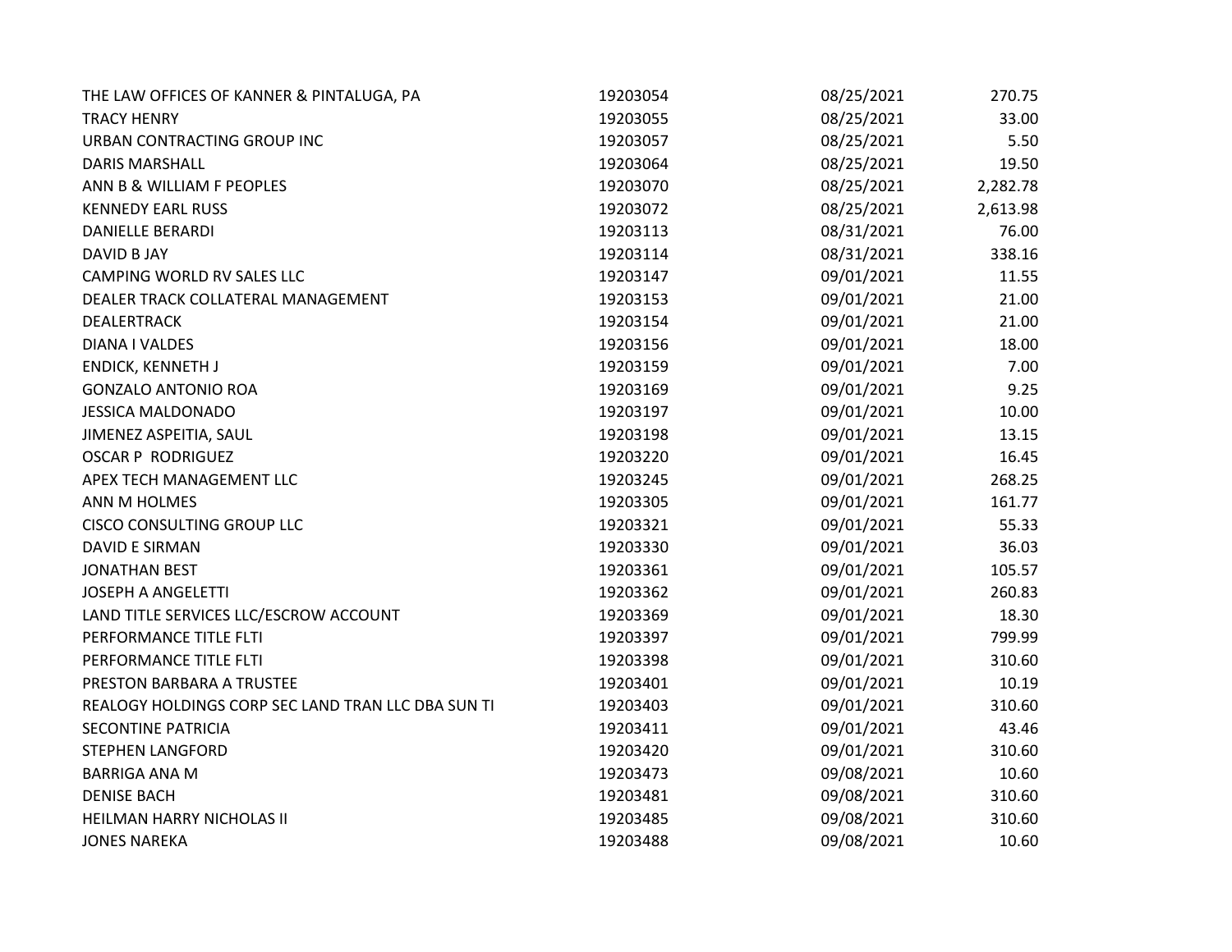| | | | |
|---|---|---|---|
| THE LAW OFFICES OF KANNER & PINTALUGA, PA | 19203054 | 08/25/2021 | 270.75 |
| TRACY HENRY | 19203055 | 08/25/2021 | 33.00 |
| URBAN CONTRACTING GROUP INC | 19203057 | 08/25/2021 | 5.50 |
| DARIS MARSHALL | 19203064 | 08/25/2021 | 19.50 |
| ANN B & WILLIAM F PEOPLES | 19203070 | 08/25/2021 | 2,282.78 |
| KENNEDY EARL RUSS | 19203072 | 08/25/2021 | 2,613.98 |
| DANIELLE BERARDI | 19203113 | 08/31/2021 | 76.00 |
| DAVID B JAY | 19203114 | 08/31/2021 | 338.16 |
| CAMPING WORLD RV SALES LLC | 19203147 | 09/01/2021 | 11.55 |
| DEALER TRACK COLLATERAL MANAGEMENT | 19203153 | 09/01/2021 | 21.00 |
| DEALERTRACK | 19203154 | 09/01/2021 | 21.00 |
| DIANA I VALDES | 19203156 | 09/01/2021 | 18.00 |
| ENDICK, KENNETH J | 19203159 | 09/01/2021 | 7.00 |
| GONZALO ANTONIO ROA | 19203169 | 09/01/2021 | 9.25 |
| JESSICA MALDONADO | 19203197 | 09/01/2021 | 10.00 |
| JIMENEZ ASPEITIA, SAUL | 19203198 | 09/01/2021 | 13.15 |
| OSCAR P RODRIGUEZ | 19203220 | 09/01/2021 | 16.45 |
| APEX TECH MANAGEMENT LLC | 19203245 | 09/01/2021 | 268.25 |
| ANN M HOLMES | 19203305 | 09/01/2021 | 161.77 |
| CISCO CONSULTING GROUP LLC | 19203321 | 09/01/2021 | 55.33 |
| DAVID E SIRMAN | 19203330 | 09/01/2021 | 36.03 |
| JONATHAN BEST | 19203361 | 09/01/2021 | 105.57 |
| JOSEPH A ANGELETTI | 19203362 | 09/01/2021 | 260.83 |
| LAND TITLE SERVICES LLC/ESCROW ACCOUNT | 19203369 | 09/01/2021 | 18.30 |
| PERFORMANCE TITLE FLTI | 19203397 | 09/01/2021 | 799.99 |
| PERFORMANCE TITLE FLTI | 19203398 | 09/01/2021 | 310.60 |
| PRESTON BARBARA A TRUSTEE | 19203401 | 09/01/2021 | 10.19 |
| REALOGY HOLDINGS CORP SEC LAND TRAN LLC DBA SUN TI | 19203403 | 09/01/2021 | 310.60 |
| SECONTINE PATRICIA | 19203411 | 09/01/2021 | 43.46 |
| STEPHEN LANGFORD | 19203420 | 09/01/2021 | 310.60 |
| BARRIGA ANA M | 19203473 | 09/08/2021 | 10.60 |
| DENISE BACH | 19203481 | 09/08/2021 | 310.60 |
| HEILMAN HARRY NICHOLAS II | 19203485 | 09/08/2021 | 310.60 |
| JONES NAREKA | 19203488 | 09/08/2021 | 10.60 |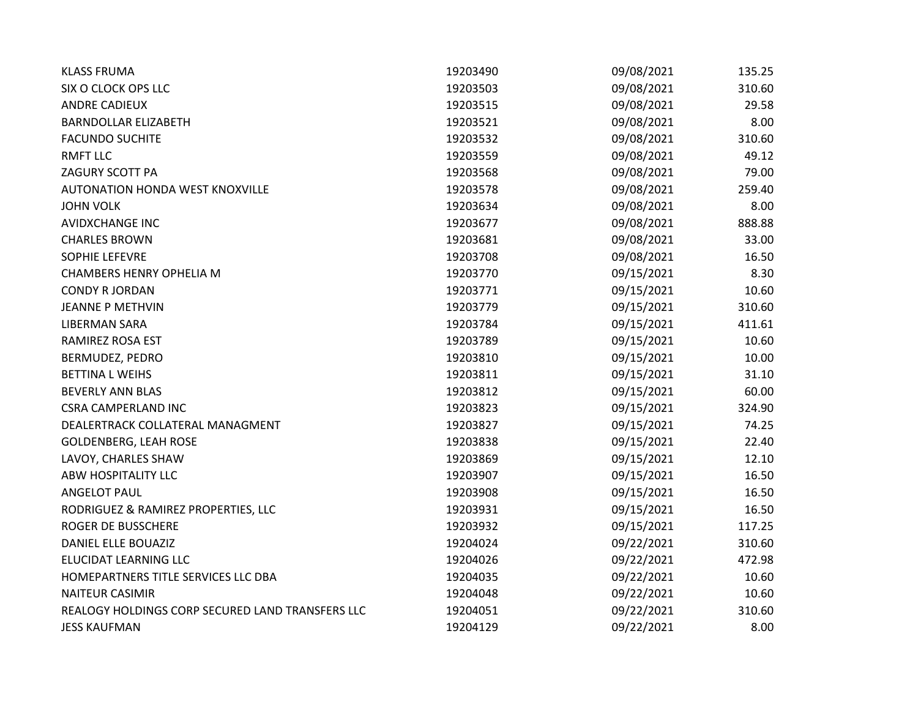| | | | |
|---|---|---|---|
| KLASS FRUMA | 19203490 | 09/08/2021 | 135.25 |
| SIX O CLOCK OPS LLC | 19203503 | 09/08/2021 | 310.60 |
| ANDRE CADIEUX | 19203515 | 09/08/2021 | 29.58 |
| BARNDOLLAR ELIZABETH | 19203521 | 09/08/2021 | 8.00 |
| FACUNDO SUCHITE | 19203532 | 09/08/2021 | 310.60 |
| RMFT LLC | 19203559 | 09/08/2021 | 49.12 |
| ZAGURY SCOTT PA | 19203568 | 09/08/2021 | 79.00 |
| AUTONATION HONDA WEST KNOXVILLE | 19203578 | 09/08/2021 | 259.40 |
| JOHN VOLK | 19203634 | 09/08/2021 | 8.00 |
| AVIDXCHANGE INC | 19203677 | 09/08/2021 | 888.88 |
| CHARLES BROWN | 19203681 | 09/08/2021 | 33.00 |
| SOPHIE LEFEVRE | 19203708 | 09/08/2021 | 16.50 |
| CHAMBERS HENRY OPHELIA M | 19203770 | 09/15/2021 | 8.30 |
| CONDY R JORDAN | 19203771 | 09/15/2021 | 10.60 |
| JEANNE P METHVIN | 19203779 | 09/15/2021 | 310.60 |
| LIBERMAN SARA | 19203784 | 09/15/2021 | 411.61 |
| RAMIREZ ROSA EST | 19203789 | 09/15/2021 | 10.60 |
| BERMUDEZ, PEDRO | 19203810 | 09/15/2021 | 10.00 |
| BETTINA L WEIHS | 19203811 | 09/15/2021 | 31.10 |
| BEVERLY ANN BLAS | 19203812 | 09/15/2021 | 60.00 |
| CSRA CAMPERLAND INC | 19203823 | 09/15/2021 | 324.90 |
| DEALERTRACK COLLATERAL MANAGMENT | 19203827 | 09/15/2021 | 74.25 |
| GOLDENBERG, LEAH ROSE | 19203838 | 09/15/2021 | 22.40 |
| LAVOY, CHARLES SHAW | 19203869 | 09/15/2021 | 12.10 |
| ABW HOSPITALITY LLC | 19203907 | 09/15/2021 | 16.50 |
| ANGELOT PAUL | 19203908 | 09/15/2021 | 16.50 |
| RODRIGUEZ & RAMIREZ PROPERTIES, LLC | 19203931 | 09/15/2021 | 16.50 |
| ROGER DE BUSSCHERE | 19203932 | 09/15/2021 | 117.25 |
| DANIEL ELLE BOUAZIZ | 19204024 | 09/22/2021 | 310.60 |
| ELUCIDAT LEARNING LLC | 19204026 | 09/22/2021 | 472.98 |
| HOMEPARTNERS TITLE SERVICES LLC DBA | 19204035 | 09/22/2021 | 10.60 |
| NAITEUR CASIMIR | 19204048 | 09/22/2021 | 10.60 |
| REALOGY HOLDINGS CORP SECURED LAND TRANSFERS LLC | 19204051 | 09/22/2021 | 310.60 |
| JESS KAUFMAN | 19204129 | 09/22/2021 | 8.00 |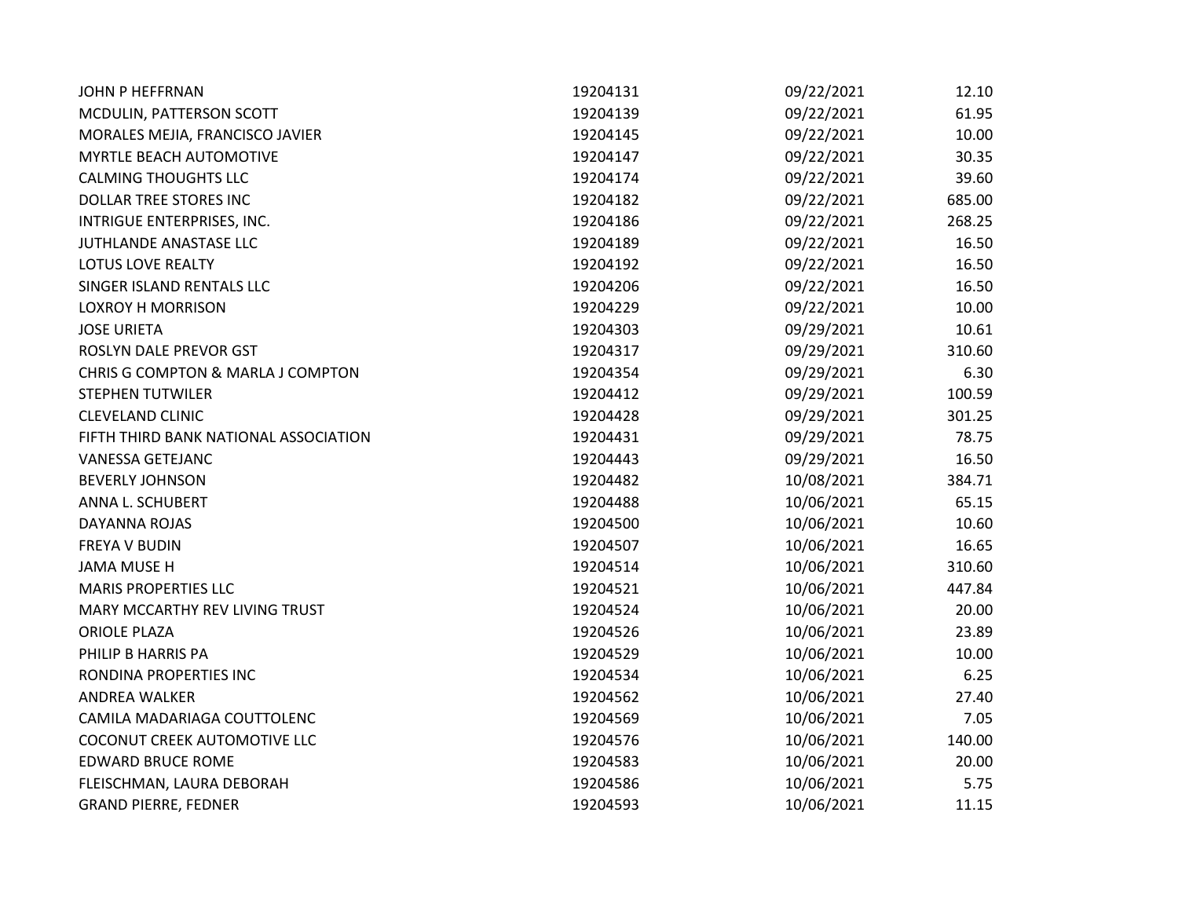| | | | |
|---|---|---|---|
| JOHN P HEFFRNAN | 19204131 | 09/22/2021 | 12.10 |
| MCDULIN, PATTERSON SCOTT | 19204139 | 09/22/2021 | 61.95 |
| MORALES MEJIA, FRANCISCO JAVIER | 19204145 | 09/22/2021 | 10.00 |
| MYRTLE BEACH AUTOMOTIVE | 19204147 | 09/22/2021 | 30.35 |
| CALMING THOUGHTS LLC | 19204174 | 09/22/2021 | 39.60 |
| DOLLAR TREE STORES INC | 19204182 | 09/22/2021 | 685.00 |
| INTRIGUE ENTERPRISES, INC. | 19204186 | 09/22/2021 | 268.25 |
| JUTHLANDE ANASTASE LLC | 19204189 | 09/22/2021 | 16.50 |
| LOTUS LOVE REALTY | 19204192 | 09/22/2021 | 16.50 |
| SINGER ISLAND RENTALS LLC | 19204206 | 09/22/2021 | 16.50 |
| LOXROY H MORRISON | 19204229 | 09/22/2021 | 10.00 |
| JOSE URIETA | 19204303 | 09/29/2021 | 10.61 |
| ROSLYN DALE PREVOR GST | 19204317 | 09/29/2021 | 310.60 |
| CHRIS G COMPTON & MARLA J COMPTON | 19204354 | 09/29/2021 | 6.30 |
| STEPHEN TUTWILER | 19204412 | 09/29/2021 | 100.59 |
| CLEVELAND CLINIC | 19204428 | 09/29/2021 | 301.25 |
| FIFTH THIRD BANK NATIONAL ASSOCIATION | 19204431 | 09/29/2021 | 78.75 |
| VANESSA GETEJANC | 19204443 | 09/29/2021 | 16.50 |
| BEVERLY JOHNSON | 19204482 | 10/08/2021 | 384.71 |
| ANNA L. SCHUBERT | 19204488 | 10/06/2021 | 65.15 |
| DAYANNA ROJAS | 19204500 | 10/06/2021 | 10.60 |
| FREYA V BUDIN | 19204507 | 10/06/2021 | 16.65 |
| JAMA MUSE H | 19204514 | 10/06/2021 | 310.60 |
| MARIS PROPERTIES LLC | 19204521 | 10/06/2021 | 447.84 |
| MARY MCCARTHY REV LIVING TRUST | 19204524 | 10/06/2021 | 20.00 |
| ORIOLE PLAZA | 19204526 | 10/06/2021 | 23.89 |
| PHILIP B HARRIS PA | 19204529 | 10/06/2021 | 10.00 |
| RONDINA PROPERTIES INC | 19204534 | 10/06/2021 | 6.25 |
| ANDREA WALKER | 19204562 | 10/06/2021 | 27.40 |
| CAMILA MADARIAGA COUTTOLENC | 19204569 | 10/06/2021 | 7.05 |
| COCONUT CREEK AUTOMOTIVE LLC | 19204576 | 10/06/2021 | 140.00 |
| EDWARD BRUCE ROME | 19204583 | 10/06/2021 | 20.00 |
| FLEISCHMAN, LAURA DEBORAH | 19204586 | 10/06/2021 | 5.75 |
| GRAND PIERRE, FEDNER | 19204593 | 10/06/2021 | 11.15 |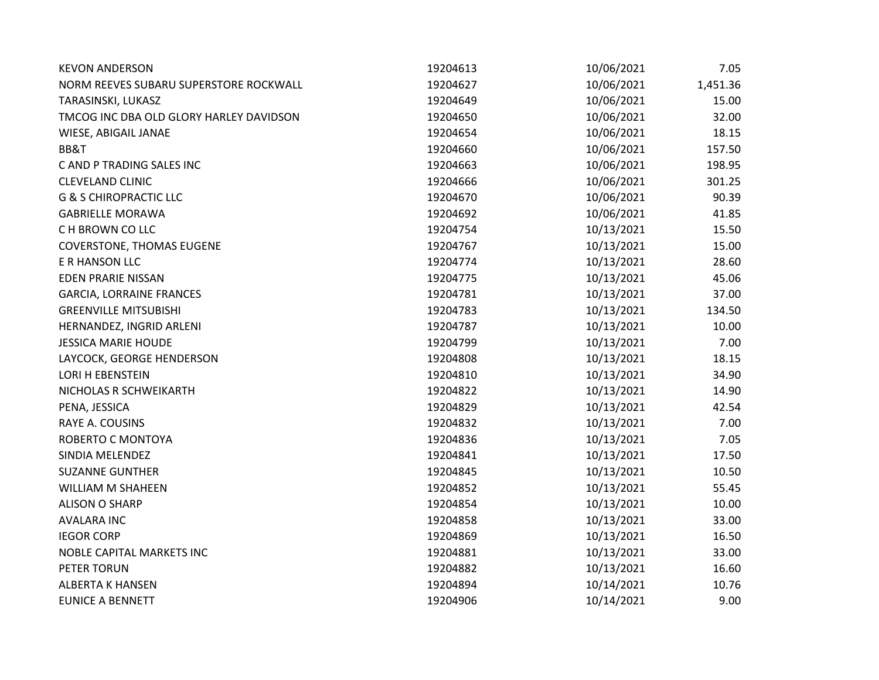| | | | |
|---|---|---|---|
| KEVON ANDERSON | 19204613 | 10/06/2021 | 7.05 |
| NORM REEVES SUBARU SUPERSTORE ROCKWALL | 19204627 | 10/06/2021 | 1,451.36 |
| TARASINSKI, LUKASZ | 19204649 | 10/06/2021 | 15.00 |
| TMCOG INC DBA OLD GLORY HARLEY DAVIDSON | 19204650 | 10/06/2021 | 32.00 |
| WIESE, ABIGAIL JANAE | 19204654 | 10/06/2021 | 18.15 |
| BB&T | 19204660 | 10/06/2021 | 157.50 |
| C AND P TRADING SALES INC | 19204663 | 10/06/2021 | 198.95 |
| CLEVELAND CLINIC | 19204666 | 10/06/2021 | 301.25 |
| G & S CHIROPRACTIC LLC | 19204670 | 10/06/2021 | 90.39 |
| GABRIELLE MORAWA | 19204692 | 10/06/2021 | 41.85 |
| C H BROWN CO LLC | 19204754 | 10/13/2021 | 15.50 |
| COVERSTONE, THOMAS EUGENE | 19204767 | 10/13/2021 | 15.00 |
| E R HANSON LLC | 19204774 | 10/13/2021 | 28.60 |
| EDEN PRARIE NISSAN | 19204775 | 10/13/2021 | 45.06 |
| GARCIA, LORRAINE FRANCES | 19204781 | 10/13/2021 | 37.00 |
| GREENVILLE MITSUBISHI | 19204783 | 10/13/2021 | 134.50 |
| HERNANDEZ, INGRID ARLENI | 19204787 | 10/13/2021 | 10.00 |
| JESSICA MARIE HOUDE | 19204799 | 10/13/2021 | 7.00 |
| LAYCOCK, GEORGE HENDERSON | 19204808 | 10/13/2021 | 18.15 |
| LORI H EBENSTEIN | 19204810 | 10/13/2021 | 34.90 |
| NICHOLAS R SCHWEIKARTH | 19204822 | 10/13/2021 | 14.90 |
| PENA, JESSICA | 19204829 | 10/13/2021 | 42.54 |
| RAYE A. COUSINS | 19204832 | 10/13/2021 | 7.00 |
| ROBERTO C MONTOYA | 19204836 | 10/13/2021 | 7.05 |
| SINDIA MELENDEZ | 19204841 | 10/13/2021 | 17.50 |
| SUZANNE GUNTHER | 19204845 | 10/13/2021 | 10.50 |
| WILLIAM M SHAHEEN | 19204852 | 10/13/2021 | 55.45 |
| ALISON O SHARP | 19204854 | 10/13/2021 | 10.00 |
| AVALARA INC | 19204858 | 10/13/2021 | 33.00 |
| IEGOR CORP | 19204869 | 10/13/2021 | 16.50 |
| NOBLE CAPITAL MARKETS INC | 19204881 | 10/13/2021 | 33.00 |
| PETER TORUN | 19204882 | 10/13/2021 | 16.60 |
| ALBERTA K HANSEN | 19204894 | 10/14/2021 | 10.76 |
| EUNICE A BENNETT | 19204906 | 10/14/2021 | 9.00 |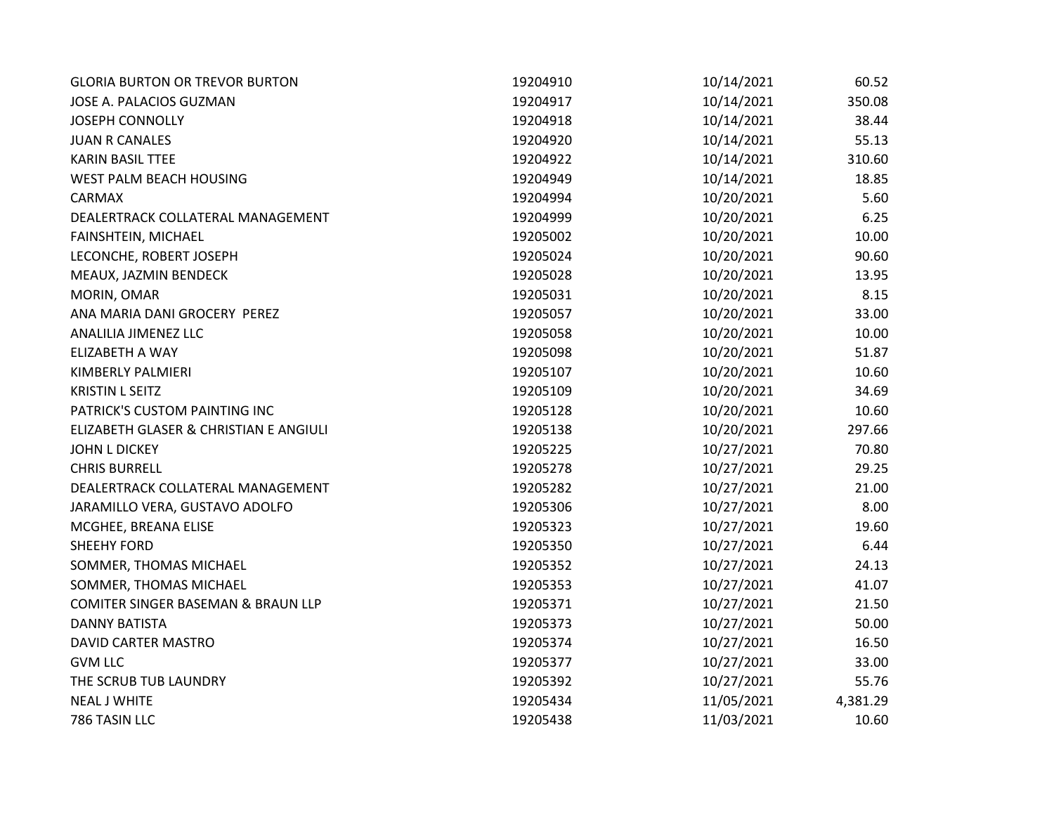| | | | |
|---|---|---|---|
| GLORIA BURTON OR TREVOR BURTON | 19204910 | 10/14/2021 | 60.52 |
| JOSE A. PALACIOS GUZMAN | 19204917 | 10/14/2021 | 350.08 |
| JOSEPH CONNOLLY | 19204918 | 10/14/2021 | 38.44 |
| JUAN R CANALES | 19204920 | 10/14/2021 | 55.13 |
| KARIN BASIL TTEE | 19204922 | 10/14/2021 | 310.60 |
| WEST PALM BEACH HOUSING | 19204949 | 10/14/2021 | 18.85 |
| CARMAX | 19204994 | 10/20/2021 | 5.60 |
| DEALERTRACK COLLATERAL MANAGEMENT | 19204999 | 10/20/2021 | 6.25 |
| FAINSHTEIN, MICHAEL | 19205002 | 10/20/2021 | 10.00 |
| LECONCHE, ROBERT JOSEPH | 19205024 | 10/20/2021 | 90.60 |
| MEAUX, JAZMIN BENDECK | 19205028 | 10/20/2021 | 13.95 |
| MORIN, OMAR | 19205031 | 10/20/2021 | 8.15 |
| ANA MARIA DANI GROCERY PEREZ | 19205057 | 10/20/2021 | 33.00 |
| ANALILIA JIMENEZ LLC | 19205058 | 10/20/2021 | 10.00 |
| ELIZABETH A WAY | 19205098 | 10/20/2021 | 51.87 |
| KIMBERLY PALMIERI | 19205107 | 10/20/2021 | 10.60 |
| KRISTIN L SEITZ | 19205109 | 10/20/2021 | 34.69 |
| PATRICK'S CUSTOM PAINTING INC | 19205128 | 10/20/2021 | 10.60 |
| ELIZABETH GLASER & CHRISTIAN E ANGIULI | 19205138 | 10/20/2021 | 297.66 |
| JOHN L DICKEY | 19205225 | 10/27/2021 | 70.80 |
| CHRIS BURRELL | 19205278 | 10/27/2021 | 29.25 |
| DEALERTRACK COLLATERAL MANAGEMENT | 19205282 | 10/27/2021 | 21.00 |
| JARAMILLO VERA, GUSTAVO ADOLFO | 19205306 | 10/27/2021 | 8.00 |
| MCGHEE, BREANA ELISE | 19205323 | 10/27/2021 | 19.60 |
| SHEEHY FORD | 19205350 | 10/27/2021 | 6.44 |
| SOMMER, THOMAS MICHAEL | 19205352 | 10/27/2021 | 24.13 |
| SOMMER, THOMAS MICHAEL | 19205353 | 10/27/2021 | 41.07 |
| COMITER SINGER BASEMAN & BRAUN LLP | 19205371 | 10/27/2021 | 21.50 |
| DANNY BATISTA | 19205373 | 10/27/2021 | 50.00 |
| DAVID CARTER MASTRO | 19205374 | 10/27/2021 | 16.50 |
| GVM LLC | 19205377 | 10/27/2021 | 33.00 |
| THE SCRUB TUB LAUNDRY | 19205392 | 10/27/2021 | 55.76 |
| NEAL J WHITE | 19205434 | 11/05/2021 | 4,381.29 |
| 786 TASIN LLC | 19205438 | 11/03/2021 | 10.60 |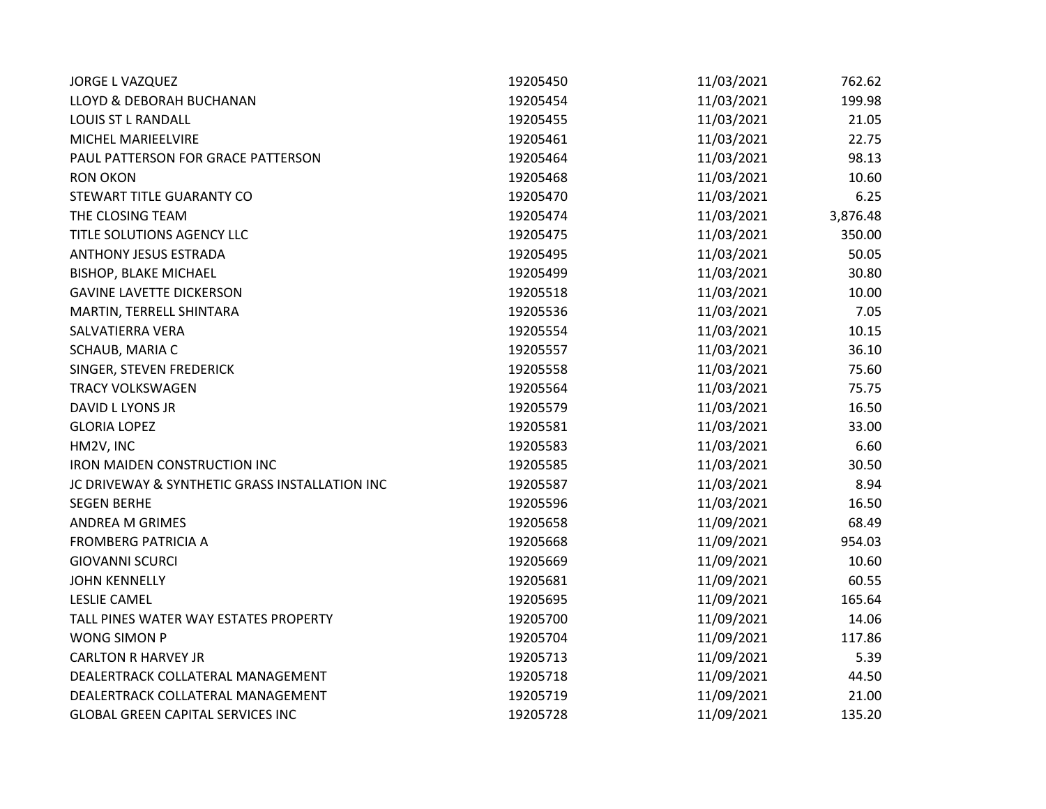| | | | |
|---|---|---|---|
| JORGE L VAZQUEZ | 19205450 | 11/03/2021 | 762.62 |
| LLOYD & DEBORAH BUCHANAN | 19205454 | 11/03/2021 | 199.98 |
| LOUIS ST L RANDALL | 19205455 | 11/03/2021 | 21.05 |
| MICHEL MARIEELVIRE | 19205461 | 11/03/2021 | 22.75 |
| PAUL PATTERSON FOR GRACE PATTERSON | 19205464 | 11/03/2021 | 98.13 |
| RON OKON | 19205468 | 11/03/2021 | 10.60 |
| STEWART TITLE GUARANTY CO | 19205470 | 11/03/2021 | 6.25 |
| THE CLOSING TEAM | 19205474 | 11/03/2021 | 3,876.48 |
| TITLE SOLUTIONS AGENCY LLC | 19205475 | 11/03/2021 | 350.00 |
| ANTHONY JESUS ESTRADA | 19205495 | 11/03/2021 | 50.05 |
| BISHOP, BLAKE MICHAEL | 19205499 | 11/03/2021 | 30.80 |
| GAVINE LAVETTE DICKERSON | 19205518 | 11/03/2021 | 10.00 |
| MARTIN, TERRELL SHINTARA | 19205536 | 11/03/2021 | 7.05 |
| SALVATIERRA VERA | 19205554 | 11/03/2021 | 10.15 |
| SCHAUB, MARIA C | 19205557 | 11/03/2021 | 36.10 |
| SINGER, STEVEN FREDERICK | 19205558 | 11/03/2021 | 75.60 |
| TRACY VOLKSWAGEN | 19205564 | 11/03/2021 | 75.75 |
| DAVID L LYONS JR | 19205579 | 11/03/2021 | 16.50 |
| GLORIA LOPEZ | 19205581 | 11/03/2021 | 33.00 |
| HM2V, INC | 19205583 | 11/03/2021 | 6.60 |
| IRON MAIDEN CONSTRUCTION INC | 19205585 | 11/03/2021 | 30.50 |
| JC DRIVEWAY & SYNTHETIC GRASS INSTALLATION INC | 19205587 | 11/03/2021 | 8.94 |
| SEGEN BERHE | 19205596 | 11/03/2021 | 16.50 |
| ANDREA M GRIMES | 19205658 | 11/09/2021 | 68.49 |
| FROMBERG PATRICIA A | 19205668 | 11/09/2021 | 954.03 |
| GIOVANNI SCURCI | 19205669 | 11/09/2021 | 10.60 |
| JOHN KENNELLY | 19205681 | 11/09/2021 | 60.55 |
| LESLIE CAMEL | 19205695 | 11/09/2021 | 165.64 |
| TALL PINES WATER WAY ESTATES PROPERTY | 19205700 | 11/09/2021 | 14.06 |
| WONG SIMON P | 19205704 | 11/09/2021 | 117.86 |
| CARLTON R HARVEY JR | 19205713 | 11/09/2021 | 5.39 |
| DEALERTRACK COLLATERAL MANAGEMENT | 19205718 | 11/09/2021 | 44.50 |
| DEALERTRACK COLLATERAL MANAGEMENT | 19205719 | 11/09/2021 | 21.00 |
| GLOBAL GREEN CAPITAL SERVICES INC | 19205728 | 11/09/2021 | 135.20 |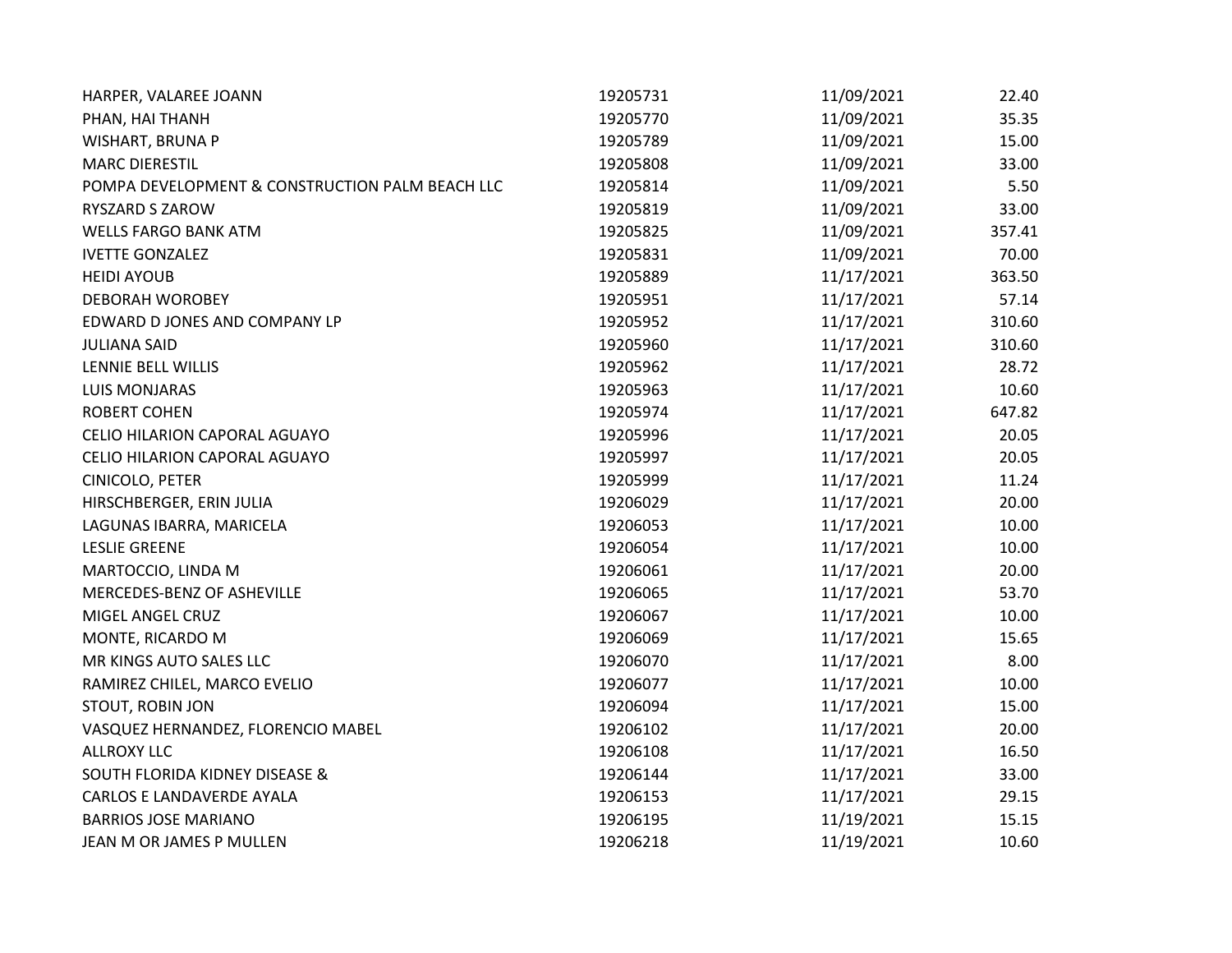| | | | |
|---|---|---|---|
| HARPER, VALAREE JOANN | 19205731 | 11/09/2021 | 22.40 |
| PHAN, HAI THANH | 19205770 | 11/09/2021 | 35.35 |
| WISHART, BRUNA P | 19205789 | 11/09/2021 | 15.00 |
| MARC DIERESTIL | 19205808 | 11/09/2021 | 33.00 |
| POMPA DEVELOPMENT & CONSTRUCTION PALM BEACH LLC | 19205814 | 11/09/2021 | 5.50 |
| RYSZARD S ZAROW | 19205819 | 11/09/2021 | 33.00 |
| WELLS FARGO BANK ATM | 19205825 | 11/09/2021 | 357.41 |
| IVETTE GONZALEZ | 19205831 | 11/09/2021 | 70.00 |
| HEIDI AYOUB | 19205889 | 11/17/2021 | 363.50 |
| DEBORAH WOROBEY | 19205951 | 11/17/2021 | 57.14 |
| EDWARD D JONES AND COMPANY LP | 19205952 | 11/17/2021 | 310.60 |
| JULIANA SAID | 19205960 | 11/17/2021 | 310.60 |
| LENNIE BELL WILLIS | 19205962 | 11/17/2021 | 28.72 |
| LUIS MONJARAS | 19205963 | 11/17/2021 | 10.60 |
| ROBERT COHEN | 19205974 | 11/17/2021 | 647.82 |
| CELIO HILARION CAPORAL AGUAYO | 19205996 | 11/17/2021 | 20.05 |
| CELIO HILARION CAPORAL AGUAYO | 19205997 | 11/17/2021 | 20.05 |
| CINICOLO, PETER | 19205999 | 11/17/2021 | 11.24 |
| HIRSCHBERGER, ERIN JULIA | 19206029 | 11/17/2021 | 20.00 |
| LAGUNAS IBARRA, MARICELA | 19206053 | 11/17/2021 | 10.00 |
| LESLIE GREENE | 19206054 | 11/17/2021 | 10.00 |
| MARTOCCIO, LINDA M | 19206061 | 11/17/2021 | 20.00 |
| MERCEDES-BENZ OF ASHEVILLE | 19206065 | 11/17/2021 | 53.70 |
| MIGEL ANGEL CRUZ | 19206067 | 11/17/2021 | 10.00 |
| MONTE, RICARDO M | 19206069 | 11/17/2021 | 15.65 |
| MR KINGS AUTO SALES LLC | 19206070 | 11/17/2021 | 8.00 |
| RAMIREZ CHILEL, MARCO EVELIO | 19206077 | 11/17/2021 | 10.00 |
| STOUT, ROBIN JON | 19206094 | 11/17/2021 | 15.00 |
| VASQUEZ HERNANDEZ, FLORENCIO MABEL | 19206102 | 11/17/2021 | 20.00 |
| ALLROXY LLC | 19206108 | 11/17/2021 | 16.50 |
| SOUTH FLORIDA KIDNEY DISEASE & | 19206144 | 11/17/2021 | 33.00 |
| CARLOS E LANDAVERDE AYALA | 19206153 | 11/17/2021 | 29.15 |
| BARRIOS JOSE MARIANO | 19206195 | 11/19/2021 | 15.15 |
| JEAN M OR JAMES P MULLEN | 19206218 | 11/19/2021 | 10.60 |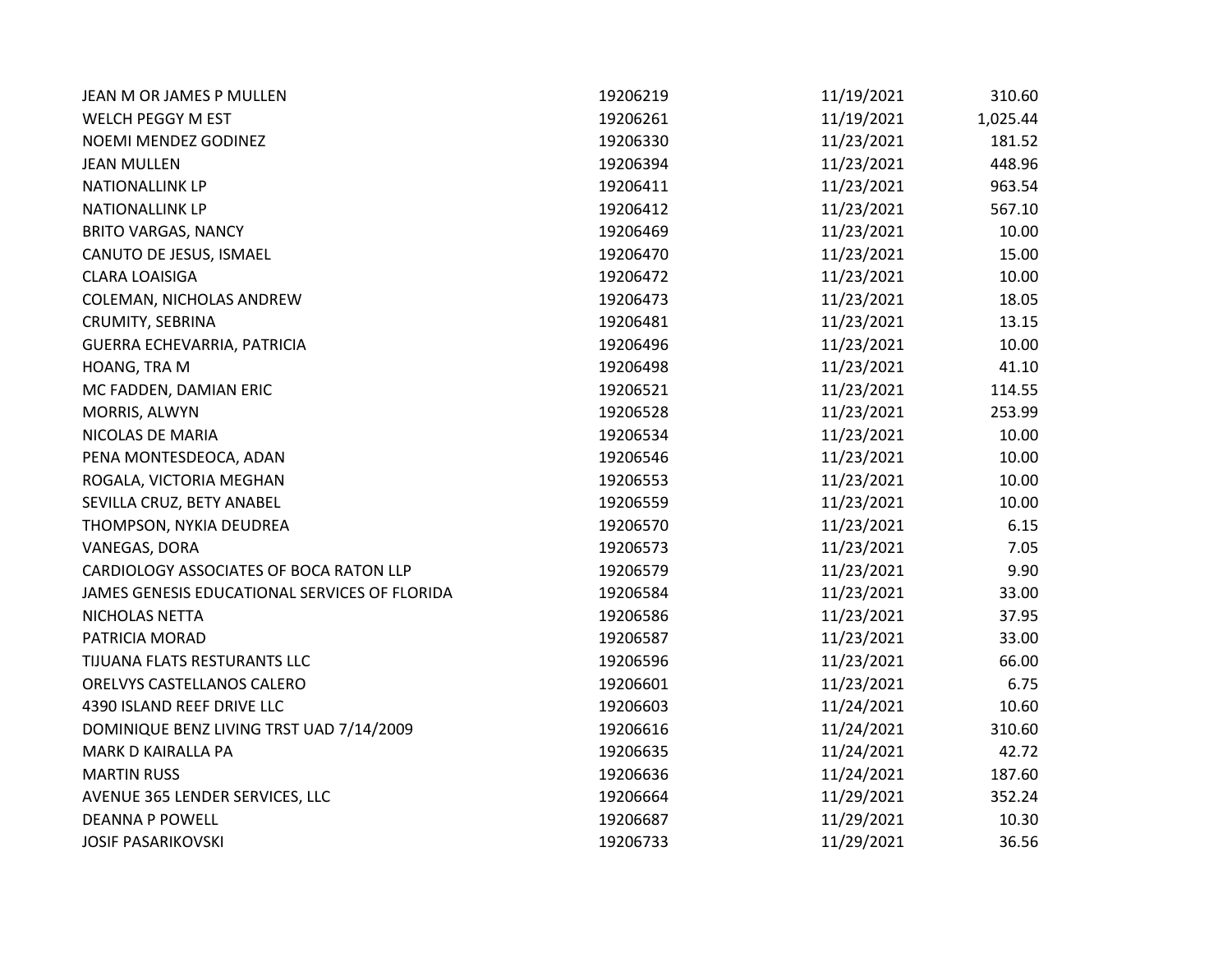| | | | |
|---|---|---|---|
| JEAN M OR JAMES P MULLEN | 19206219 | 11/19/2021 | 310.60 |
| WELCH PEGGY M EST | 19206261 | 11/19/2021 | 1,025.44 |
| NOEMI MENDEZ GODINEZ | 19206330 | 11/23/2021 | 181.52 |
| JEAN MULLEN | 19206394 | 11/23/2021 | 448.96 |
| NATIONALLINK LP | 19206411 | 11/23/2021 | 963.54 |
| NATIONALLINK LP | 19206412 | 11/23/2021 | 567.10 |
| BRITO VARGAS, NANCY | 19206469 | 11/23/2021 | 10.00 |
| CANUTO DE JESUS, ISMAEL | 19206470 | 11/23/2021 | 15.00 |
| CLARA LOAISIGA | 19206472 | 11/23/2021 | 10.00 |
| COLEMAN, NICHOLAS ANDREW | 19206473 | 11/23/2021 | 18.05 |
| CRUMITY, SEBRINA | 19206481 | 11/23/2021 | 13.15 |
| GUERRA ECHEVARRIA, PATRICIA | 19206496 | 11/23/2021 | 10.00 |
| HOANG, TRA M | 19206498 | 11/23/2021 | 41.10 |
| MC FADDEN, DAMIAN ERIC | 19206521 | 11/23/2021 | 114.55 |
| MORRIS, ALWYN | 19206528 | 11/23/2021 | 253.99 |
| NICOLAS DE MARIA | 19206534 | 11/23/2021 | 10.00 |
| PENA MONTESDEOCA, ADAN | 19206546 | 11/23/2021 | 10.00 |
| ROGALA, VICTORIA MEGHAN | 19206553 | 11/23/2021 | 10.00 |
| SEVILLA CRUZ, BETY ANABEL | 19206559 | 11/23/2021 | 10.00 |
| THOMPSON, NYKIA DEUDREA | 19206570 | 11/23/2021 | 6.15 |
| VANEGAS, DORA | 19206573 | 11/23/2021 | 7.05 |
| CARDIOLOGY ASSOCIATES OF BOCA RATON LLP | 19206579 | 11/23/2021 | 9.90 |
| JAMES GENESIS EDUCATIONAL SERVICES OF FLORIDA | 19206584 | 11/23/2021 | 33.00 |
| NICHOLAS NETTA | 19206586 | 11/23/2021 | 37.95 |
| PATRICIA MORAD | 19206587 | 11/23/2021 | 33.00 |
| TIJUANA FLATS RESTURANTS LLC | 19206596 | 11/23/2021 | 66.00 |
| ORELVYS CASTELLANOS CALERO | 19206601 | 11/23/2021 | 6.75 |
| 4390 ISLAND REEF DRIVE LLC | 19206603 | 11/24/2021 | 10.60 |
| DOMINIQUE BENZ LIVING TRST UAD 7/14/2009 | 19206616 | 11/24/2021 | 310.60 |
| MARK D KAIRALLA PA | 19206635 | 11/24/2021 | 42.72 |
| MARTIN RUSS | 19206636 | 11/24/2021 | 187.60 |
| AVENUE 365 LENDER SERVICES, LLC | 19206664 | 11/29/2021 | 352.24 |
| DEANNA P POWELL | 19206687 | 11/29/2021 | 10.30 |
| JOSIF PASARIKOVSKI | 19206733 | 11/29/2021 | 36.56 |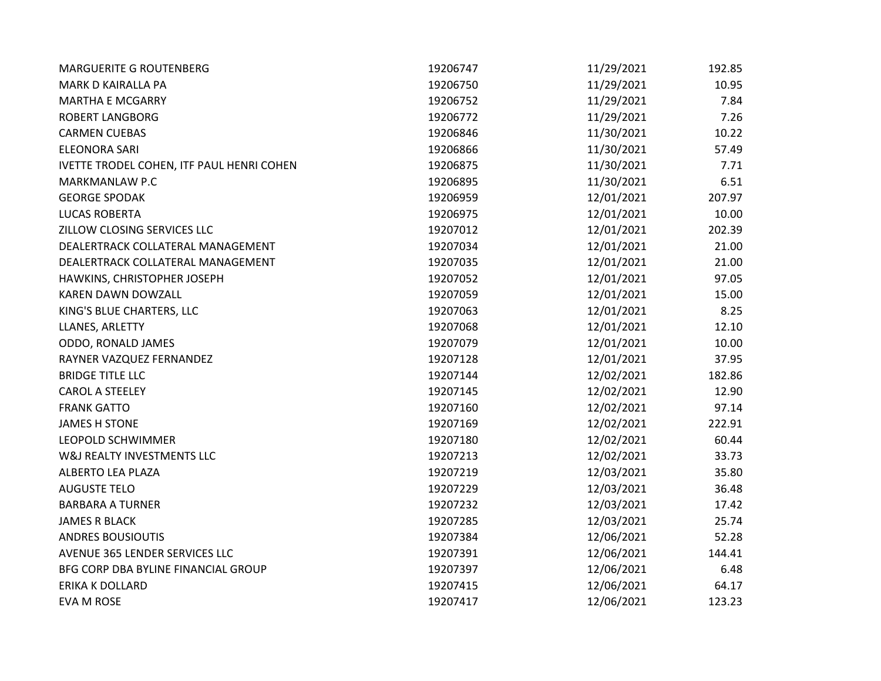| | | | |
|---|---|---|---|
| MARGUERITE G ROUTENBERG | 19206747 | 11/29/2021 | 192.85 |
| MARK D KAIRALLA PA | 19206750 | 11/29/2021 | 10.95 |
| MARTHA E MCGARRY | 19206752 | 11/29/2021 | 7.84 |
| ROBERT LANGBORG | 19206772 | 11/29/2021 | 7.26 |
| CARMEN CUEBAS | 19206846 | 11/30/2021 | 10.22 |
| ELEONORA SARI | 19206866 | 11/30/2021 | 57.49 |
| IVETTE TRODEL COHEN, ITF PAUL HENRI COHEN | 19206875 | 11/30/2021 | 7.71 |
| MARKMANLAW P.C | 19206895 | 11/30/2021 | 6.51 |
| GEORGE SPODAK | 19206959 | 12/01/2021 | 207.97 |
| LUCAS ROBERTA | 19206975 | 12/01/2021 | 10.00 |
| ZILLOW CLOSING SERVICES LLC | 19207012 | 12/01/2021 | 202.39 |
| DEALERTRACK COLLATERAL MANAGEMENT | 19207034 | 12/01/2021 | 21.00 |
| DEALERTRACK COLLATERAL MANAGEMENT | 19207035 | 12/01/2021 | 21.00 |
| HAWKINS, CHRISTOPHER JOSEPH | 19207052 | 12/01/2021 | 97.05 |
| KAREN DAWN DOWZALL | 19207059 | 12/01/2021 | 15.00 |
| KING'S BLUE CHARTERS, LLC | 19207063 | 12/01/2021 | 8.25 |
| LLANES, ARLETTY | 19207068 | 12/01/2021 | 12.10 |
| ODDO, RONALD JAMES | 19207079 | 12/01/2021 | 10.00 |
| RAYNER VAZQUEZ FERNANDEZ | 19207128 | 12/01/2021 | 37.95 |
| BRIDGE TITLE LLC | 19207144 | 12/02/2021 | 182.86 |
| CAROL A STEELEY | 19207145 | 12/02/2021 | 12.90 |
| FRANK GATTO | 19207160 | 12/02/2021 | 97.14 |
| JAMES H STONE | 19207169 | 12/02/2021 | 222.91 |
| LEOPOLD SCHWIMMER | 19207180 | 12/02/2021 | 60.44 |
| W&J REALTY INVESTMENTS LLC | 19207213 | 12/02/2021 | 33.73 |
| ALBERTO LEA PLAZA | 19207219 | 12/03/2021 | 35.80 |
| AUGUSTE TELO | 19207229 | 12/03/2021 | 36.48 |
| BARBARA A TURNER | 19207232 | 12/03/2021 | 17.42 |
| JAMES R BLACK | 19207285 | 12/03/2021 | 25.74 |
| ANDRES BOUSIOUTIS | 19207384 | 12/06/2021 | 52.28 |
| AVENUE 365 LENDER SERVICES LLC | 19207391 | 12/06/2021 | 144.41 |
| BFG CORP DBA BYLINE FINANCIAL GROUP | 19207397 | 12/06/2021 | 6.48 |
| ERIKA K DOLLARD | 19207415 | 12/06/2021 | 64.17 |
| EVA M ROSE | 19207417 | 12/06/2021 | 123.23 |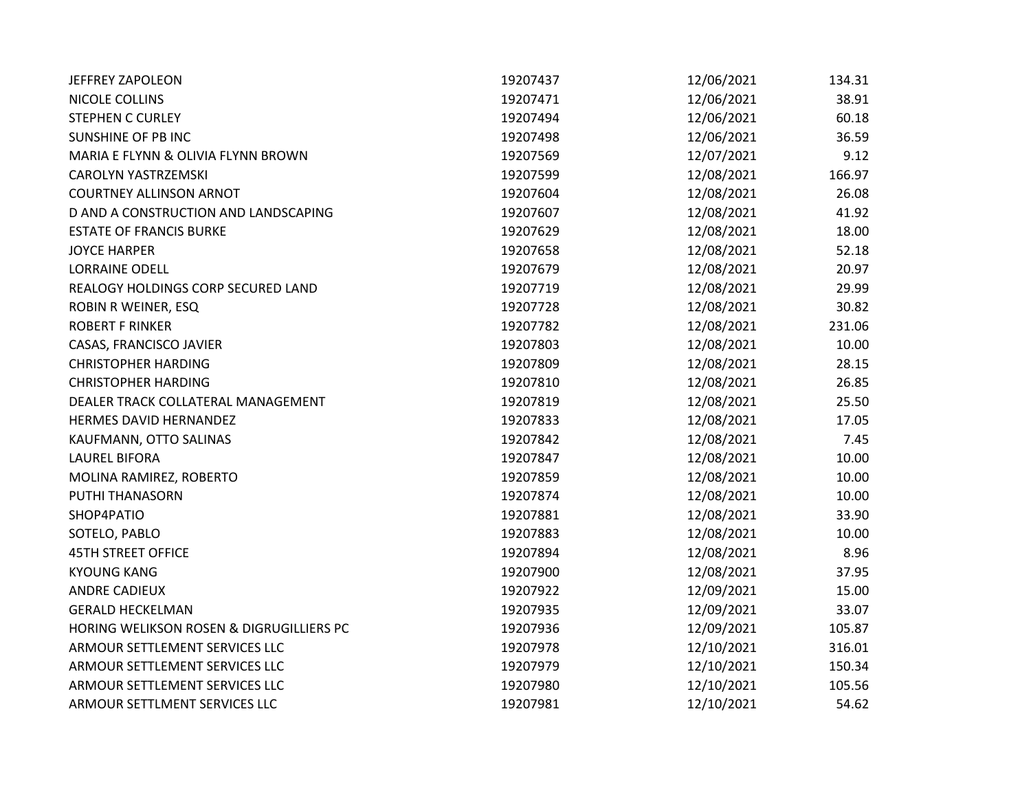| | | | |
|---|---|---|---|
| JEFFREY ZAPOLEON | 19207437 | 12/06/2021 | 134.31 |
| NICOLE COLLINS | 19207471 | 12/06/2021 | 38.91 |
| STEPHEN C CURLEY | 19207494 | 12/06/2021 | 60.18 |
| SUNSHINE OF PB INC | 19207498 | 12/06/2021 | 36.59 |
| MARIA E FLYNN & OLIVIA FLYNN BROWN | 19207569 | 12/07/2021 | 9.12 |
| CAROLYN YASTRZEMSKI | 19207599 | 12/08/2021 | 166.97 |
| COURTNEY ALLINSON ARNOT | 19207604 | 12/08/2021 | 26.08 |
| D AND A CONSTRUCTION AND LANDSCAPING | 19207607 | 12/08/2021 | 41.92 |
| ESTATE OF FRANCIS BURKE | 19207629 | 12/08/2021 | 18.00 |
| JOYCE HARPER | 19207658 | 12/08/2021 | 52.18 |
| LORRAINE ODELL | 19207679 | 12/08/2021 | 20.97 |
| REALOGY HOLDINGS CORP SECURED LAND | 19207719 | 12/08/2021 | 29.99 |
| ROBIN R WEINER, ESQ | 19207728 | 12/08/2021 | 30.82 |
| ROBERT F RINKER | 19207782 | 12/08/2021 | 231.06 |
| CASAS, FRANCISCO JAVIER | 19207803 | 12/08/2021 | 10.00 |
| CHRISTOPHER HARDING | 19207809 | 12/08/2021 | 28.15 |
| CHRISTOPHER HARDING | 19207810 | 12/08/2021 | 26.85 |
| DEALER TRACK COLLATERAL MANAGEMENT | 19207819 | 12/08/2021 | 25.50 |
| HERMES DAVID HERNANDEZ | 19207833 | 12/08/2021 | 17.05 |
| KAUFMANN, OTTO SALINAS | 19207842 | 12/08/2021 | 7.45 |
| LAUREL BIFORA | 19207847 | 12/08/2021 | 10.00 |
| MOLINA RAMIREZ, ROBERTO | 19207859 | 12/08/2021 | 10.00 |
| PUTHI THANASORN | 19207874 | 12/08/2021 | 10.00 |
| SHOP4PATIO | 19207881 | 12/08/2021 | 33.90 |
| SOTELO, PABLO | 19207883 | 12/08/2021 | 10.00 |
| 45TH STREET OFFICE | 19207894 | 12/08/2021 | 8.96 |
| KYOUNG KANG | 19207900 | 12/08/2021 | 37.95 |
| ANDRE CADIEUX | 19207922 | 12/09/2021 | 15.00 |
| GERALD HECKELMAN | 19207935 | 12/09/2021 | 33.07 |
| HORING WELIKSON ROSEN & DIGRUGILLIERS PC | 19207936 | 12/09/2021 | 105.87 |
| ARMOUR SETTLEMENT SERVICES LLC | 19207978 | 12/10/2021 | 316.01 |
| ARMOUR SETTLEMENT SERVICES LLC | 19207979 | 12/10/2021 | 150.34 |
| ARMOUR SETTLEMENT SERVICES LLC | 19207980 | 12/10/2021 | 105.56 |
| ARMOUR SETTLMENT SERVICES LLC | 19207981 | 12/10/2021 | 54.62 |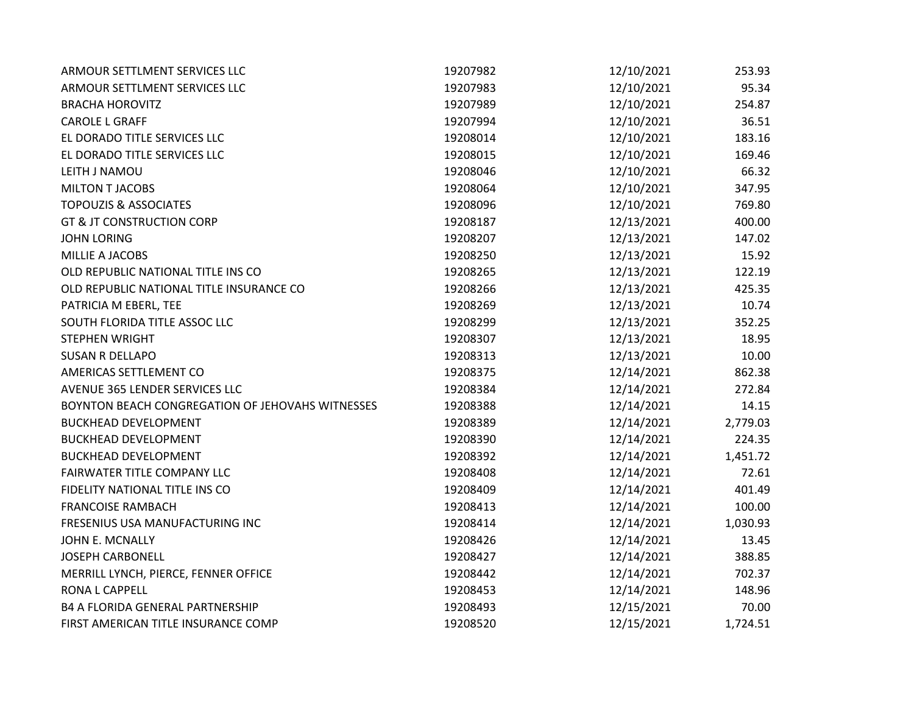| | | | |
|---|---|---|---|
| ARMOUR SETTLMENT SERVICES LLC | 19207982 | 12/10/2021 | 253.93 |
| ARMOUR SETTLMENT SERVICES LLC | 19207983 | 12/10/2021 | 95.34 |
| BRACHA HOROVITZ | 19207989 | 12/10/2021 | 254.87 |
| CAROLE L GRAFF | 19207994 | 12/10/2021 | 36.51 |
| EL DORADO TITLE SERVICES LLC | 19208014 | 12/10/2021 | 183.16 |
| EL DORADO TITLE SERVICES LLC | 19208015 | 12/10/2021 | 169.46 |
| LEITH J NAMOU | 19208046 | 12/10/2021 | 66.32 |
| MILTON T JACOBS | 19208064 | 12/10/2021 | 347.95 |
| TOPOUZIS & ASSOCIATES | 19208096 | 12/10/2021 | 769.80 |
| GT & JT CONSTRUCTION CORP | 19208187 | 12/13/2021 | 400.00 |
| JOHN LORING | 19208207 | 12/13/2021 | 147.02 |
| MILLIE A JACOBS | 19208250 | 12/13/2021 | 15.92 |
| OLD REPUBLIC NATIONAL TITLE INS CO | 19208265 | 12/13/2021 | 122.19 |
| OLD REPUBLIC NATIONAL TITLE INSURANCE CO | 19208266 | 12/13/2021 | 425.35 |
| PATRICIA M EBERL, TEE | 19208269 | 12/13/2021 | 10.74 |
| SOUTH FLORIDA TITLE ASSOC LLC | 19208299 | 12/13/2021 | 352.25 |
| STEPHEN WRIGHT | 19208307 | 12/13/2021 | 18.95 |
| SUSAN R DELLAPO | 19208313 | 12/13/2021 | 10.00 |
| AMERICAS SETTLEMENT CO | 19208375 | 12/14/2021 | 862.38 |
| AVENUE 365 LENDER SERVICES LLC | 19208384 | 12/14/2021 | 272.84 |
| BOYNTON BEACH CONGREGATION OF JEHOVAHS WITNESSES | 19208388 | 12/14/2021 | 14.15 |
| BUCKHEAD DEVELOPMENT | 19208389 | 12/14/2021 | 2,779.03 |
| BUCKHEAD DEVELOPMENT | 19208390 | 12/14/2021 | 224.35 |
| BUCKHEAD DEVELOPMENT | 19208392 | 12/14/2021 | 1,451.72 |
| FAIRWATER TITLE COMPANY LLC | 19208408 | 12/14/2021 | 72.61 |
| FIDELITY NATIONAL TITLE INS CO | 19208409 | 12/14/2021 | 401.49 |
| FRANCOISE RAMBACH | 19208413 | 12/14/2021 | 100.00 |
| FRESENIUS USA MANUFACTURING INC | 19208414 | 12/14/2021 | 1,030.93 |
| JOHN E. MCNALLY | 19208426 | 12/14/2021 | 13.45 |
| JOSEPH CARBONELL | 19208427 | 12/14/2021 | 388.85 |
| MERRILL LYNCH, PIERCE, FENNER OFFICE | 19208442 | 12/14/2021 | 702.37 |
| RONA L CAPPELL | 19208453 | 12/14/2021 | 148.96 |
| B4 A FLORIDA GENERAL PARTNERSHIP | 19208493 | 12/15/2021 | 70.00 |
| FIRST AMERICAN TITLE INSURANCE COMP | 19208520 | 12/15/2021 | 1,724.51 |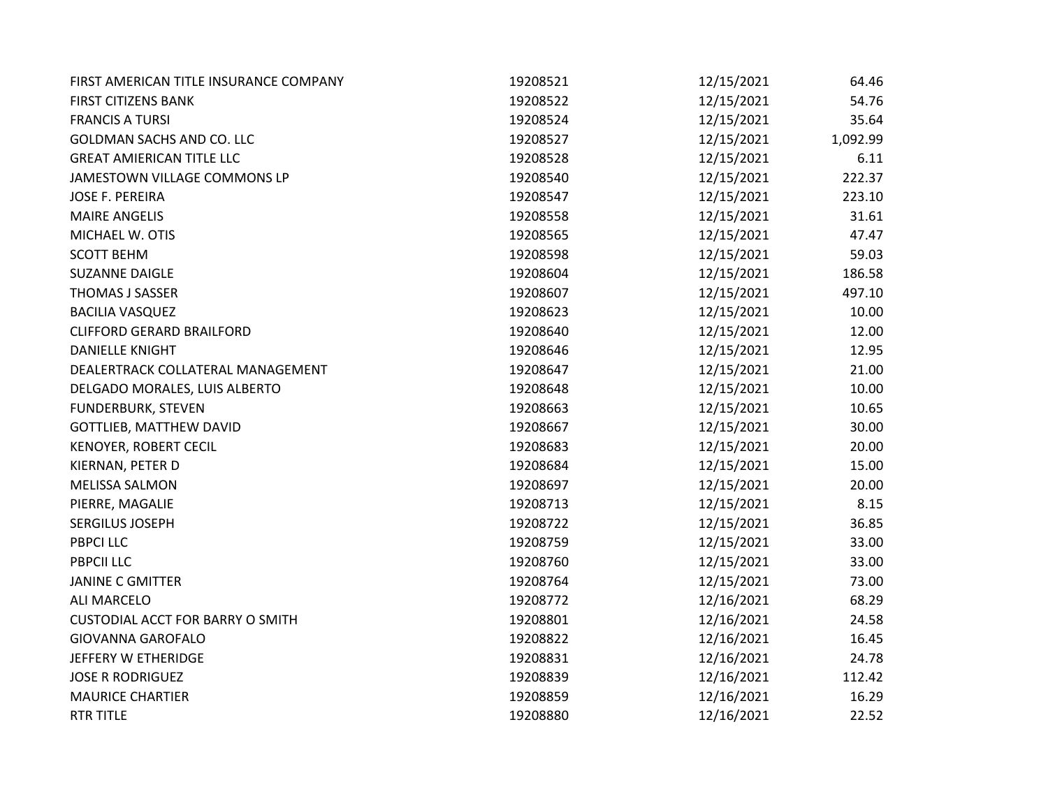| | | | |
|---|---|---|---|
| FIRST AMERICAN TITLE INSURANCE COMPANY | 19208521 | 12/15/2021 | 64.46 |
| FIRST CITIZENS BANK | 19208522 | 12/15/2021 | 54.76 |
| FRANCIS A TURSI | 19208524 | 12/15/2021 | 35.64 |
| GOLDMAN SACHS AND CO. LLC | 19208527 | 12/15/2021 | 1,092.99 |
| GREAT AMIERICAN TITLE LLC | 19208528 | 12/15/2021 | 6.11 |
| JAMESTOWN VILLAGE COMMONS LP | 19208540 | 12/15/2021 | 222.37 |
| JOSE F. PEREIRA | 19208547 | 12/15/2021 | 223.10 |
| MAIRE ANGELIS | 19208558 | 12/15/2021 | 31.61 |
| MICHAEL W. OTIS | 19208565 | 12/15/2021 | 47.47 |
| SCOTT BEHM | 19208598 | 12/15/2021 | 59.03 |
| SUZANNE DAIGLE | 19208604 | 12/15/2021 | 186.58 |
| THOMAS J SASSER | 19208607 | 12/15/2021 | 497.10 |
| BACILIA VASQUEZ | 19208623 | 12/15/2021 | 10.00 |
| CLIFFORD GERARD BRAILFORD | 19208640 | 12/15/2021 | 12.00 |
| DANIELLE KNIGHT | 19208646 | 12/15/2021 | 12.95 |
| DEALERTRACK COLLATERAL MANAGEMENT | 19208647 | 12/15/2021 | 21.00 |
| DELGADO MORALES, LUIS ALBERTO | 19208648 | 12/15/2021 | 10.00 |
| FUNDERBURK, STEVEN | 19208663 | 12/15/2021 | 10.65 |
| GOTTLIEB, MATTHEW DAVID | 19208667 | 12/15/2021 | 30.00 |
| KENOYER, ROBERT CECIL | 19208683 | 12/15/2021 | 20.00 |
| KIERNAN, PETER D | 19208684 | 12/15/2021 | 15.00 |
| MELISSA SALMON | 19208697 | 12/15/2021 | 20.00 |
| PIERRE, MAGALIE | 19208713 | 12/15/2021 | 8.15 |
| SERGILUS JOSEPH | 19208722 | 12/15/2021 | 36.85 |
| PBPCI LLC | 19208759 | 12/15/2021 | 33.00 |
| PBPCII LLC | 19208760 | 12/15/2021 | 33.00 |
| JANINE C GMITTER | 19208764 | 12/15/2021 | 73.00 |
| ALI MARCELO | 19208772 | 12/16/2021 | 68.29 |
| CUSTODIAL ACCT FOR BARRY O SMITH | 19208801 | 12/16/2021 | 24.58 |
| GIOVANNA GAROFALO | 19208822 | 12/16/2021 | 16.45 |
| JEFFERY W ETHERIDGE | 19208831 | 12/16/2021 | 24.78 |
| JOSE R RODRIGUEZ | 19208839 | 12/16/2021 | 112.42 |
| MAURICE CHARTIER | 19208859 | 12/16/2021 | 16.29 |
| RTR TITLE | 19208880 | 12/16/2021 | 22.52 |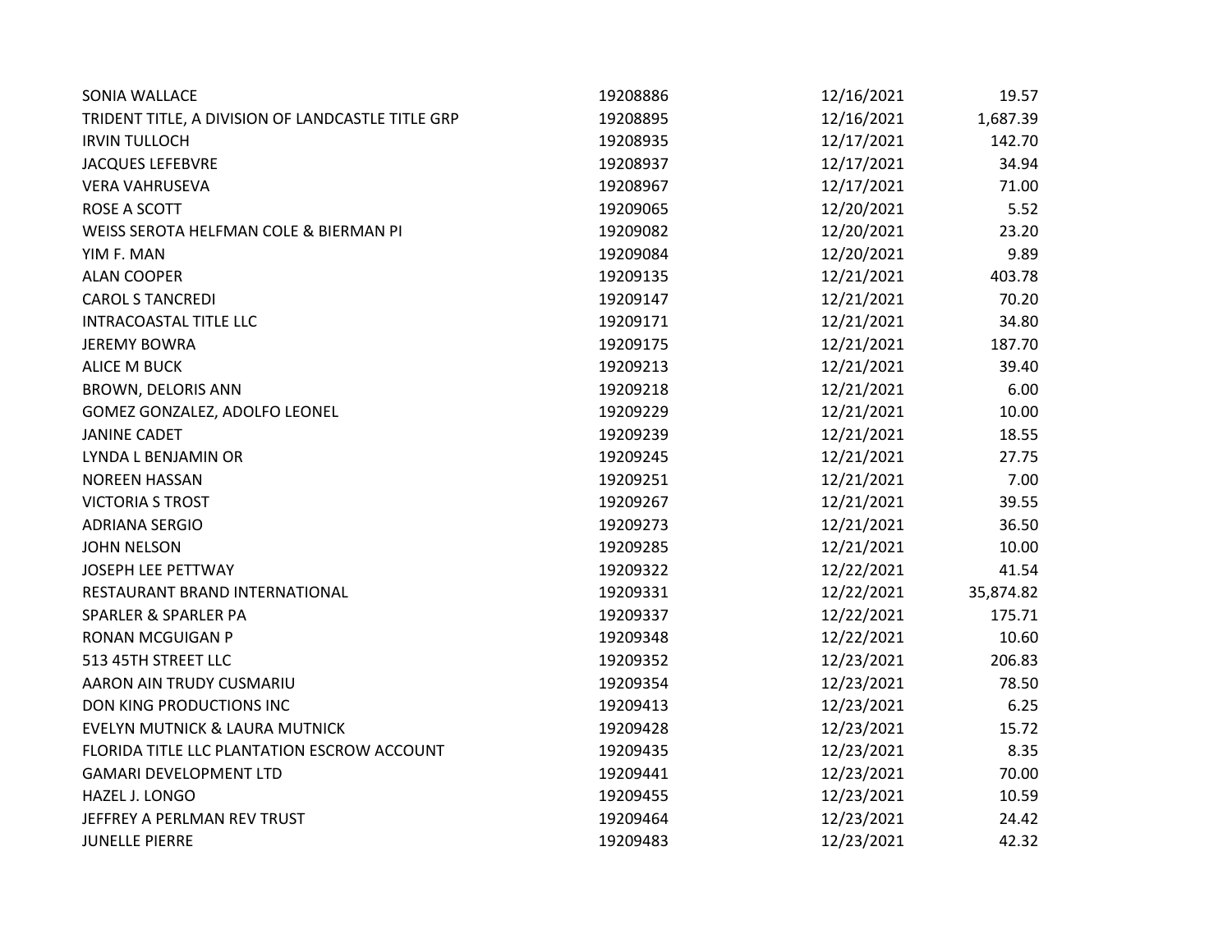| | | | |
|---|---|---|---|
| SONIA WALLACE | 19208886 | 12/16/2021 | 19.57 |
| TRIDENT TITLE, A DIVISION OF LANDCASTLE TITLE GRP | 19208895 | 12/16/2021 | 1,687.39 |
| IRVIN TULLOCH | 19208935 | 12/17/2021 | 142.70 |
| JACQUES LEFEBVRE | 19208937 | 12/17/2021 | 34.94 |
| VERA VAHRUSEVA | 19208967 | 12/17/2021 | 71.00 |
| ROSE A SCOTT | 19209065 | 12/20/2021 | 5.52 |
| WEISS SEROTA HELFMAN COLE & BIERMAN PI | 19209082 | 12/20/2021 | 23.20 |
| YIM F. MAN | 19209084 | 12/20/2021 | 9.89 |
| ALAN COOPER | 19209135 | 12/21/2021 | 403.78 |
| CAROL S TANCREDI | 19209147 | 12/21/2021 | 70.20 |
| INTRACOASTAL TITLE LLC | 19209171 | 12/21/2021 | 34.80 |
| JEREMY BOWRA | 19209175 | 12/21/2021 | 187.70 |
| ALICE M BUCK | 19209213 | 12/21/2021 | 39.40 |
| BROWN, DELORIS ANN | 19209218 | 12/21/2021 | 6.00 |
| GOMEZ GONZALEZ, ADOLFO LEONEL | 19209229 | 12/21/2021 | 10.00 |
| JANINE CADET | 19209239 | 12/21/2021 | 18.55 |
| LYNDA L BENJAMIN OR | 19209245 | 12/21/2021 | 27.75 |
| NOREEN HASSAN | 19209251 | 12/21/2021 | 7.00 |
| VICTORIA S TROST | 19209267 | 12/21/2021 | 39.55 |
| ADRIANA SERGIO | 19209273 | 12/21/2021 | 36.50 |
| JOHN NELSON | 19209285 | 12/21/2021 | 10.00 |
| JOSEPH LEE PETTWAY | 19209322 | 12/22/2021 | 41.54 |
| RESTAURANT BRAND INTERNATIONAL | 19209331 | 12/22/2021 | 35,874.82 |
| SPARLER & SPARLER PA | 19209337 | 12/22/2021 | 175.71 |
| RONAN MCGUIGAN P | 19209348 | 12/22/2021 | 10.60 |
| 513 45TH STREET LLC | 19209352 | 12/23/2021 | 206.83 |
| AARON AIN TRUDY CUSMARIU | 19209354 | 12/23/2021 | 78.50 |
| DON KING PRODUCTIONS INC | 19209413 | 12/23/2021 | 6.25 |
| EVELYN MUTNICK & LAURA MUTNICK | 19209428 | 12/23/2021 | 15.72 |
| FLORIDA TITLE LLC PLANTATION ESCROW ACCOUNT | 19209435 | 12/23/2021 | 8.35 |
| GAMARI DEVELOPMENT LTD | 19209441 | 12/23/2021 | 70.00 |
| HAZEL J. LONGO | 19209455 | 12/23/2021 | 10.59 |
| JEFFREY A PERLMAN REV TRUST | 19209464 | 12/23/2021 | 24.42 |
| JUNELLE PIERRE | 19209483 | 12/23/2021 | 42.32 |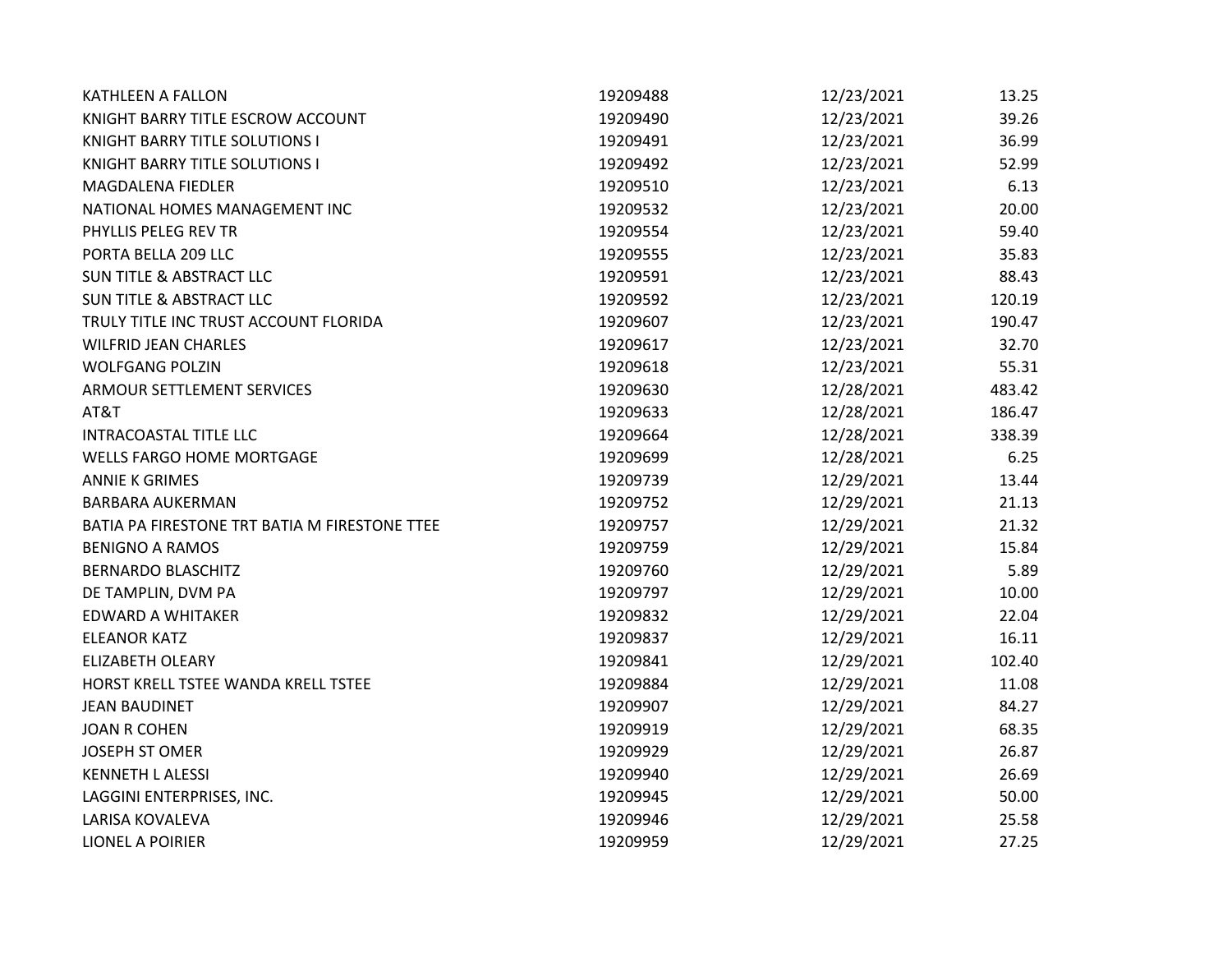| | | | |
|---|---|---|---|
| KATHLEEN A FALLON | 19209488 | 12/23/2021 | 13.25 |
| KNIGHT BARRY TITLE ESCROW ACCOUNT | 19209490 | 12/23/2021 | 39.26 |
| KNIGHT BARRY TITLE SOLUTIONS I | 19209491 | 12/23/2021 | 36.99 |
| KNIGHT BARRY TITLE SOLUTIONS I | 19209492 | 12/23/2021 | 52.99 |
| MAGDALENA FIEDLER | 19209510 | 12/23/2021 | 6.13 |
| NATIONAL HOMES MANAGEMENT INC | 19209532 | 12/23/2021 | 20.00 |
| PHYLLIS PELEG REV TR | 19209554 | 12/23/2021 | 59.40 |
| PORTA BELLA 209 LLC | 19209555 | 12/23/2021 | 35.83 |
| SUN TITLE & ABSTRACT LLC | 19209591 | 12/23/2021 | 88.43 |
| SUN TITLE & ABSTRACT LLC | 19209592 | 12/23/2021 | 120.19 |
| TRULY TITLE INC TRUST ACCOUNT FLORIDA | 19209607 | 12/23/2021 | 190.47 |
| WILFRID JEAN CHARLES | 19209617 | 12/23/2021 | 32.70 |
| WOLFGANG POLZIN | 19209618 | 12/23/2021 | 55.31 |
| ARMOUR SETTLEMENT SERVICES | 19209630 | 12/28/2021 | 483.42 |
| AT&T | 19209633 | 12/28/2021 | 186.47 |
| INTRACOASTAL TITLE LLC | 19209664 | 12/28/2021 | 338.39 |
| WELLS FARGO HOME MORTGAGE | 19209699 | 12/28/2021 | 6.25 |
| ANNIE K GRIMES | 19209739 | 12/29/2021 | 13.44 |
| BARBARA AUKERMAN | 19209752 | 12/29/2021 | 21.13 |
| BATIA PA FIRESTONE TRT BATIA M FIRESTONE TTEE | 19209757 | 12/29/2021 | 21.32 |
| BENIGNO A RAMOS | 19209759 | 12/29/2021 | 15.84 |
| BERNARDO BLASCHITZ | 19209760 | 12/29/2021 | 5.89 |
| DE TAMPLIN, DVM PA | 19209797 | 12/29/2021 | 10.00 |
| EDWARD A WHITAKER | 19209832 | 12/29/2021 | 22.04 |
| ELEANOR KATZ | 19209837 | 12/29/2021 | 16.11 |
| ELIZABETH OLEARY | 19209841 | 12/29/2021 | 102.40 |
| HORST KRELL TSTEE WANDA KRELL TSTEE | 19209884 | 12/29/2021 | 11.08 |
| JEAN BAUDINET | 19209907 | 12/29/2021 | 84.27 |
| JOAN R COHEN | 19209919 | 12/29/2021 | 68.35 |
| JOSEPH ST OMER | 19209929 | 12/29/2021 | 26.87 |
| KENNETH L ALESSI | 19209940 | 12/29/2021 | 26.69 |
| LAGGINI ENTERPRISES, INC. | 19209945 | 12/29/2021 | 50.00 |
| LARISA KOVALEVA | 19209946 | 12/29/2021 | 25.58 |
| LIONEL A POIRIER | 19209959 | 12/29/2021 | 27.25 |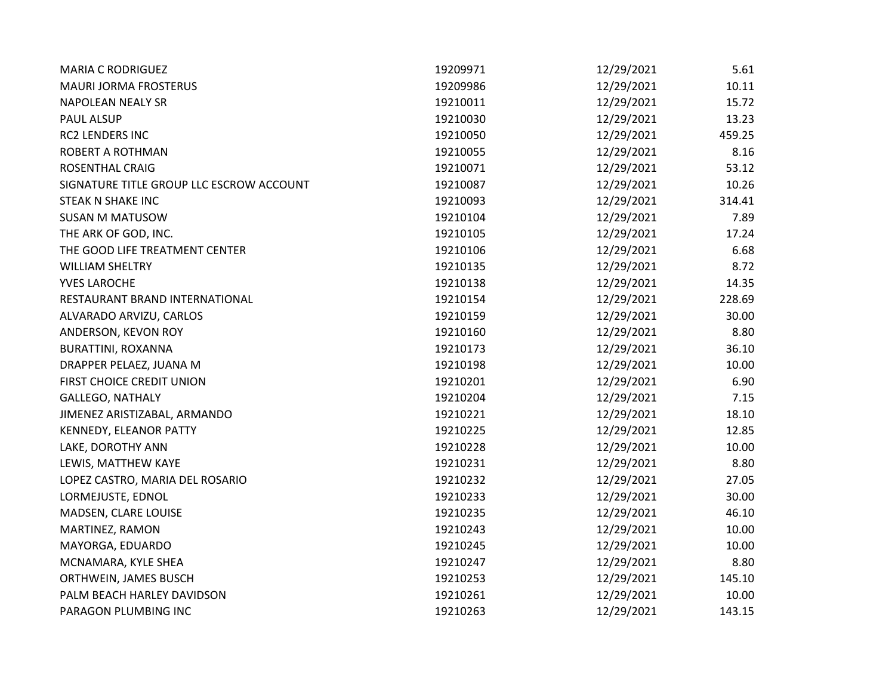| | | | |
|---|---|---|---|
| MARIA C RODRIGUEZ | 19209971 | 12/29/2021 | 5.61 |
| MAURI JORMA FROSTERUS | 19209986 | 12/29/2021 | 10.11 |
| NAPOLEAN NEALY SR | 19210011 | 12/29/2021 | 15.72 |
| PAUL ALSUP | 19210030 | 12/29/2021 | 13.23 |
| RC2 LENDERS INC | 19210050 | 12/29/2021 | 459.25 |
| ROBERT A ROTHMAN | 19210055 | 12/29/2021 | 8.16 |
| ROSENTHAL CRAIG | 19210071 | 12/29/2021 | 53.12 |
| SIGNATURE TITLE GROUP LLC ESCROW ACCOUNT | 19210087 | 12/29/2021 | 10.26 |
| STEAK N SHAKE INC | 19210093 | 12/29/2021 | 314.41 |
| SUSAN M MATUSOW | 19210104 | 12/29/2021 | 7.89 |
| THE ARK OF GOD, INC. | 19210105 | 12/29/2021 | 17.24 |
| THE GOOD LIFE TREATMENT CENTER | 19210106 | 12/29/2021 | 6.68 |
| WILLIAM SHELTRY | 19210135 | 12/29/2021 | 8.72 |
| YVES LAROCHE | 19210138 | 12/29/2021 | 14.35 |
| RESTAURANT BRAND INTERNATIONAL | 19210154 | 12/29/2021 | 228.69 |
| ALVARADO ARVIZU, CARLOS | 19210159 | 12/29/2021 | 30.00 |
| ANDERSON, KEVON ROY | 19210160 | 12/29/2021 | 8.80 |
| BURATTINI, ROXANNA | 19210173 | 12/29/2021 | 36.10 |
| DRAPPER PELAEZ, JUANA M | 19210198 | 12/29/2021 | 10.00 |
| FIRST CHOICE CREDIT UNION | 19210201 | 12/29/2021 | 6.90 |
| GALLEGO, NATHALY | 19210204 | 12/29/2021 | 7.15 |
| JIMENEZ ARISTIZABAL, ARMANDO | 19210221 | 12/29/2021 | 18.10 |
| KENNEDY, ELEANOR PATTY | 19210225 | 12/29/2021 | 12.85 |
| LAKE, DOROTHY ANN | 19210228 | 12/29/2021 | 10.00 |
| LEWIS, MATTHEW KAYE | 19210231 | 12/29/2021 | 8.80 |
| LOPEZ CASTRO, MARIA DEL ROSARIO | 19210232 | 12/29/2021 | 27.05 |
| LORMEJUSTE, EDNOL | 19210233 | 12/29/2021 | 30.00 |
| MADSEN, CLARE LOUISE | 19210235 | 12/29/2021 | 46.10 |
| MARTINEZ, RAMON | 19210243 | 12/29/2021 | 10.00 |
| MAYORGA, EDUARDO | 19210245 | 12/29/2021 | 10.00 |
| MCNAMARA, KYLE SHEA | 19210247 | 12/29/2021 | 8.80 |
| ORTHWEIN, JAMES BUSCH | 19210253 | 12/29/2021 | 145.10 |
| PALM BEACH HARLEY DAVIDSON | 19210261 | 12/29/2021 | 10.00 |
| PARAGON PLUMBING INC | 19210263 | 12/29/2021 | 143.15 |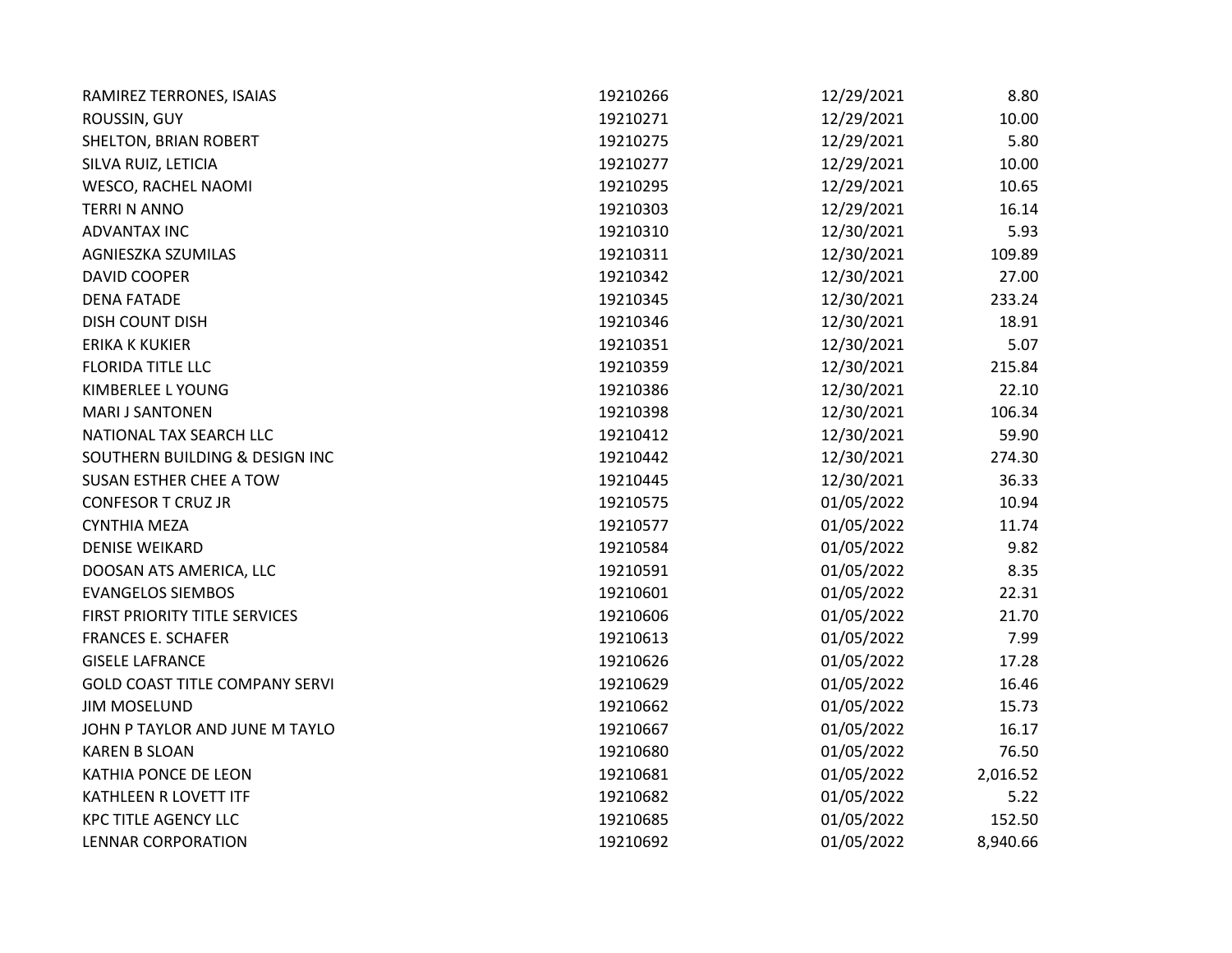| | | | |
|---|---|---|---|
| RAMIREZ TERRONES, ISAIAS | 19210266 | 12/29/2021 | 8.80 |
| ROUSSIN, GUY | 19210271 | 12/29/2021 | 10.00 |
| SHELTON, BRIAN ROBERT | 19210275 | 12/29/2021 | 5.80 |
| SILVA RUIZ, LETICIA | 19210277 | 12/29/2021 | 10.00 |
| WESCO, RACHEL NAOMI | 19210295 | 12/29/2021 | 10.65 |
| TERRI N ANNO | 19210303 | 12/29/2021 | 16.14 |
| ADVANTAX INC | 19210310 | 12/30/2021 | 5.93 |
| AGNIESZKA SZUMILAS | 19210311 | 12/30/2021 | 109.89 |
| DAVID COOPER | 19210342 | 12/30/2021 | 27.00 |
| DENA FATADE | 19210345 | 12/30/2021 | 233.24 |
| DISH COUNT DISH | 19210346 | 12/30/2021 | 18.91 |
| ERIKA K KUKIER | 19210351 | 12/30/2021 | 5.07 |
| FLORIDA TITLE LLC | 19210359 | 12/30/2021 | 215.84 |
| KIMBERLEE L YOUNG | 19210386 | 12/30/2021 | 22.10 |
| MARI J SANTONEN | 19210398 | 12/30/2021 | 106.34 |
| NATIONAL TAX SEARCH LLC | 19210412 | 12/30/2021 | 59.90 |
| SOUTHERN BUILDING & DESIGN INC | 19210442 | 12/30/2021 | 274.30 |
| SUSAN ESTHER CHEE A TOW | 19210445 | 12/30/2021 | 36.33 |
| CONFESOR T CRUZ JR | 19210575 | 01/05/2022 | 10.94 |
| CYNTHIA MEZA | 19210577 | 01/05/2022 | 11.74 |
| DENISE WEIKARD | 19210584 | 01/05/2022 | 9.82 |
| DOOSAN ATS AMERICA, LLC | 19210591 | 01/05/2022 | 8.35 |
| EVANGELOS SIEMBOS | 19210601 | 01/05/2022 | 22.31 |
| FIRST PRIORITY TITLE SERVICES | 19210606 | 01/05/2022 | 21.70 |
| FRANCES E. SCHAFER | 19210613 | 01/05/2022 | 7.99 |
| GISELE LAFRANCE | 19210626 | 01/05/2022 | 17.28 |
| GOLD COAST TITLE COMPANY SERVI | 19210629 | 01/05/2022 | 16.46 |
| JIM MOSELUND | 19210662 | 01/05/2022 | 15.73 |
| JOHN P TAYLOR AND JUNE M TAYLO | 19210667 | 01/05/2022 | 16.17 |
| KAREN B SLOAN | 19210680 | 01/05/2022 | 76.50 |
| KATHIA PONCE DE LEON | 19210681 | 01/05/2022 | 2,016.52 |
| KATHLEEN R LOVETT ITF | 19210682 | 01/05/2022 | 5.22 |
| KPC TITLE AGENCY LLC | 19210685 | 01/05/2022 | 152.50 |
| LENNAR CORPORATION | 19210692 | 01/05/2022 | 8,940.66 |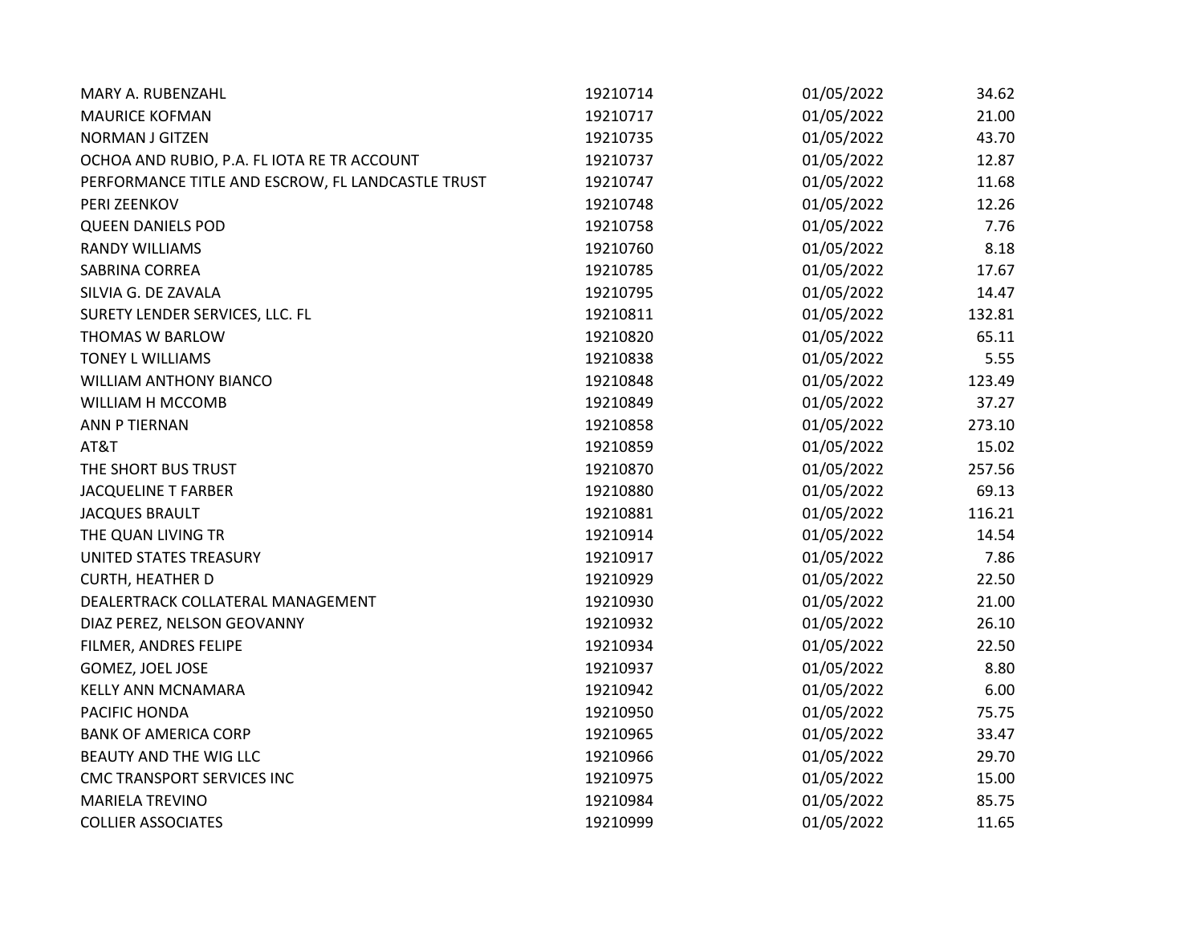| | | | |
|---|---|---|---|
| MARY A. RUBENZAHL | 19210714 | 01/05/2022 | 34.62 |
| MAURICE KOFMAN | 19210717 | 01/05/2022 | 21.00 |
| NORMAN J GITZEN | 19210735 | 01/05/2022 | 43.70 |
| OCHOA AND RUBIO, P.A. FL IOTA RE TR ACCOUNT | 19210737 | 01/05/2022 | 12.87 |
| PERFORMANCE TITLE AND ESCROW, FL LANDCASTLE TRUST | 19210747 | 01/05/2022 | 11.68 |
| PERI ZEENKOV | 19210748 | 01/05/2022 | 12.26 |
| QUEEN DANIELS POD | 19210758 | 01/05/2022 | 7.76 |
| RANDY WILLIAMS | 19210760 | 01/05/2022 | 8.18 |
| SABRINA CORREA | 19210785 | 01/05/2022 | 17.67 |
| SILVIA G. DE ZAVALA | 19210795 | 01/05/2022 | 14.47 |
| SURETY LENDER SERVICES, LLC. FL | 19210811 | 01/05/2022 | 132.81 |
| THOMAS W BARLOW | 19210820 | 01/05/2022 | 65.11 |
| TONEY L WILLIAMS | 19210838 | 01/05/2022 | 5.55 |
| WILLIAM ANTHONY BIANCO | 19210848 | 01/05/2022 | 123.49 |
| WILLIAM H MCCOMB | 19210849 | 01/05/2022 | 37.27 |
| ANN P TIERNAN | 19210858 | 01/05/2022 | 273.10 |
| AT&T | 19210859 | 01/05/2022 | 15.02 |
| THE SHORT BUS TRUST | 19210870 | 01/05/2022 | 257.56 |
| JACQUELINE T FARBER | 19210880 | 01/05/2022 | 69.13 |
| JACQUES BRAULT | 19210881 | 01/05/2022 | 116.21 |
| THE QUAN LIVING TR | 19210914 | 01/05/2022 | 14.54 |
| UNITED STATES TREASURY | 19210917 | 01/05/2022 | 7.86 |
| CURTH, HEATHER D | 19210929 | 01/05/2022 | 22.50 |
| DEALERTRACK COLLATERAL MANAGEMENT | 19210930 | 01/05/2022 | 21.00 |
| DIAZ PEREZ, NELSON GEOVANNY | 19210932 | 01/05/2022 | 26.10 |
| FILMER, ANDRES FELIPE | 19210934 | 01/05/2022 | 22.50 |
| GOMEZ, JOEL JOSE | 19210937 | 01/05/2022 | 8.80 |
| KELLY ANN MCNAMARA | 19210942 | 01/05/2022 | 6.00 |
| PACIFIC HONDA | 19210950 | 01/05/2022 | 75.75 |
| BANK OF AMERICA CORP | 19210965 | 01/05/2022 | 33.47 |
| BEAUTY AND THE WIG LLC | 19210966 | 01/05/2022 | 29.70 |
| CMC TRANSPORT SERVICES INC | 19210975 | 01/05/2022 | 15.00 |
| MARIELA TREVINO | 19210984 | 01/05/2022 | 85.75 |
| COLLIER ASSOCIATES | 19210999 | 01/05/2022 | 11.65 |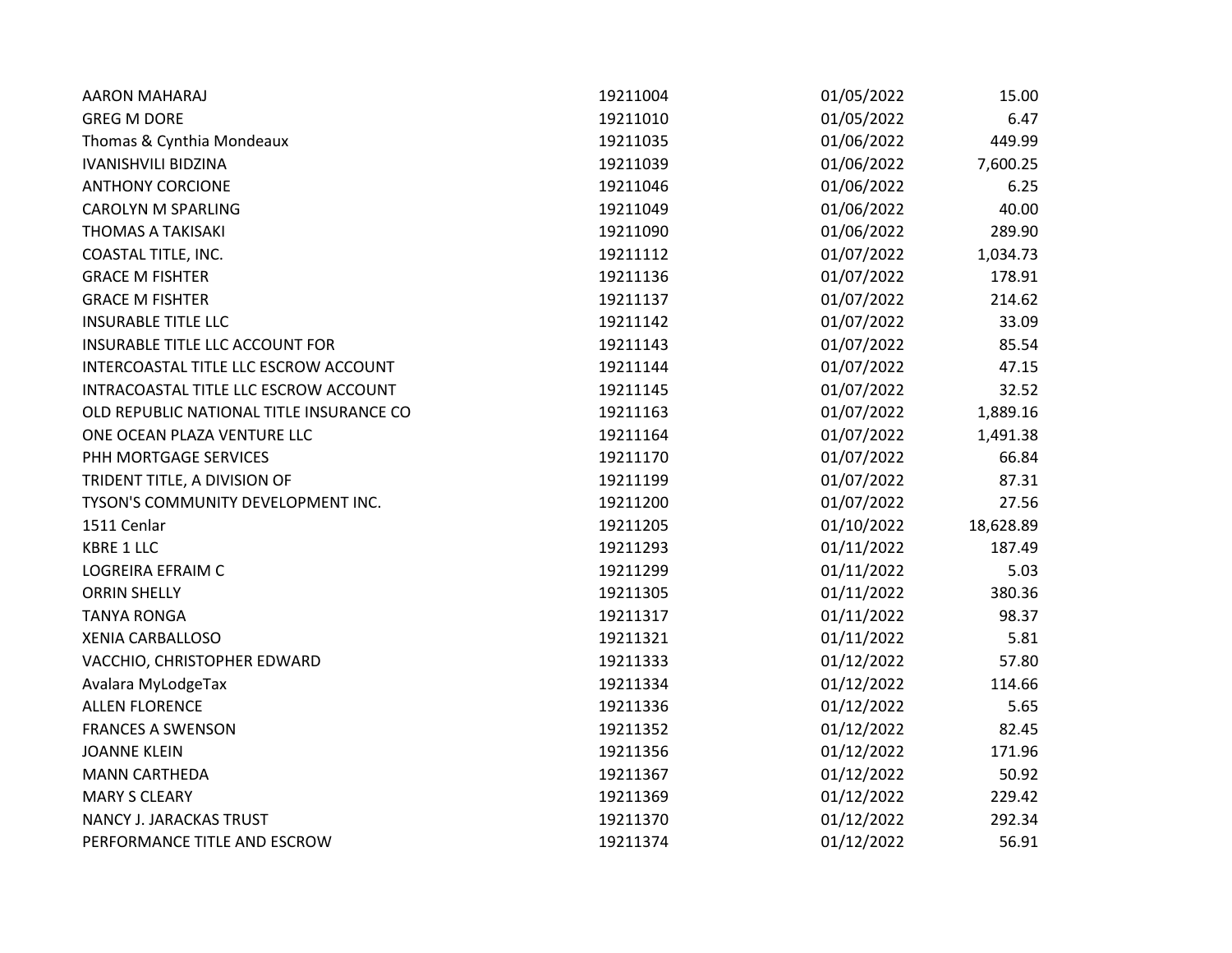| | | | |
|---|---|---|---|
| AARON MAHARAJ | 19211004 | 01/05/2022 | 15.00 |
| GREG M DORE | 19211010 | 01/05/2022 | 6.47 |
| Thomas & Cynthia Mondeaux | 19211035 | 01/06/2022 | 449.99 |
| IVANISHVILI BIDZINA | 19211039 | 01/06/2022 | 7,600.25 |
| ANTHONY CORCIONE | 19211046 | 01/06/2022 | 6.25 |
| CAROLYN M SPARLING | 19211049 | 01/06/2022 | 40.00 |
| THOMAS A TAKISAKI | 19211090 | 01/06/2022 | 289.90 |
| COASTAL TITLE, INC. | 19211112 | 01/07/2022 | 1,034.73 |
| GRACE M FISHTER | 19211136 | 01/07/2022 | 178.91 |
| GRACE M FISHTER | 19211137 | 01/07/2022 | 214.62 |
| INSURABLE TITLE LLC | 19211142 | 01/07/2022 | 33.09 |
| INSURABLE TITLE LLC ACCOUNT FOR | 19211143 | 01/07/2022 | 85.54 |
| INTERCOASTAL TITLE LLC ESCROW ACCOUNT | 19211144 | 01/07/2022 | 47.15 |
| INTRACOASTAL TITLE LLC ESCROW ACCOUNT | 19211145 | 01/07/2022 | 32.52 |
| OLD REPUBLIC NATIONAL TITLE INSURANCE CO | 19211163 | 01/07/2022 | 1,889.16 |
| ONE OCEAN PLAZA VENTURE LLC | 19211164 | 01/07/2022 | 1,491.38 |
| PHH MORTGAGE SERVICES | 19211170 | 01/07/2022 | 66.84 |
| TRIDENT TITLE, A DIVISION OF | 19211199 | 01/07/2022 | 87.31 |
| TYSON'S COMMUNITY DEVELOPMENT INC. | 19211200 | 01/07/2022 | 27.56 |
| 1511 Cenlar | 19211205 | 01/10/2022 | 18,628.89 |
| KBRE 1 LLC | 19211293 | 01/11/2022 | 187.49 |
| LOGREIRA EFRAIM C | 19211299 | 01/11/2022 | 5.03 |
| ORRIN SHELLY | 19211305 | 01/11/2022 | 380.36 |
| TANYA RONGA | 19211317 | 01/11/2022 | 98.37 |
| XENIA CARBALLOSO | 19211321 | 01/11/2022 | 5.81 |
| VACCHIO, CHRISTOPHER EDWARD | 19211333 | 01/12/2022 | 57.80 |
| Avalara MyLodgeTax | 19211334 | 01/12/2022 | 114.66 |
| ALLEN FLORENCE | 19211336 | 01/12/2022 | 5.65 |
| FRANCES A SWENSON | 19211352 | 01/12/2022 | 82.45 |
| JOANNE KLEIN | 19211356 | 01/12/2022 | 171.96 |
| MANN CARTHEDA | 19211367 | 01/12/2022 | 50.92 |
| MARY S CLEARY | 19211369 | 01/12/2022 | 229.42 |
| NANCY J. JARACKAS TRUST | 19211370 | 01/12/2022 | 292.34 |
| PERFORMANCE TITLE AND ESCROW | 19211374 | 01/12/2022 | 56.91 |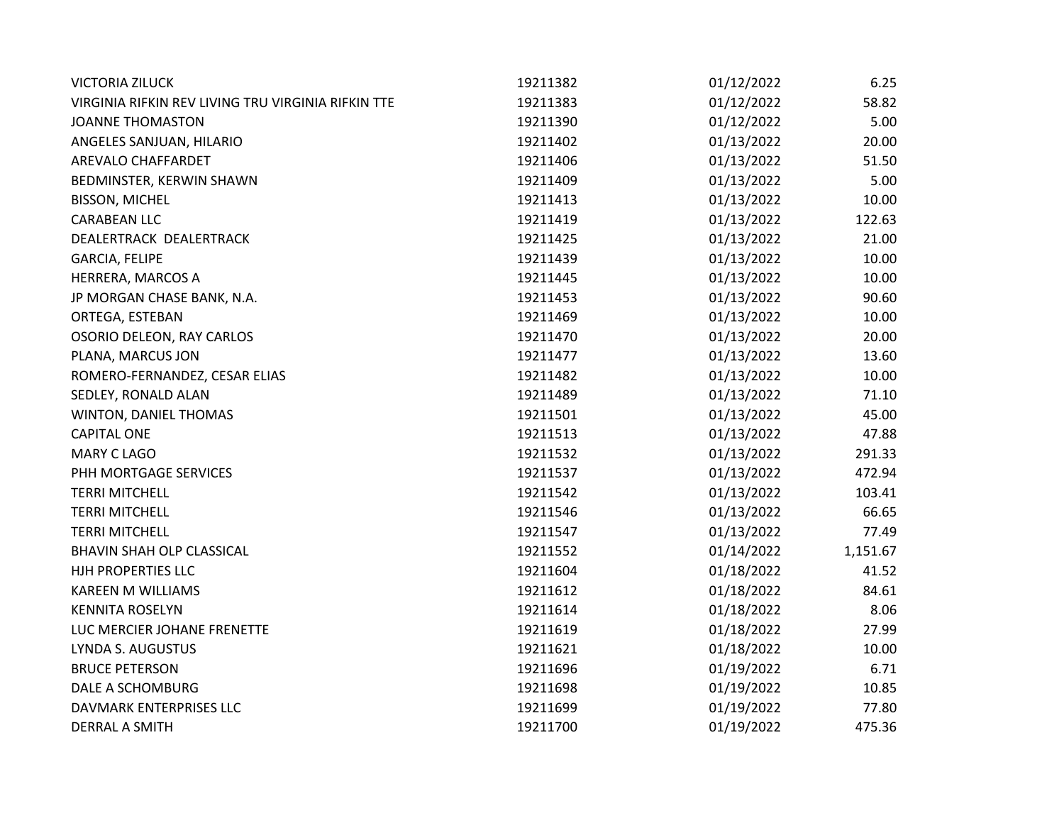| | | | |
|---|---|---|---|
| VICTORIA ZILUCK | 19211382 | 01/12/2022 | 6.25 |
| VIRGINIA RIFKIN REV LIVING TRU VIRGINIA RIFKIN TTE | 19211383 | 01/12/2022 | 58.82 |
| JOANNE THOMASTON | 19211390 | 01/12/2022 | 5.00 |
| ANGELES SANJUAN, HILARIO | 19211402 | 01/13/2022 | 20.00 |
| AREVALO CHAFFARDET | 19211406 | 01/13/2022 | 51.50 |
| BEDMINSTER, KERWIN SHAWN | 19211409 | 01/13/2022 | 5.00 |
| BISSON, MICHEL | 19211413 | 01/13/2022 | 10.00 |
| CARABEAN LLC | 19211419 | 01/13/2022 | 122.63 |
| DEALERTRACK DEALERTRACK | 19211425 | 01/13/2022 | 21.00 |
| GARCIA, FELIPE | 19211439 | 01/13/2022 | 10.00 |
| HERRERA, MARCOS A | 19211445 | 01/13/2022 | 10.00 |
| JP MORGAN CHASE BANK, N.A. | 19211453 | 01/13/2022 | 90.60 |
| ORTEGA, ESTEBAN | 19211469 | 01/13/2022 | 10.00 |
| OSORIO DELEON, RAY CARLOS | 19211470 | 01/13/2022 | 20.00 |
| PLANA, MARCUS JON | 19211477 | 01/13/2022 | 13.60 |
| ROMERO-FERNANDEZ, CESAR ELIAS | 19211482 | 01/13/2022 | 10.00 |
| SEDLEY, RONALD ALAN | 19211489 | 01/13/2022 | 71.10 |
| WINTON, DANIEL THOMAS | 19211501 | 01/13/2022 | 45.00 |
| CAPITAL ONE | 19211513 | 01/13/2022 | 47.88 |
| MARY C LAGO | 19211532 | 01/13/2022 | 291.33 |
| PHH MORTGAGE SERVICES | 19211537 | 01/13/2022 | 472.94 |
| TERRI MITCHELL | 19211542 | 01/13/2022 | 103.41 |
| TERRI MITCHELL | 19211546 | 01/13/2022 | 66.65 |
| TERRI MITCHELL | 19211547 | 01/13/2022 | 77.49 |
| BHAVIN SHAH OLP CLASSICAL | 19211552 | 01/14/2022 | 1,151.67 |
| HJH PROPERTIES LLC | 19211604 | 01/18/2022 | 41.52 |
| KAREEN M WILLIAMS | 19211612 | 01/18/2022 | 84.61 |
| KENNITA ROSELYN | 19211614 | 01/18/2022 | 8.06 |
| LUC MERCIER JOHANE FRENETTE | 19211619 | 01/18/2022 | 27.99 |
| LYNDA S. AUGUSTUS | 19211621 | 01/18/2022 | 10.00 |
| BRUCE PETERSON | 19211696 | 01/19/2022 | 6.71 |
| DALE A SCHOMBURG | 19211698 | 01/19/2022 | 10.85 |
| DAVMARK ENTERPRISES LLC | 19211699 | 01/19/2022 | 77.80 |
| DERRAL A SMITH | 19211700 | 01/19/2022 | 475.36 |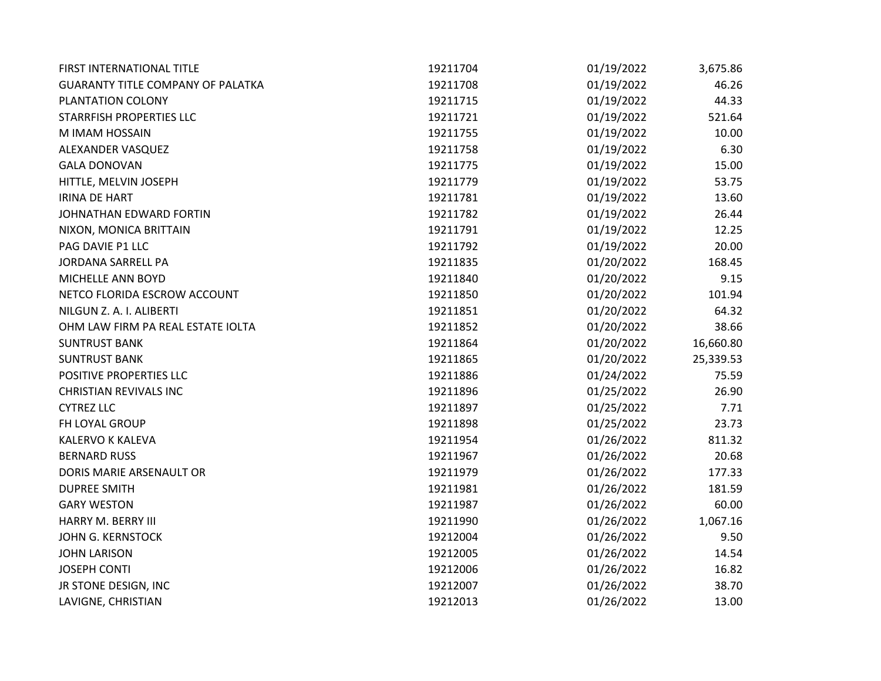| | | | |
|---|---|---|---|
| FIRST INTERNATIONAL TITLE | 19211704 | 01/19/2022 | 3,675.86 |
| GUARANTY TITLE COMPANY OF PALATKA | 19211708 | 01/19/2022 | 46.26 |
| PLANTATION COLONY | 19211715 | 01/19/2022 | 44.33 |
| STARRFISH PROPERTIES LLC | 19211721 | 01/19/2022 | 521.64 |
| M IMAM HOSSAIN | 19211755 | 01/19/2022 | 10.00 |
| ALEXANDER VASQUEZ | 19211758 | 01/19/2022 | 6.30 |
| GALA DONOVAN | 19211775 | 01/19/2022 | 15.00 |
| HITTLE, MELVIN JOSEPH | 19211779 | 01/19/2022 | 53.75 |
| IRINA DE HART | 19211781 | 01/19/2022 | 13.60 |
| JOHNATHAN EDWARD FORTIN | 19211782 | 01/19/2022 | 26.44 |
| NIXON, MONICA BRITTAIN | 19211791 | 01/19/2022 | 12.25 |
| PAG DAVIE P1 LLC | 19211792 | 01/19/2022 | 20.00 |
| JORDANA SARRELL PA | 19211835 | 01/20/2022 | 168.45 |
| MICHELLE ANN BOYD | 19211840 | 01/20/2022 | 9.15 |
| NETCO FLORIDA ESCROW ACCOUNT | 19211850 | 01/20/2022 | 101.94 |
| NILGUN Z. A. I. ALIBERTI | 19211851 | 01/20/2022 | 64.32 |
| OHM LAW FIRM PA REAL ESTATE IOLTA | 19211852 | 01/20/2022 | 38.66 |
| SUNTRUST BANK | 19211864 | 01/20/2022 | 16,660.80 |
| SUNTRUST BANK | 19211865 | 01/20/2022 | 25,339.53 |
| POSITIVE PROPERTIES LLC | 19211886 | 01/24/2022 | 75.59 |
| CHRISTIAN REVIVALS INC | 19211896 | 01/25/2022 | 26.90 |
| CYTREZ LLC | 19211897 | 01/25/2022 | 7.71 |
| FH LOYAL GROUP | 19211898 | 01/25/2022 | 23.73 |
| KALERVO K KALEVA | 19211954 | 01/26/2022 | 811.32 |
| BERNARD RUSS | 19211967 | 01/26/2022 | 20.68 |
| DORIS MARIE ARSENAULT OR | 19211979 | 01/26/2022 | 177.33 |
| DUPREE SMITH | 19211981 | 01/26/2022 | 181.59 |
| GARY WESTON | 19211987 | 01/26/2022 | 60.00 |
| HARRY M. BERRY III | 19211990 | 01/26/2022 | 1,067.16 |
| JOHN G. KERNSTOCK | 19212004 | 01/26/2022 | 9.50 |
| JOHN LARISON | 19212005 | 01/26/2022 | 14.54 |
| JOSEPH CONTI | 19212006 | 01/26/2022 | 16.82 |
| JR STONE DESIGN, INC | 19212007 | 01/26/2022 | 38.70 |
| LAVIGNE, CHRISTIAN | 19212013 | 01/26/2022 | 13.00 |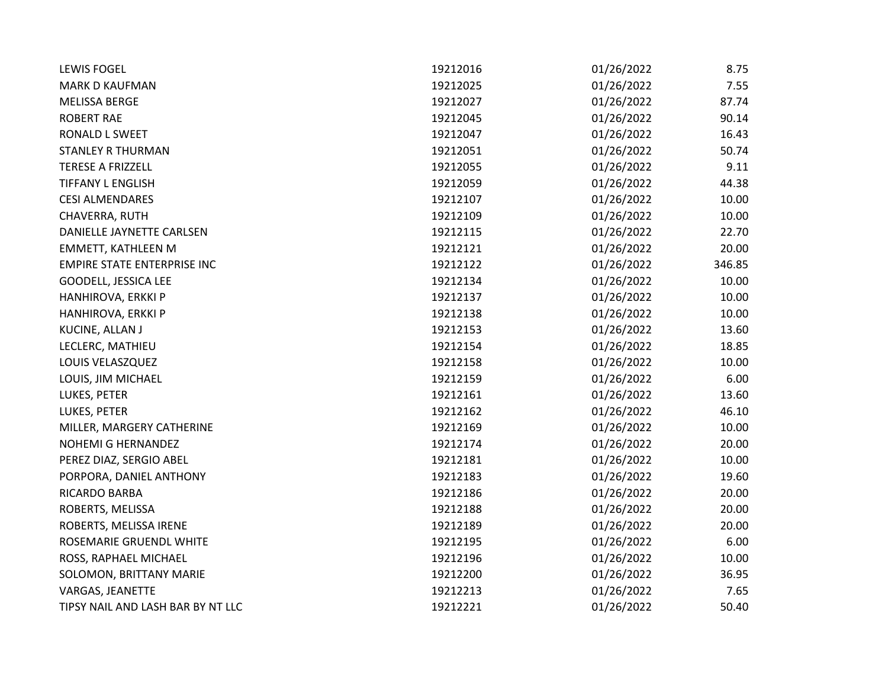| | | | |
|---|---|---|---|
| LEWIS FOGEL | 19212016 | 01/26/2022 | 8.75 |
| MARK D KAUFMAN | 19212025 | 01/26/2022 | 7.55 |
| MELISSA BERGE | 19212027 | 01/26/2022 | 87.74 |
| ROBERT RAE | 19212045 | 01/26/2022 | 90.14 |
| RONALD L SWEET | 19212047 | 01/26/2022 | 16.43 |
| STANLEY R THURMAN | 19212051 | 01/26/2022 | 50.74 |
| TERESE A FRIZZELL | 19212055 | 01/26/2022 | 9.11 |
| TIFFANY L ENGLISH | 19212059 | 01/26/2022 | 44.38 |
| CESI ALMENDARES | 19212107 | 01/26/2022 | 10.00 |
| CHAVERRA, RUTH | 19212109 | 01/26/2022 | 10.00 |
| DANIELLE JAYNETTE CARLSEN | 19212115 | 01/26/2022 | 22.70 |
| EMMETT, KATHLEEN M | 19212121 | 01/26/2022 | 20.00 |
| EMPIRE STATE ENTERPRISE INC | 19212122 | 01/26/2022 | 346.85 |
| GOODELL, JESSICA LEE | 19212134 | 01/26/2022 | 10.00 |
| HANHIROVA, ERKKI P | 19212137 | 01/26/2022 | 10.00 |
| HANHIROVA, ERKKI P | 19212138 | 01/26/2022 | 10.00 |
| KUCINE, ALLAN J | 19212153 | 01/26/2022 | 13.60 |
| LECLERC, MATHIEU | 19212154 | 01/26/2022 | 18.85 |
| LOUIS VELASZQUEZ | 19212158 | 01/26/2022 | 10.00 |
| LOUIS, JIM MICHAEL | 19212159 | 01/26/2022 | 6.00 |
| LUKES, PETER | 19212161 | 01/26/2022 | 13.60 |
| LUKES, PETER | 19212162 | 01/26/2022 | 46.10 |
| MILLER, MARGERY CATHERINE | 19212169 | 01/26/2022 | 10.00 |
| NOHEMI G HERNANDEZ | 19212174 | 01/26/2022 | 20.00 |
| PEREZ DIAZ, SERGIO ABEL | 19212181 | 01/26/2022 | 10.00 |
| PORPORA, DANIEL ANTHONY | 19212183 | 01/26/2022 | 19.60 |
| RICARDO BARBA | 19212186 | 01/26/2022 | 20.00 |
| ROBERTS, MELISSA | 19212188 | 01/26/2022 | 20.00 |
| ROBERTS, MELISSA IRENE | 19212189 | 01/26/2022 | 20.00 |
| ROSEMARIE GRUENDL WHITE | 19212195 | 01/26/2022 | 6.00 |
| ROSS, RAPHAEL MICHAEL | 19212196 | 01/26/2022 | 10.00 |
| SOLOMON, BRITTANY MARIE | 19212200 | 01/26/2022 | 36.95 |
| VARGAS, JEANETTE | 19212213 | 01/26/2022 | 7.65 |
| TIPSY NAIL AND LASH BAR BY NT LLC | 19212221 | 01/26/2022 | 50.40 |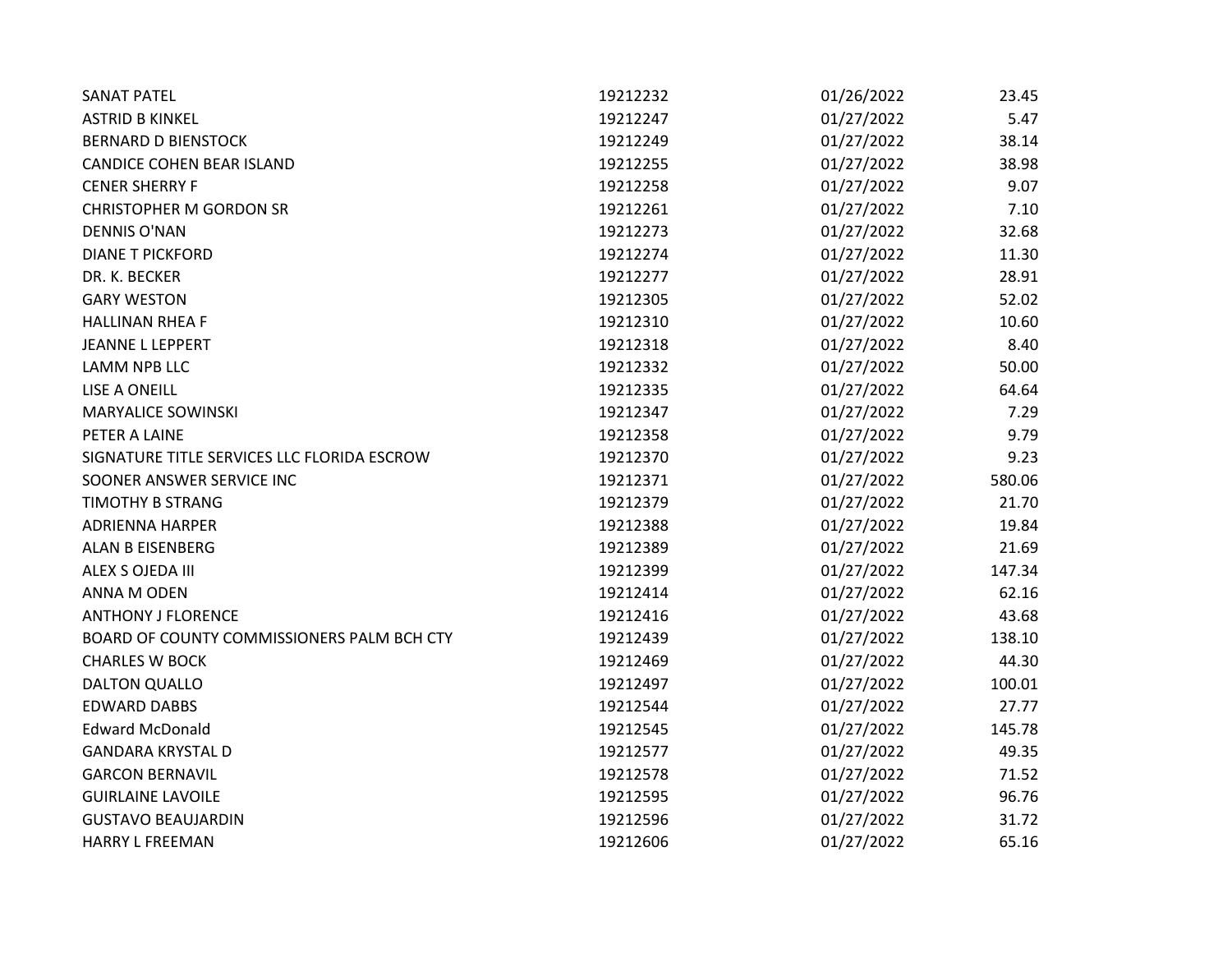| | | | |
|---|---|---|---|
| SANAT PATEL | 19212232 | 01/26/2022 | 23.45 |
| ASTRID B KINKEL | 19212247 | 01/27/2022 | 5.47 |
| BERNARD D BIENSTOCK | 19212249 | 01/27/2022 | 38.14 |
| CANDICE COHEN BEAR ISLAND | 19212255 | 01/27/2022 | 38.98 |
| CENER SHERRY F | 19212258 | 01/27/2022 | 9.07 |
| CHRISTOPHER M GORDON SR | 19212261 | 01/27/2022 | 7.10 |
| DENNIS O'NAN | 19212273 | 01/27/2022 | 32.68 |
| DIANE T PICKFORD | 19212274 | 01/27/2022 | 11.30 |
| DR. K. BECKER | 19212277 | 01/27/2022 | 28.91 |
| GARY WESTON | 19212305 | 01/27/2022 | 52.02 |
| HALLINAN RHEA F | 19212310 | 01/27/2022 | 10.60 |
| JEANNE L LEPPERT | 19212318 | 01/27/2022 | 8.40 |
| LAMM NPB LLC | 19212332 | 01/27/2022 | 50.00 |
| LISE A ONEILL | 19212335 | 01/27/2022 | 64.64 |
| MARYALICE SOWINSKI | 19212347 | 01/27/2022 | 7.29 |
| PETER A LAINE | 19212358 | 01/27/2022 | 9.79 |
| SIGNATURE TITLE SERVICES LLC FLORIDA ESCROW | 19212370 | 01/27/2022 | 9.23 |
| SOONER ANSWER SERVICE INC | 19212371 | 01/27/2022 | 580.06 |
| TIMOTHY B STRANG | 19212379 | 01/27/2022 | 21.70 |
| ADRIENNA HARPER | 19212388 | 01/27/2022 | 19.84 |
| ALAN B EISENBERG | 19212389 | 01/27/2022 | 21.69 |
| ALEX S OJEDA III | 19212399 | 01/27/2022 | 147.34 |
| ANNA M ODEN | 19212414 | 01/27/2022 | 62.16 |
| ANTHONY J FLORENCE | 19212416 | 01/27/2022 | 43.68 |
| BOARD OF COUNTY COMMISSIONERS PALM BCH CTY | 19212439 | 01/27/2022 | 138.10 |
| CHARLES W BOCK | 19212469 | 01/27/2022 | 44.30 |
| DALTON QUALLO | 19212497 | 01/27/2022 | 100.01 |
| EDWARD DABBS | 19212544 | 01/27/2022 | 27.77 |
| Edward McDonald | 19212545 | 01/27/2022 | 145.78 |
| GANDARA KRYSTAL D | 19212577 | 01/27/2022 | 49.35 |
| GARCON BERNAVIL | 19212578 | 01/27/2022 | 71.52 |
| GUIRLAINE LAVOILE | 19212595 | 01/27/2022 | 96.76 |
| GUSTAVO BEAUJARDIN | 19212596 | 01/27/2022 | 31.72 |
| HARRY L FREEMAN | 19212606 | 01/27/2022 | 65.16 |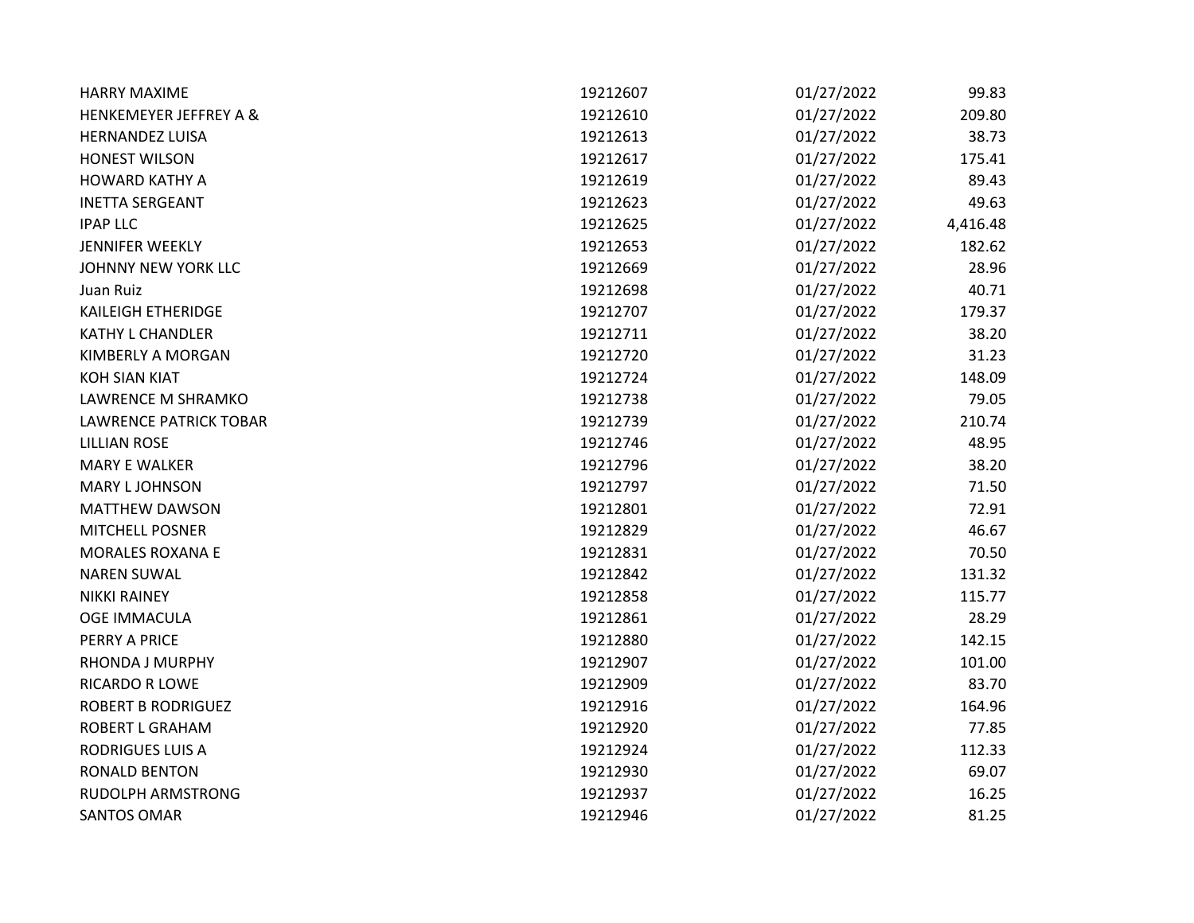| | | | |
|---|---|---|---|
| HARRY MAXIME | 19212607 | 01/27/2022 | 99.83 |
| HENKEMEYER JEFFREY A & | 19212610 | 01/27/2022 | 209.80 |
| HERNANDEZ LUISA | 19212613 | 01/27/2022 | 38.73 |
| HONEST WILSON | 19212617 | 01/27/2022 | 175.41 |
| HOWARD KATHY A | 19212619 | 01/27/2022 | 89.43 |
| INETTA SERGEANT | 19212623 | 01/27/2022 | 49.63 |
| IPAP LLC | 19212625 | 01/27/2022 | 4,416.48 |
| JENNIFER WEEKLY | 19212653 | 01/27/2022 | 182.62 |
| JOHNNY NEW YORK LLC | 19212669 | 01/27/2022 | 28.96 |
| Juan Ruiz | 19212698 | 01/27/2022 | 40.71 |
| KAILEIGH ETHERIDGE | 19212707 | 01/27/2022 | 179.37 |
| KATHY L CHANDLER | 19212711 | 01/27/2022 | 38.20 |
| KIMBERLY A MORGAN | 19212720 | 01/27/2022 | 31.23 |
| KOH SIAN KIAT | 19212724 | 01/27/2022 | 148.09 |
| LAWRENCE M SHRAMKO | 19212738 | 01/27/2022 | 79.05 |
| LAWRENCE PATRICK TOBAR | 19212739 | 01/27/2022 | 210.74 |
| LILLIAN ROSE | 19212746 | 01/27/2022 | 48.95 |
| MARY E WALKER | 19212796 | 01/27/2022 | 38.20 |
| MARY L JOHNSON | 19212797 | 01/27/2022 | 71.50 |
| MATTHEW DAWSON | 19212801 | 01/27/2022 | 72.91 |
| MITCHELL POSNER | 19212829 | 01/27/2022 | 46.67 |
| MORALES ROXANA E | 19212831 | 01/27/2022 | 70.50 |
| NAREN SUWAL | 19212842 | 01/27/2022 | 131.32 |
| NIKKI RAINEY | 19212858 | 01/27/2022 | 115.77 |
| OGE IMMACULA | 19212861 | 01/27/2022 | 28.29 |
| PERRY A PRICE | 19212880 | 01/27/2022 | 142.15 |
| RHONDA J MURPHY | 19212907 | 01/27/2022 | 101.00 |
| RICARDO R LOWE | 19212909 | 01/27/2022 | 83.70 |
| ROBERT B RODRIGUEZ | 19212916 | 01/27/2022 | 164.96 |
| ROBERT L GRAHAM | 19212920 | 01/27/2022 | 77.85 |
| RODRIGUES LUIS A | 19212924 | 01/27/2022 | 112.33 |
| RONALD BENTON | 19212930 | 01/27/2022 | 69.07 |
| RUDOLPH ARMSTRONG | 19212937 | 01/27/2022 | 16.25 |
| SANTOS OMAR | 19212946 | 01/27/2022 | 81.25 |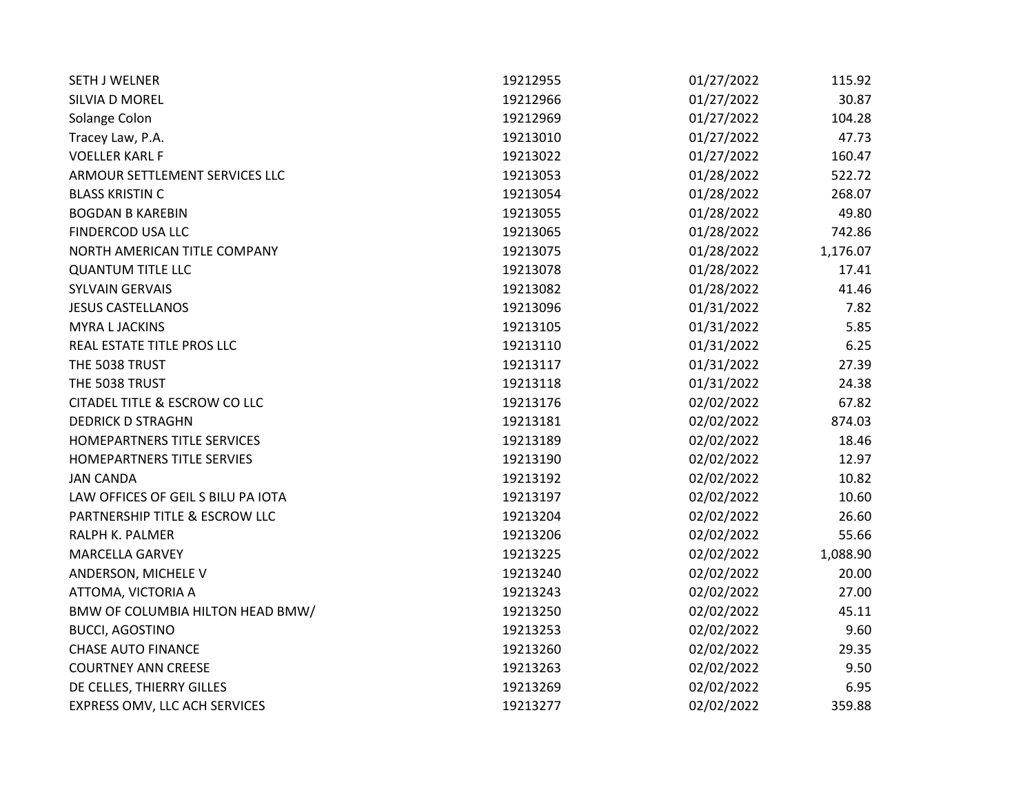| | | | |
|---|---|---|---|
| SETH J WELNER | 19212955 | 01/27/2022 | 115.92 |
| SILVIA D MOREL | 19212966 | 01/27/2022 | 30.87 |
| Solange Colon | 19212969 | 01/27/2022 | 104.28 |
| Tracey Law, P.A. | 19213010 | 01/27/2022 | 47.73 |
| VOELLER KARL F | 19213022 | 01/27/2022 | 160.47 |
| ARMOUR SETTLEMENT SERVICES LLC | 19213053 | 01/28/2022 | 522.72 |
| BLASS KRISTIN C | 19213054 | 01/28/2022 | 268.07 |
| BOGDAN B KAREBIN | 19213055 | 01/28/2022 | 49.80 |
| FINDERCOD USA LLC | 19213065 | 01/28/2022 | 742.86 |
| NORTH AMERICAN TITLE COMPANY | 19213075 | 01/28/2022 | 1,176.07 |
| QUANTUM TITLE LLC | 19213078 | 01/28/2022 | 17.41 |
| SYLVAIN GERVAIS | 19213082 | 01/28/2022 | 41.46 |
| JESUS CASTELLANOS | 19213096 | 01/31/2022 | 7.82 |
| MYRA L JACKINS | 19213105 | 01/31/2022 | 5.85 |
| REAL ESTATE TITLE PROS LLC | 19213110 | 01/31/2022 | 6.25 |
| THE 5038 TRUST | 19213117 | 01/31/2022 | 27.39 |
| THE 5038 TRUST | 19213118 | 01/31/2022 | 24.38 |
| CITADEL TITLE & ESCROW CO LLC | 19213176 | 02/02/2022 | 67.82 |
| DEDRICK D STRAGHN | 19213181 | 02/02/2022 | 874.03 |
| HOMEPARTNERS TITLE SERVICES | 19213189 | 02/02/2022 | 18.46 |
| HOMEPARTNERS TITLE SERVIES | 19213190 | 02/02/2022 | 12.97 |
| JAN CANDA | 19213192 | 02/02/2022 | 10.82 |
| LAW OFFICES OF GEIL S BILU PA IOTA | 19213197 | 02/02/2022 | 10.60 |
| PARTNERSHIP TITLE & ESCROW LLC | 19213204 | 02/02/2022 | 26.60 |
| RALPH K. PALMER | 19213206 | 02/02/2022 | 55.66 |
| MARCELLA GARVEY | 19213225 | 02/02/2022 | 1,088.90 |
| ANDERSON, MICHELE V | 19213240 | 02/02/2022 | 20.00 |
| ATTOMA, VICTORIA A | 19213243 | 02/02/2022 | 27.00 |
| BMW OF COLUMBIA HILTON HEAD BMW/ | 19213250 | 02/02/2022 | 45.11 |
| BUCCI, AGOSTINO | 19213253 | 02/02/2022 | 9.60 |
| CHASE AUTO FINANCE | 19213260 | 02/02/2022 | 29.35 |
| COURTNEY ANN CREESE | 19213263 | 02/02/2022 | 9.50 |
| DE CELLES, THIERRY GILLES | 19213269 | 02/02/2022 | 6.95 |
| EXPRESS OMV, LLC ACH SERVICES | 19213277 | 02/02/2022 | 359.88 |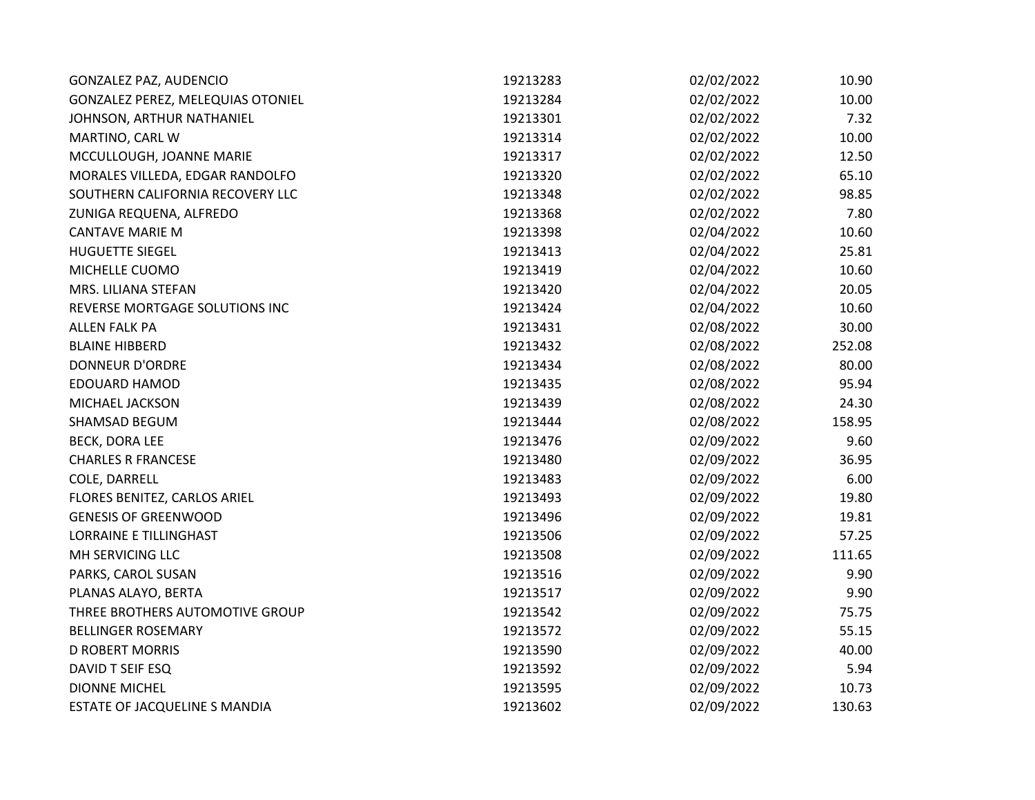| | | | |
|---|---|---|---|
| GONZALEZ PAZ, AUDENCIO | 19213283 | 02/02/2022 | 10.90 |
| GONZALEZ PEREZ, MELEQUIAS OTONIEL | 19213284 | 02/02/2022 | 10.00 |
| JOHNSON, ARTHUR NATHANIEL | 19213301 | 02/02/2022 | 7.32 |
| MARTINO, CARL W | 19213314 | 02/02/2022 | 10.00 |
| MCCULLOUGH, JOANNE MARIE | 19213317 | 02/02/2022 | 12.50 |
| MORALES VILLEDA, EDGAR RANDOLFO | 19213320 | 02/02/2022 | 65.10 |
| SOUTHERN CALIFORNIA RECOVERY LLC | 19213348 | 02/02/2022 | 98.85 |
| ZUNIGA REQUENA, ALFREDO | 19213368 | 02/02/2022 | 7.80 |
| CANTAVE MARIE M | 19213398 | 02/04/2022 | 10.60 |
| HUGUETTE SIEGEL | 19213413 | 02/04/2022 | 25.81 |
| MICHELLE CUOMO | 19213419 | 02/04/2022 | 10.60 |
| MRS. LILIANA STEFAN | 19213420 | 02/04/2022 | 20.05 |
| REVERSE MORTGAGE SOLUTIONS INC | 19213424 | 02/04/2022 | 10.60 |
| ALLEN FALK PA | 19213431 | 02/08/2022 | 30.00 |
| BLAINE HIBBERD | 19213432 | 02/08/2022 | 252.08 |
| DONNEUR D'ORDRE | 19213434 | 02/08/2022 | 80.00 |
| EDOUARD HAMOD | 19213435 | 02/08/2022 | 95.94 |
| MICHAEL JACKSON | 19213439 | 02/08/2022 | 24.30 |
| SHAMSAD BEGUM | 19213444 | 02/08/2022 | 158.95 |
| BECK, DORA LEE | 19213476 | 02/09/2022 | 9.60 |
| CHARLES R FRANCESE | 19213480 | 02/09/2022 | 36.95 |
| COLE, DARRELL | 19213483 | 02/09/2022 | 6.00 |
| FLORES BENITEZ, CARLOS ARIEL | 19213493 | 02/09/2022 | 19.80 |
| GENESIS OF GREENWOOD | 19213496 | 02/09/2022 | 19.81 |
| LORRAINE E TILLINGHAST | 19213506 | 02/09/2022 | 57.25 |
| MH SERVICING LLC | 19213508 | 02/09/2022 | 111.65 |
| PARKS, CAROL SUSAN | 19213516 | 02/09/2022 | 9.90 |
| PLANAS ALAYO, BERTA | 19213517 | 02/09/2022 | 9.90 |
| THREE BROTHERS AUTOMOTIVE GROUP | 19213542 | 02/09/2022 | 75.75 |
| BELLINGER ROSEMARY | 19213572 | 02/09/2022 | 55.15 |
| D ROBERT MORRIS | 19213590 | 02/09/2022 | 40.00 |
| DAVID T SEIF ESQ | 19213592 | 02/09/2022 | 5.94 |
| DIONNE MICHEL | 19213595 | 02/09/2022 | 10.73 |
| ESTATE OF JACQUELINE S MANDIA | 19213602 | 02/09/2022 | 130.63 |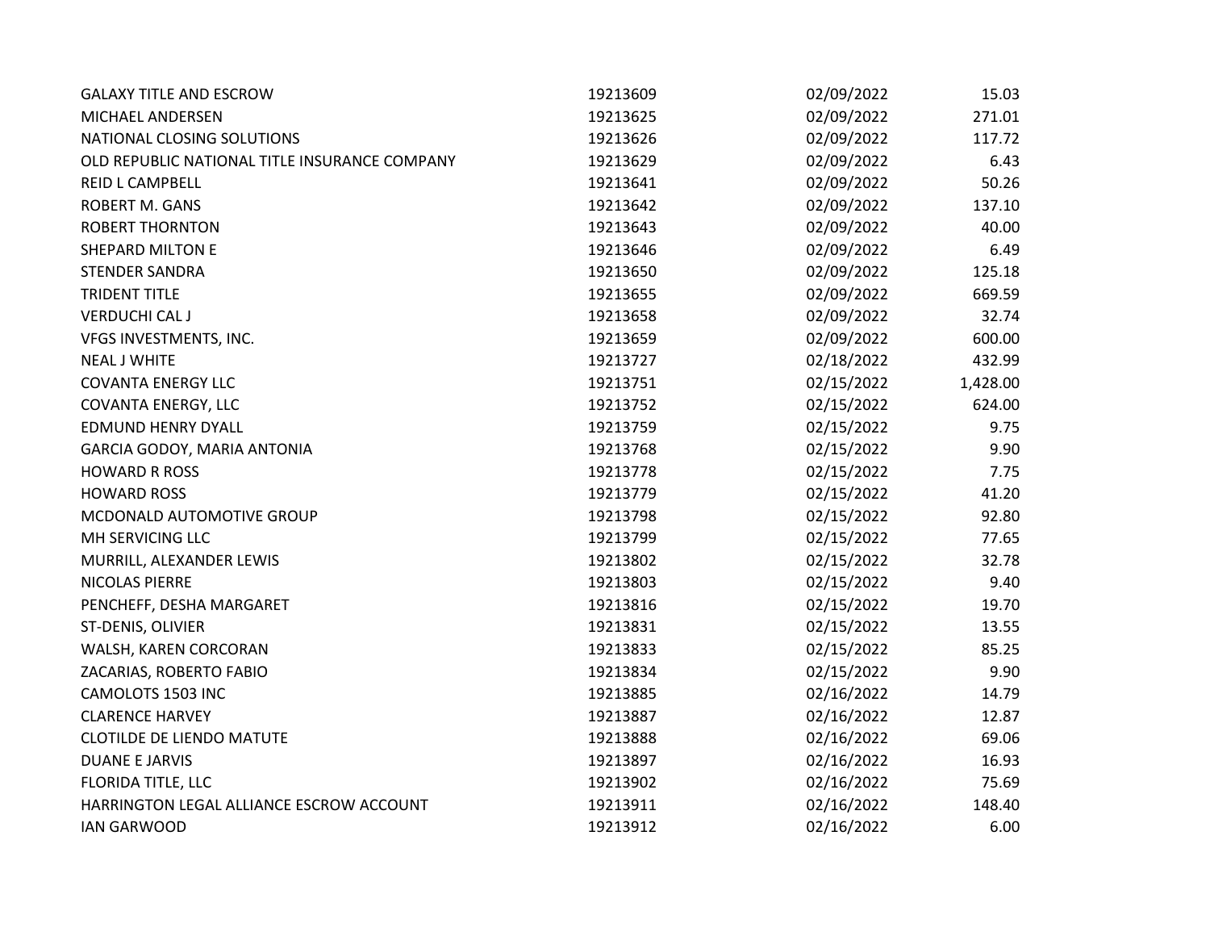| | | | |
|---|---|---|---|
| GALAXY TITLE AND ESCROW | 19213609 | 02/09/2022 | 15.03 |
| MICHAEL ANDERSEN | 19213625 | 02/09/2022 | 271.01 |
| NATIONAL CLOSING SOLUTIONS | 19213626 | 02/09/2022 | 117.72 |
| OLD REPUBLIC NATIONAL TITLE INSURANCE COMPANY | 19213629 | 02/09/2022 | 6.43 |
| REID L CAMPBELL | 19213641 | 02/09/2022 | 50.26 |
| ROBERT M. GANS | 19213642 | 02/09/2022 | 137.10 |
| ROBERT THORNTON | 19213643 | 02/09/2022 | 40.00 |
| SHEPARD MILTON E | 19213646 | 02/09/2022 | 6.49 |
| STENDER SANDRA | 19213650 | 02/09/2022 | 125.18 |
| TRIDENT TITLE | 19213655 | 02/09/2022 | 669.59 |
| VERDUCHI CAL J | 19213658 | 02/09/2022 | 32.74 |
| VFGS INVESTMENTS, INC. | 19213659 | 02/09/2022 | 600.00 |
| NEAL J WHITE | 19213727 | 02/18/2022 | 432.99 |
| COVANTA ENERGY LLC | 19213751 | 02/15/2022 | 1,428.00 |
| COVANTA ENERGY, LLC | 19213752 | 02/15/2022 | 624.00 |
| EDMUND HENRY DYALL | 19213759 | 02/15/2022 | 9.75 |
| GARCIA GODOY, MARIA ANTONIA | 19213768 | 02/15/2022 | 9.90 |
| HOWARD R ROSS | 19213778 | 02/15/2022 | 7.75 |
| HOWARD ROSS | 19213779 | 02/15/2022 | 41.20 |
| MCDONALD AUTOMOTIVE GROUP | 19213798 | 02/15/2022 | 92.80 |
| MH SERVICING LLC | 19213799 | 02/15/2022 | 77.65 |
| MURRILL, ALEXANDER LEWIS | 19213802 | 02/15/2022 | 32.78 |
| NICOLAS PIERRE | 19213803 | 02/15/2022 | 9.40 |
| PENCHEFF, DESHA MARGARET | 19213816 | 02/15/2022 | 19.70 |
| ST-DENIS, OLIVIER | 19213831 | 02/15/2022 | 13.55 |
| WALSH, KAREN CORCORAN | 19213833 | 02/15/2022 | 85.25 |
| ZACARIAS, ROBERTO FABIO | 19213834 | 02/15/2022 | 9.90 |
| CAMOLOTS 1503 INC | 19213885 | 02/16/2022 | 14.79 |
| CLARENCE HARVEY | 19213887 | 02/16/2022 | 12.87 |
| CLOTILDE DE LIENDO MATUTE | 19213888 | 02/16/2022 | 69.06 |
| DUANE E JARVIS | 19213897 | 02/16/2022 | 16.93 |
| FLORIDA TITLE, LLC | 19213902 | 02/16/2022 | 75.69 |
| HARRINGTON LEGAL ALLIANCE ESCROW ACCOUNT | 19213911 | 02/16/2022 | 148.40 |
| IAN GARWOOD | 19213912 | 02/16/2022 | 6.00 |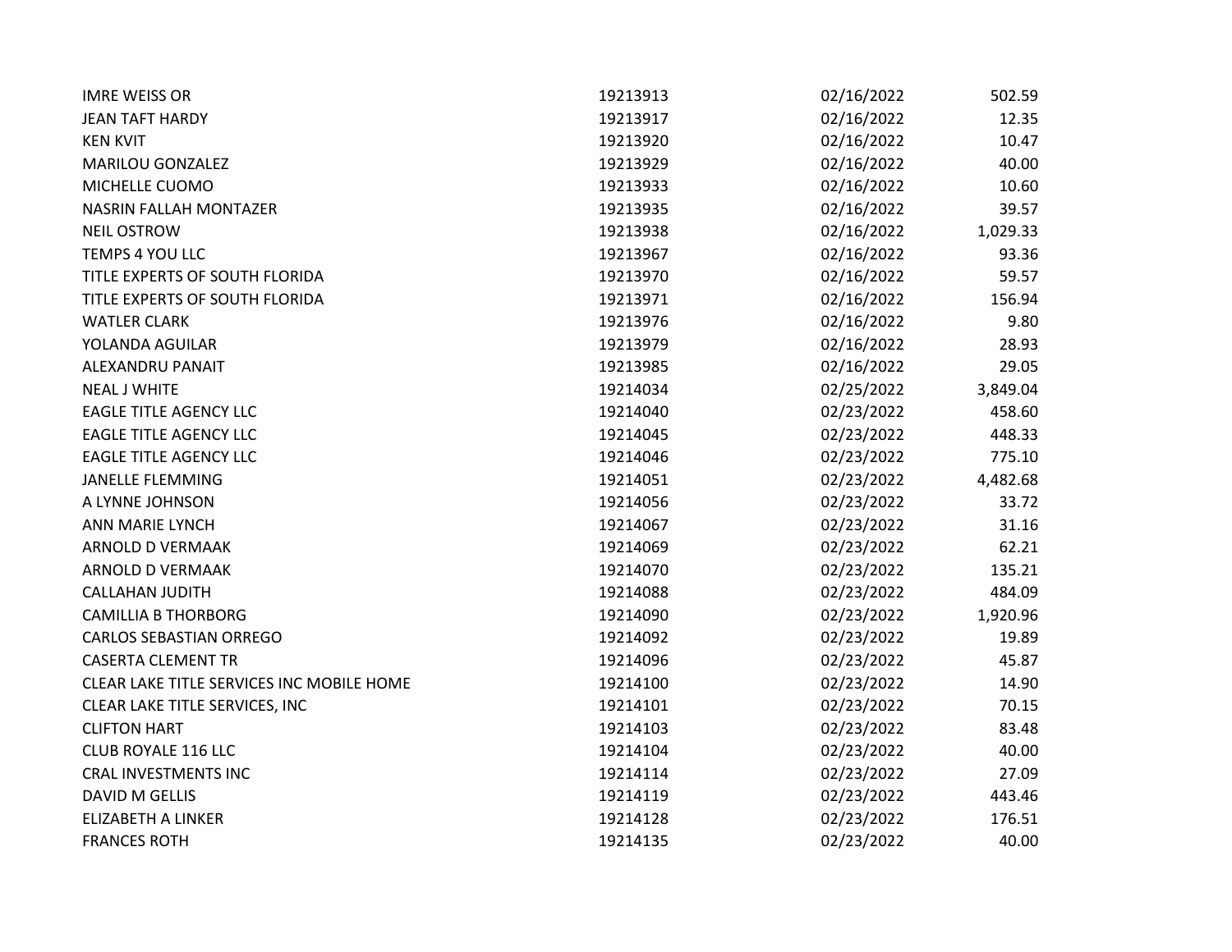| | | | |
|---|---|---|---|
| IMRE WEISS OR | 19213913 | 02/16/2022 | 502.59 |
| JEAN TAFT HARDY | 19213917 | 02/16/2022 | 12.35 |
| KEN KVIT | 19213920 | 02/16/2022 | 10.47 |
| MARILOU GONZALEZ | 19213929 | 02/16/2022 | 40.00 |
| MICHELLE CUOMO | 19213933 | 02/16/2022 | 10.60 |
| NASRIN FALLAH MONTAZER | 19213935 | 02/16/2022 | 39.57 |
| NEIL OSTROW | 19213938 | 02/16/2022 | 1,029.33 |
| TEMPS 4 YOU LLC | 19213967 | 02/16/2022 | 93.36 |
| TITLE EXPERTS OF SOUTH FLORIDA | 19213970 | 02/16/2022 | 59.57 |
| TITLE EXPERTS OF SOUTH FLORIDA | 19213971 | 02/16/2022 | 156.94 |
| WATLER CLARK | 19213976 | 02/16/2022 | 9.80 |
| YOLANDA AGUILAR | 19213979 | 02/16/2022 | 28.93 |
| ALEXANDRU PANAIT | 19213985 | 02/16/2022 | 29.05 |
| NEAL J WHITE | 19214034 | 02/25/2022 | 3,849.04 |
| EAGLE TITLE AGENCY LLC | 19214040 | 02/23/2022 | 458.60 |
| EAGLE TITLE AGENCY LLC | 19214045 | 02/23/2022 | 448.33 |
| EAGLE TITLE AGENCY LLC | 19214046 | 02/23/2022 | 775.10 |
| JANELLE FLEMMING | 19214051 | 02/23/2022 | 4,482.68 |
| A LYNNE JOHNSON | 19214056 | 02/23/2022 | 33.72 |
| ANN MARIE LYNCH | 19214067 | 02/23/2022 | 31.16 |
| ARNOLD D VERMAAK | 19214069 | 02/23/2022 | 62.21 |
| ARNOLD D VERMAAK | 19214070 | 02/23/2022 | 135.21 |
| CALLAHAN JUDITH | 19214088 | 02/23/2022 | 484.09 |
| CAMILLIA B THORBORG | 19214090 | 02/23/2022 | 1,920.96 |
| CARLOS SEBASTIAN ORREGO | 19214092 | 02/23/2022 | 19.89 |
| CASERTA CLEMENT TR | 19214096 | 02/23/2022 | 45.87 |
| CLEAR LAKE TITLE SERVICES INC MOBILE HOME | 19214100 | 02/23/2022 | 14.90 |
| CLEAR LAKE TITLE SERVICES, INC | 19214101 | 02/23/2022 | 70.15 |
| CLIFTON HART | 19214103 | 02/23/2022 | 83.48 |
| CLUB ROYALE 116 LLC | 19214104 | 02/23/2022 | 40.00 |
| CRAL INVESTMENTS INC | 19214114 | 02/23/2022 | 27.09 |
| DAVID M GELLIS | 19214119 | 02/23/2022 | 443.46 |
| ELIZABETH A LINKER | 19214128 | 02/23/2022 | 176.51 |
| FRANCES ROTH | 19214135 | 02/23/2022 | 40.00 |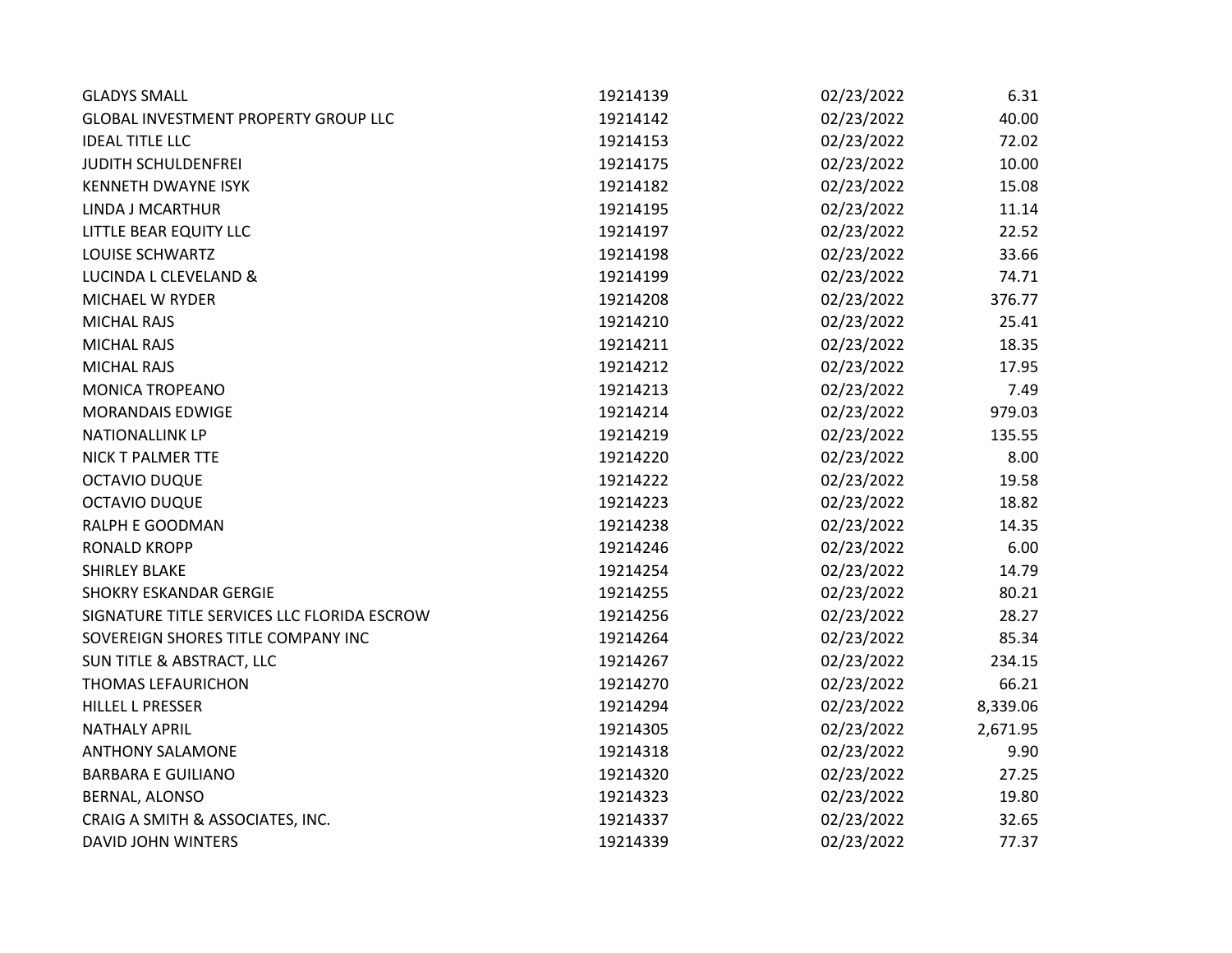| | | | |
|---|---|---|---|
| GLADYS SMALL | 19214139 | 02/23/2022 | 6.31 |
| GLOBAL INVESTMENT PROPERTY GROUP LLC | 19214142 | 02/23/2022 | 40.00 |
| IDEAL TITLE LLC | 19214153 | 02/23/2022 | 72.02 |
| JUDITH SCHULDENFREI | 19214175 | 02/23/2022 | 10.00 |
| KENNETH DWAYNE ISYK | 19214182 | 02/23/2022 | 15.08 |
| LINDA J MCARTHUR | 19214195 | 02/23/2022 | 11.14 |
| LITTLE BEAR EQUITY LLC | 19214197 | 02/23/2022 | 22.52 |
| LOUISE SCHWARTZ | 19214198 | 02/23/2022 | 33.66 |
| LUCINDA L CLEVELAND & | 19214199 | 02/23/2022 | 74.71 |
| MICHAEL W RYDER | 19214208 | 02/23/2022 | 376.77 |
| MICHAL RAJS | 19214210 | 02/23/2022 | 25.41 |
| MICHAL RAJS | 19214211 | 02/23/2022 | 18.35 |
| MICHAL RAJS | 19214212 | 02/23/2022 | 17.95 |
| MONICA TROPEANO | 19214213 | 02/23/2022 | 7.49 |
| MORANDAIS EDWIGE | 19214214 | 02/23/2022 | 979.03 |
| NATIONALLINK LP | 19214219 | 02/23/2022 | 135.55 |
| NICK T PALMER TTE | 19214220 | 02/23/2022 | 8.00 |
| OCTAVIO DUQUE | 19214222 | 02/23/2022 | 19.58 |
| OCTAVIO DUQUE | 19214223 | 02/23/2022 | 18.82 |
| RALPH E GOODMAN | 19214238 | 02/23/2022 | 14.35 |
| RONALD KROPP | 19214246 | 02/23/2022 | 6.00 |
| SHIRLEY BLAKE | 19214254 | 02/23/2022 | 14.79 |
| SHOKRY ESKANDAR GERGIE | 19214255 | 02/23/2022 | 80.21 |
| SIGNATURE TITLE SERVICES LLC FLORIDA ESCROW | 19214256 | 02/23/2022 | 28.27 |
| SOVEREIGN SHORES TITLE COMPANY INC | 19214264 | 02/23/2022 | 85.34 |
| SUN TITLE & ABSTRACT, LLC | 19214267 | 02/23/2022 | 234.15 |
| THOMAS LEFAURICHON | 19214270 | 02/23/2022 | 66.21 |
| HILLEL L PRESSER | 19214294 | 02/23/2022 | 8,339.06 |
| NATHALY APRIL | 19214305 | 02/23/2022 | 2,671.95 |
| ANTHONY SALAMONE | 19214318 | 02/23/2022 | 9.90 |
| BARBARA E GUILIANO | 19214320 | 02/23/2022 | 27.25 |
| BERNAL, ALONSO | 19214323 | 02/23/2022 | 19.80 |
| CRAIG A SMITH & ASSOCIATES, INC. | 19214337 | 02/23/2022 | 32.65 |
| DAVID JOHN WINTERS | 19214339 | 02/23/2022 | 77.37 |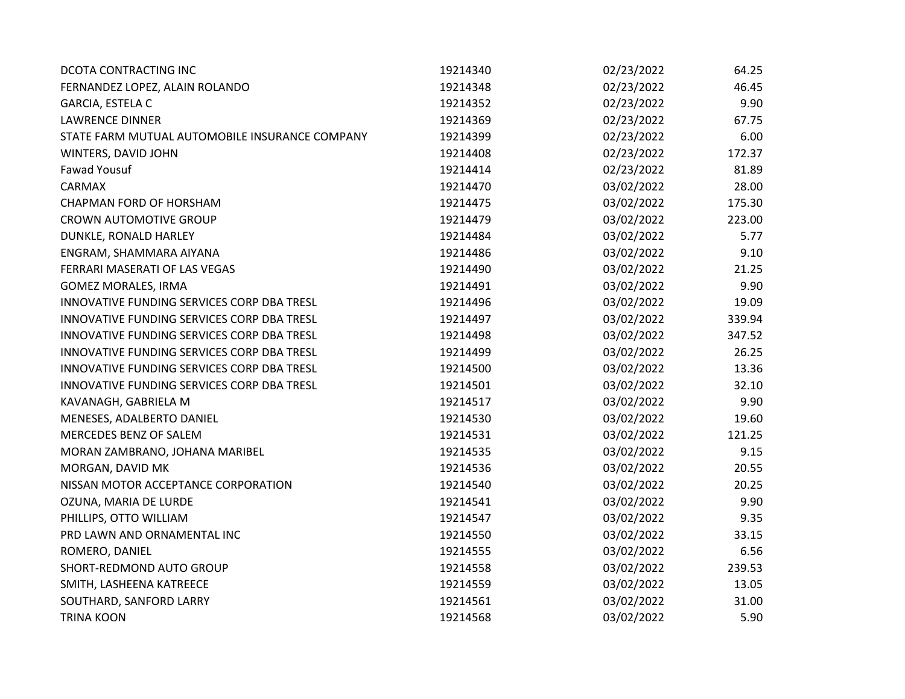| | | | |
|---|---|---|---|
| DCOTA CONTRACTING INC | 19214340 | 02/23/2022 | 64.25 |
| FERNANDEZ LOPEZ, ALAIN ROLANDO | 19214348 | 02/23/2022 | 46.45 |
| GARCIA, ESTELA C | 19214352 | 02/23/2022 | 9.90 |
| LAWRENCE DINNER | 19214369 | 02/23/2022 | 67.75 |
| STATE FARM MUTUAL AUTOMOBILE INSURANCE COMPANY | 19214399 | 02/23/2022 | 6.00 |
| WINTERS, DAVID JOHN | 19214408 | 02/23/2022 | 172.37 |
| Fawad Yousuf | 19214414 | 02/23/2022 | 81.89 |
| CARMAX | 19214470 | 03/02/2022 | 28.00 |
| CHAPMAN FORD OF HORSHAM | 19214475 | 03/02/2022 | 175.30 |
| CROWN AUTOMOTIVE GROUP | 19214479 | 03/02/2022 | 223.00 |
| DUNKLE, RONALD HARLEY | 19214484 | 03/02/2022 | 5.77 |
| ENGRAM, SHAMMARA AIYANA | 19214486 | 03/02/2022 | 9.10 |
| FERRARI MASERATI OF LAS VEGAS | 19214490 | 03/02/2022 | 21.25 |
| GOMEZ MORALES, IRMA | 19214491 | 03/02/2022 | 9.90 |
| INNOVATIVE FUNDING SERVICES CORP DBA TRESL | 19214496 | 03/02/2022 | 19.09 |
| INNOVATIVE FUNDING SERVICES CORP DBA TRESL | 19214497 | 03/02/2022 | 339.94 |
| INNOVATIVE FUNDING SERVICES CORP DBA TRESL | 19214498 | 03/02/2022 | 347.52 |
| INNOVATIVE FUNDING SERVICES CORP DBA TRESL | 19214499 | 03/02/2022 | 26.25 |
| INNOVATIVE FUNDING SERVICES CORP DBA TRESL | 19214500 | 03/02/2022 | 13.36 |
| INNOVATIVE FUNDING SERVICES CORP DBA TRESL | 19214501 | 03/02/2022 | 32.10 |
| KAVANAGH, GABRIELA M | 19214517 | 03/02/2022 | 9.90 |
| MENESES, ADALBERTO DANIEL | 19214530 | 03/02/2022 | 19.60 |
| MERCEDES BENZ OF SALEM | 19214531 | 03/02/2022 | 121.25 |
| MORAN ZAMBRANO, JOHANA MARIBEL | 19214535 | 03/02/2022 | 9.15 |
| MORGAN, DAVID MK | 19214536 | 03/02/2022 | 20.55 |
| NISSAN MOTOR ACCEPTANCE CORPORATION | 19214540 | 03/02/2022 | 20.25 |
| OZUNA, MARIA DE LURDE | 19214541 | 03/02/2022 | 9.90 |
| PHILLIPS, OTTO WILLIAM | 19214547 | 03/02/2022 | 9.35 |
| PRD LAWN AND ORNAMENTAL INC | 19214550 | 03/02/2022 | 33.15 |
| ROMERO, DANIEL | 19214555 | 03/02/2022 | 6.56 |
| SHORT-REDMOND AUTO GROUP | 19214558 | 03/02/2022 | 239.53 |
| SMITH, LASHEENA KATREECE | 19214559 | 03/02/2022 | 13.05 |
| SOUTHARD, SANFORD LARRY | 19214561 | 03/02/2022 | 31.00 |
| TRINA KOON | 19214568 | 03/02/2022 | 5.90 |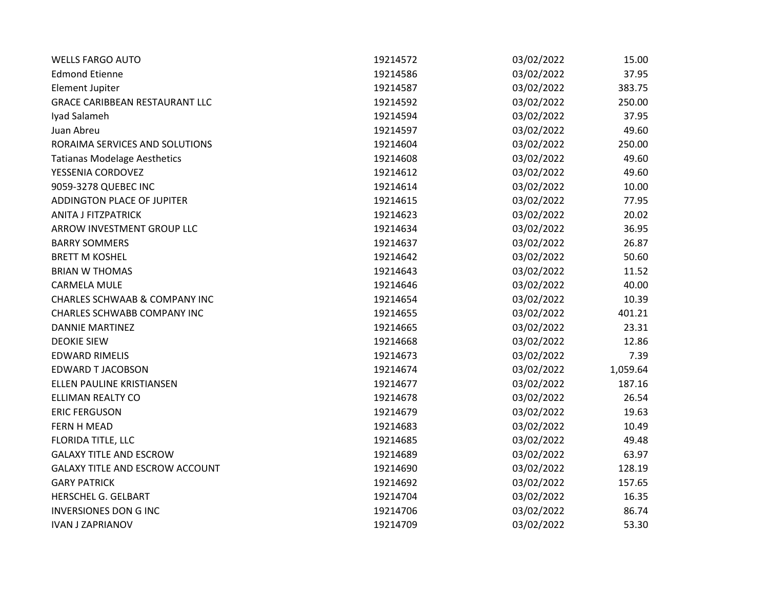| | | | |
|---|---|---|---|
| WELLS FARGO AUTO | 19214572 | 03/02/2022 | 15.00 |
| Edmond Etienne | 19214586 | 03/02/2022 | 37.95 |
| Element Jupiter | 19214587 | 03/02/2022 | 383.75 |
| GRACE CARIBBEAN RESTAURANT LLC | 19214592 | 03/02/2022 | 250.00 |
| Iyad Salameh | 19214594 | 03/02/2022 | 37.95 |
| Juan Abreu | 19214597 | 03/02/2022 | 49.60 |
| RORAIMA SERVICES AND SOLUTIONS | 19214604 | 03/02/2022 | 250.00 |
| Tatianas Modelage Aesthetics | 19214608 | 03/02/2022 | 49.60 |
| YESSENIA CORDOVEZ | 19214612 | 03/02/2022 | 49.60 |
| 9059-3278 QUEBEC INC | 19214614 | 03/02/2022 | 10.00 |
| ADDINGTON PLACE OF JUPITER | 19214615 | 03/02/2022 | 77.95 |
| ANITA J FITZPATRICK | 19214623 | 03/02/2022 | 20.02 |
| ARROW INVESTMENT GROUP LLC | 19214634 | 03/02/2022 | 36.95 |
| BARRY SOMMERS | 19214637 | 03/02/2022 | 26.87 |
| BRETT M KOSHEL | 19214642 | 03/02/2022 | 50.60 |
| BRIAN W THOMAS | 19214643 | 03/02/2022 | 11.52 |
| CARMELA MULE | 19214646 | 03/02/2022 | 40.00 |
| CHARLES SCHWAAB & COMPANY INC | 19214654 | 03/02/2022 | 10.39 |
| CHARLES SCHWABB COMPANY INC | 19214655 | 03/02/2022 | 401.21 |
| DANNIE MARTINEZ | 19214665 | 03/02/2022 | 23.31 |
| DEOKIE SIEW | 19214668 | 03/02/2022 | 12.86 |
| EDWARD RIMELIS | 19214673 | 03/02/2022 | 7.39 |
| EDWARD T JACOBSON | 19214674 | 03/02/2022 | 1,059.64 |
| ELLEN PAULINE KRISTIANSEN | 19214677 | 03/02/2022 | 187.16 |
| ELLIMAN REALTY CO | 19214678 | 03/02/2022 | 26.54 |
| ERIC FERGUSON | 19214679 | 03/02/2022 | 19.63 |
| FERN H MEAD | 19214683 | 03/02/2022 | 10.49 |
| FLORIDA TITLE, LLC | 19214685 | 03/02/2022 | 49.48 |
| GALAXY TITLE AND ESCROW | 19214689 | 03/02/2022 | 63.97 |
| GALAXY TITLE AND ESCROW ACCOUNT | 19214690 | 03/02/2022 | 128.19 |
| GARY PATRICK | 19214692 | 03/02/2022 | 157.65 |
| HERSCHEL G. GELBART | 19214704 | 03/02/2022 | 16.35 |
| INVERSIONES DON G INC | 19214706 | 03/02/2022 | 86.74 |
| IVAN J ZAPRIANOV | 19214709 | 03/02/2022 | 53.30 |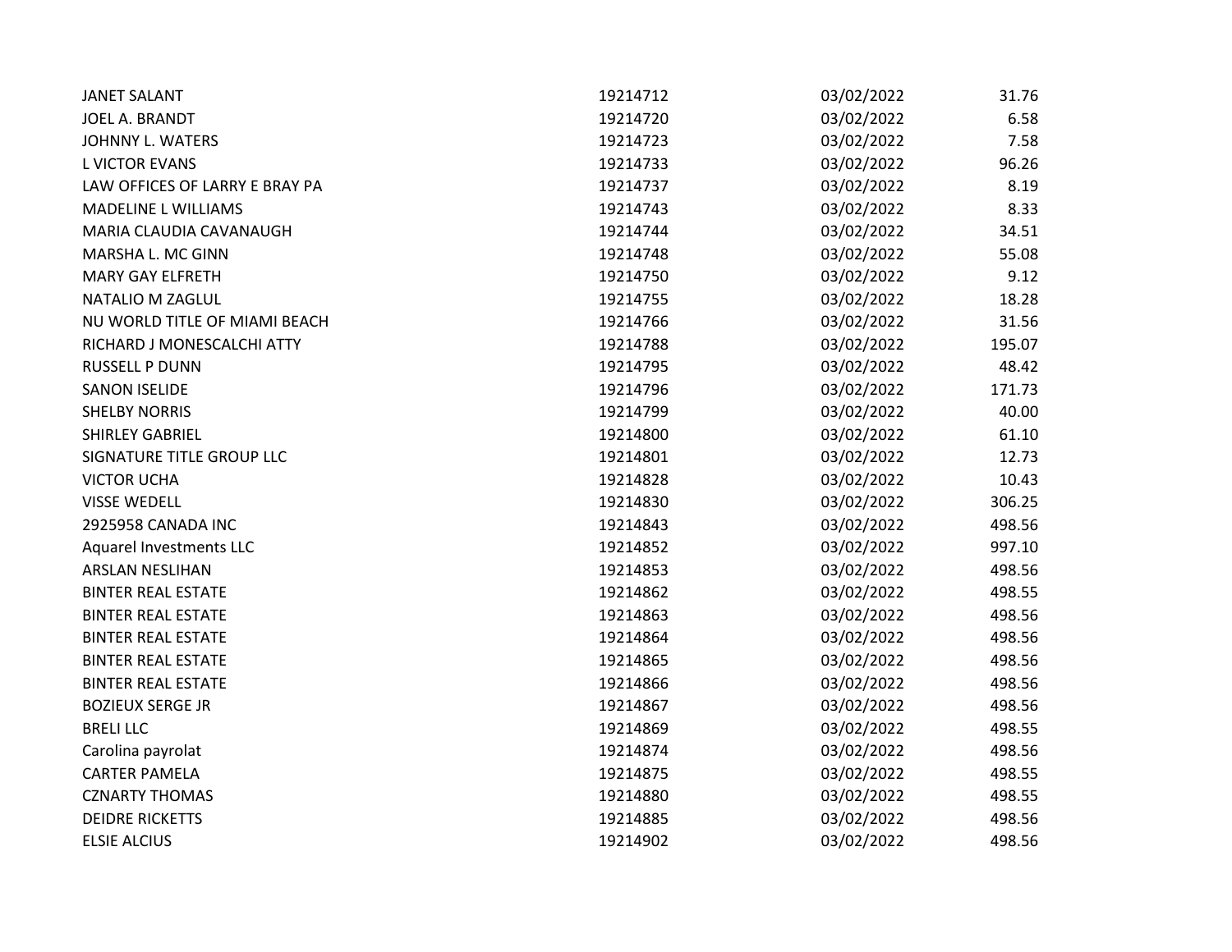| | | | |
|---|---|---|---|
| JANET SALANT | 19214712 | 03/02/2022 | 31.76 |
| JOEL A. BRANDT | 19214720 | 03/02/2022 | 6.58 |
| JOHNNY L. WATERS | 19214723 | 03/02/2022 | 7.58 |
| L VICTOR EVANS | 19214733 | 03/02/2022 | 96.26 |
| LAW OFFICES OF LARRY E BRAY PA | 19214737 | 03/02/2022 | 8.19 |
| MADELINE L WILLIAMS | 19214743 | 03/02/2022 | 8.33 |
| MARIA CLAUDIA CAVANAUGH | 19214744 | 03/02/2022 | 34.51 |
| MARSHA L. MC GINN | 19214748 | 03/02/2022 | 55.08 |
| MARY GAY ELFRETH | 19214750 | 03/02/2022 | 9.12 |
| NATALIO M ZAGLUL | 19214755 | 03/02/2022 | 18.28 |
| NU WORLD TITLE OF MIAMI BEACH | 19214766 | 03/02/2022 | 31.56 |
| RICHARD J MONESCALCHI ATTY | 19214788 | 03/02/2022 | 195.07 |
| RUSSELL P DUNN | 19214795 | 03/02/2022 | 48.42 |
| SANON ISELIDE | 19214796 | 03/02/2022 | 171.73 |
| SHELBY NORRIS | 19214799 | 03/02/2022 | 40.00 |
| SHIRLEY GABRIEL | 19214800 | 03/02/2022 | 61.10 |
| SIGNATURE TITLE GROUP LLC | 19214801 | 03/02/2022 | 12.73 |
| VICTOR UCHA | 19214828 | 03/02/2022 | 10.43 |
| VISSE WEDELL | 19214830 | 03/02/2022 | 306.25 |
| 2925958 CANADA INC | 19214843 | 03/02/2022 | 498.56 |
| Aquarel Investments LLC | 19214852 | 03/02/2022 | 997.10 |
| ARSLAN NESLIHAN | 19214853 | 03/02/2022 | 498.56 |
| BINTER REAL ESTATE | 19214862 | 03/02/2022 | 498.55 |
| BINTER REAL ESTATE | 19214863 | 03/02/2022 | 498.56 |
| BINTER REAL ESTATE | 19214864 | 03/02/2022 | 498.56 |
| BINTER REAL ESTATE | 19214865 | 03/02/2022 | 498.56 |
| BINTER REAL ESTATE | 19214866 | 03/02/2022 | 498.56 |
| BOZIEUX SERGE JR | 19214867 | 03/02/2022 | 498.56 |
| BRELI LLC | 19214869 | 03/02/2022 | 498.55 |
| Carolina payrolat | 19214874 | 03/02/2022 | 498.56 |
| CARTER PAMELA | 19214875 | 03/02/2022 | 498.55 |
| CZNARTY THOMAS | 19214880 | 03/02/2022 | 498.55 |
| DEIDRE RICKETTS | 19214885 | 03/02/2022 | 498.56 |
| ELSIE ALCIUS | 19214902 | 03/02/2022 | 498.56 |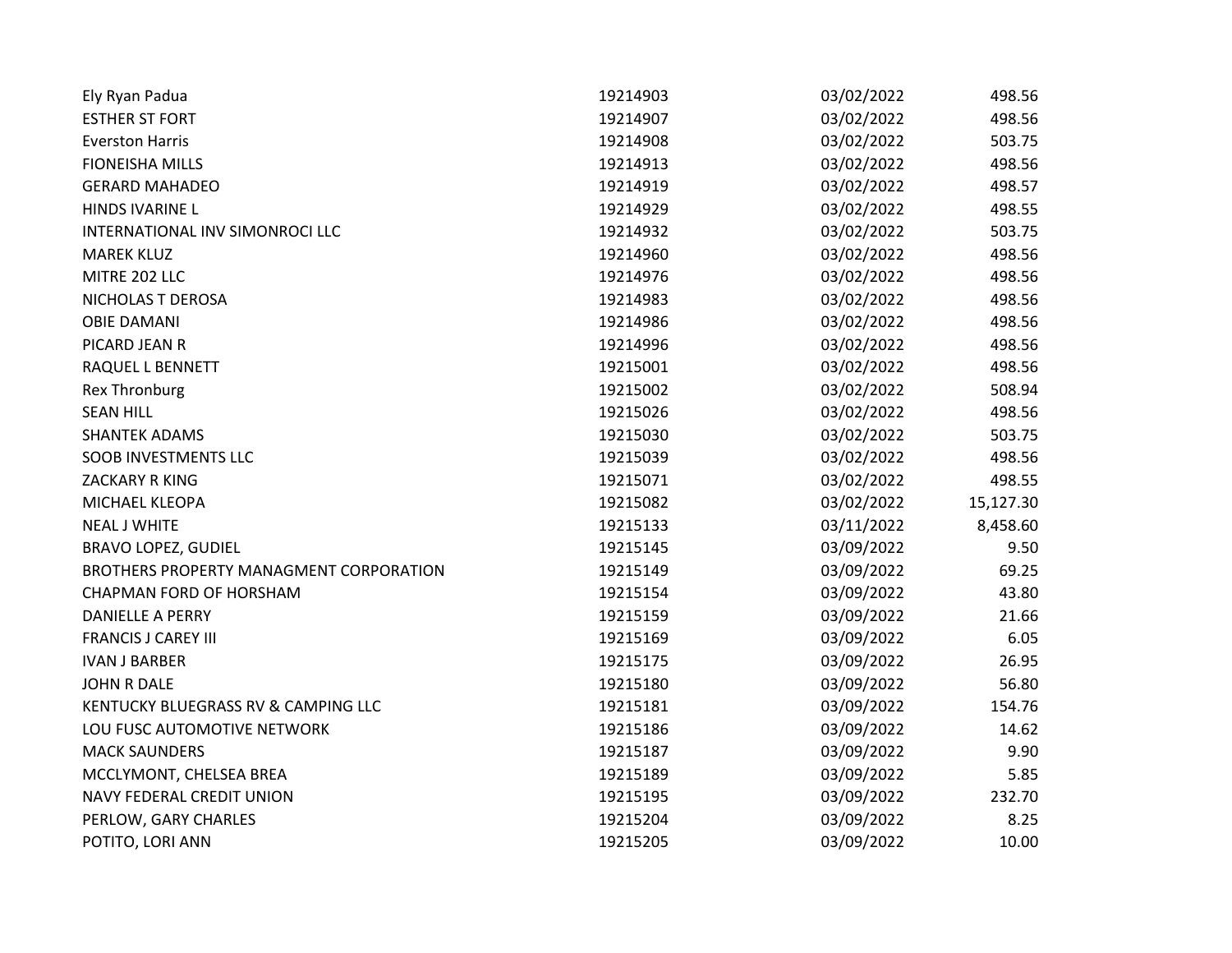| | | | |
|---|---|---|---|
| Ely Ryan Padua | 19214903 | 03/02/2022 | 498.56 |
| ESTHER ST FORT | 19214907 | 03/02/2022 | 498.56 |
| Everston Harris | 19214908 | 03/02/2022 | 503.75 |
| FIONEISHA MILLS | 19214913 | 03/02/2022 | 498.56 |
| GERARD MAHADEO | 19214919 | 03/02/2022 | 498.57 |
| HINDS IVARINE L | 19214929 | 03/02/2022 | 498.55 |
| INTERNATIONAL INV SIMONROCI LLC | 19214932 | 03/02/2022 | 503.75 |
| MAREK KLUZ | 19214960 | 03/02/2022 | 498.56 |
| MITRE 202 LLC | 19214976 | 03/02/2022 | 498.56 |
| NICHOLAS T DEROSA | 19214983 | 03/02/2022 | 498.56 |
| OBIE DAMANI | 19214986 | 03/02/2022 | 498.56 |
| PICARD JEAN R | 19214996 | 03/02/2022 | 498.56 |
| RAQUEL L BENNETT | 19215001 | 03/02/2022 | 498.56 |
| Rex Thronburg | 19215002 | 03/02/2022 | 508.94 |
| SEAN HILL | 19215026 | 03/02/2022 | 498.56 |
| SHANTEK ADAMS | 19215030 | 03/02/2022 | 503.75 |
| SOOB INVESTMENTS LLC | 19215039 | 03/02/2022 | 498.56 |
| ZACKARY R KING | 19215071 | 03/02/2022 | 498.55 |
| MICHAEL KLEOPA | 19215082 | 03/02/2022 | 15,127.30 |
| NEAL J WHITE | 19215133 | 03/11/2022 | 8,458.60 |
| BRAVO LOPEZ, GUDIEL | 19215145 | 03/09/2022 | 9.50 |
| BROTHERS PROPERTY MANAGMENT CORPORATION | 19215149 | 03/09/2022 | 69.25 |
| CHAPMAN FORD OF HORSHAM | 19215154 | 03/09/2022 | 43.80 |
| DANIELLE A PERRY | 19215159 | 03/09/2022 | 21.66 |
| FRANCIS J CAREY III | 19215169 | 03/09/2022 | 6.05 |
| IVAN J BARBER | 19215175 | 03/09/2022 | 26.95 |
| JOHN R DALE | 19215180 | 03/09/2022 | 56.80 |
| KENTUCKY BLUEGRASS RV & CAMPING LLC | 19215181 | 03/09/2022 | 154.76 |
| LOU FUSC AUTOMOTIVE NETWORK | 19215186 | 03/09/2022 | 14.62 |
| MACK SAUNDERS | 19215187 | 03/09/2022 | 9.90 |
| MCCLYMONT, CHELSEA BREA | 19215189 | 03/09/2022 | 5.85 |
| NAVY FEDERAL CREDIT UNION | 19215195 | 03/09/2022 | 232.70 |
| PERLOW, GARY CHARLES | 19215204 | 03/09/2022 | 8.25 |
| POTITO, LORI ANN | 19215205 | 03/09/2022 | 10.00 |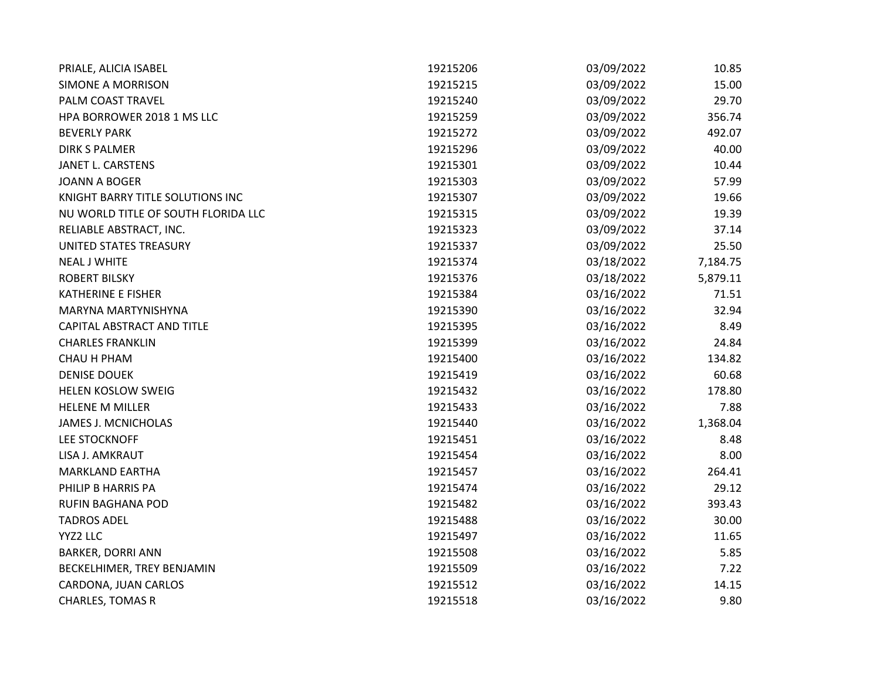| | | | |
|---|---|---|---|
| PRIALE, ALICIA ISABEL | 19215206 | 03/09/2022 | 10.85 |
| SIMONE A MORRISON | 19215215 | 03/09/2022 | 15.00 |
| PALM COAST TRAVEL | 19215240 | 03/09/2022 | 29.70 |
| HPA BORROWER 2018 1 MS LLC | 19215259 | 03/09/2022 | 356.74 |
| BEVERLY PARK | 19215272 | 03/09/2022 | 492.07 |
| DIRK S PALMER | 19215296 | 03/09/2022 | 40.00 |
| JANET L. CARSTENS | 19215301 | 03/09/2022 | 10.44 |
| JOANN A BOGER | 19215303 | 03/09/2022 | 57.99 |
| KNIGHT BARRY TITLE SOLUTIONS INC | 19215307 | 03/09/2022 | 19.66 |
| NU WORLD TITLE OF SOUTH FLORIDA LLC | 19215315 | 03/09/2022 | 19.39 |
| RELIABLE ABSTRACT, INC. | 19215323 | 03/09/2022 | 37.14 |
| UNITED STATES TREASURY | 19215337 | 03/09/2022 | 25.50 |
| NEAL J WHITE | 19215374 | 03/18/2022 | 7,184.75 |
| ROBERT BILSKY | 19215376 | 03/18/2022 | 5,879.11 |
| KATHERINE E FISHER | 19215384 | 03/16/2022 | 71.51 |
| MARYNA MARTYNISHYNA | 19215390 | 03/16/2022 | 32.94 |
| CAPITAL ABSTRACT AND TITLE | 19215395 | 03/16/2022 | 8.49 |
| CHARLES FRANKLIN | 19215399 | 03/16/2022 | 24.84 |
| CHAU H PHAM | 19215400 | 03/16/2022 | 134.82 |
| DENISE DOUEK | 19215419 | 03/16/2022 | 60.68 |
| HELEN KOSLOW SWEIG | 19215432 | 03/16/2022 | 178.80 |
| HELENE M MILLER | 19215433 | 03/16/2022 | 7.88 |
| JAMES J. MCNICHOLAS | 19215440 | 03/16/2022 | 1,368.04 |
| LEE STOCKNOFF | 19215451 | 03/16/2022 | 8.48 |
| LISA J. AMKRAUT | 19215454 | 03/16/2022 | 8.00 |
| MARKLAND EARTHA | 19215457 | 03/16/2022 | 264.41 |
| PHILIP B HARRIS PA | 19215474 | 03/16/2022 | 29.12 |
| RUFIN BAGHANA POD | 19215482 | 03/16/2022 | 393.43 |
| TADROS ADEL | 19215488 | 03/16/2022 | 30.00 |
| YYZ2 LLC | 19215497 | 03/16/2022 | 11.65 |
| BARKER, DORRI ANN | 19215508 | 03/16/2022 | 5.85 |
| BECKELHIMER, TREY BENJAMIN | 19215509 | 03/16/2022 | 7.22 |
| CARDONA, JUAN CARLOS | 19215512 | 03/16/2022 | 14.15 |
| CHARLES, TOMAS R | 19215518 | 03/16/2022 | 9.80 |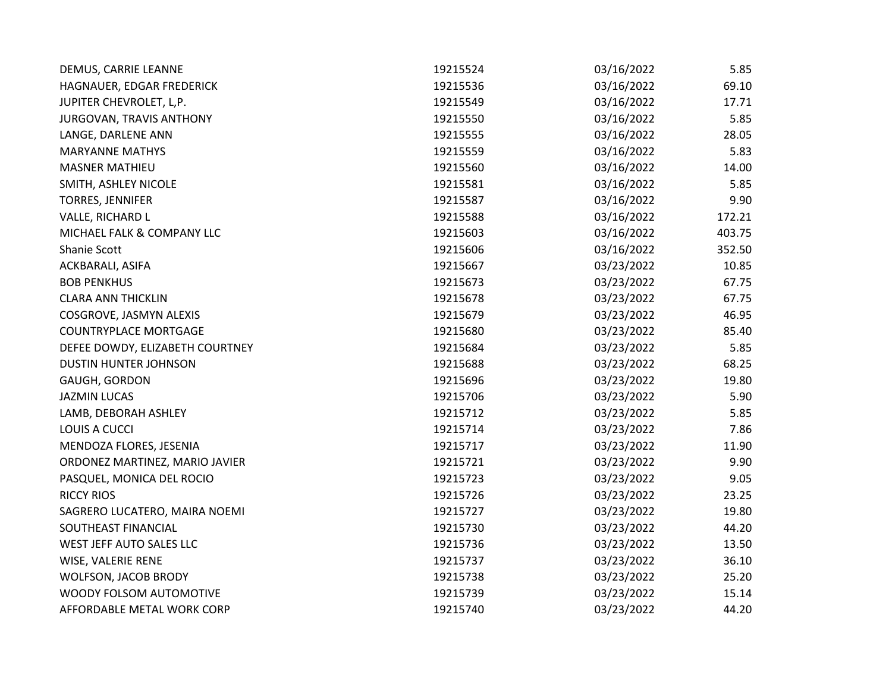| | | | |
|---|---|---|---|
| DEMUS, CARRIE LEANNE | 19215524 | 03/16/2022 | 5.85 |
| HAGNAUER, EDGAR FREDERICK | 19215536 | 03/16/2022 | 69.10 |
| JUPITER CHEVROLET, L,P. | 19215549 | 03/16/2022 | 17.71 |
| JURGOVAN, TRAVIS ANTHONY | 19215550 | 03/16/2022 | 5.85 |
| LANGE, DARLENE ANN | 19215555 | 03/16/2022 | 28.05 |
| MARYANNE MATHYS | 19215559 | 03/16/2022 | 5.83 |
| MASNER MATHIEU | 19215560 | 03/16/2022 | 14.00 |
| SMITH, ASHLEY NICOLE | 19215581 | 03/16/2022 | 5.85 |
| TORRES, JENNIFER | 19215587 | 03/16/2022 | 9.90 |
| VALLE, RICHARD L | 19215588 | 03/16/2022 | 172.21 |
| MICHAEL FALK & COMPANY LLC | 19215603 | 03/16/2022 | 403.75 |
| Shanie Scott | 19215606 | 03/16/2022 | 352.50 |
| ACKBARALI, ASIFA | 19215667 | 03/23/2022 | 10.85 |
| BOB PENKHUS | 19215673 | 03/23/2022 | 67.75 |
| CLARA ANN THICKLIN | 19215678 | 03/23/2022 | 67.75 |
| COSGROVE, JASMYN ALEXIS | 19215679 | 03/23/2022 | 46.95 |
| COUNTRYPLACE MORTGAGE | 19215680 | 03/23/2022 | 85.40 |
| DEFEE DOWDY, ELIZABETH COURTNEY | 19215684 | 03/23/2022 | 5.85 |
| DUSTIN HUNTER JOHNSON | 19215688 | 03/23/2022 | 68.25 |
| GAUGH, GORDON | 19215696 | 03/23/2022 | 19.80 |
| JAZMIN LUCAS | 19215706 | 03/23/2022 | 5.90 |
| LAMB, DEBORAH ASHLEY | 19215712 | 03/23/2022 | 5.85 |
| LOUIS A CUCCI | 19215714 | 03/23/2022 | 7.86 |
| MENDOZA FLORES, JESENIA | 19215717 | 03/23/2022 | 11.90 |
| ORDONEZ MARTINEZ, MARIO JAVIER | 19215721 | 03/23/2022 | 9.90 |
| PASQUEL, MONICA DEL ROCIO | 19215723 | 03/23/2022 | 9.05 |
| RICCY RIOS | 19215726 | 03/23/2022 | 23.25 |
| SAGRERO LUCATERO, MAIRA NOEMI | 19215727 | 03/23/2022 | 19.80 |
| SOUTHEAST FINANCIAL | 19215730 | 03/23/2022 | 44.20 |
| WEST JEFF AUTO SALES LLC | 19215736 | 03/23/2022 | 13.50 |
| WISE, VALERIE RENE | 19215737 | 03/23/2022 | 36.10 |
| WOLFSON, JACOB BRODY | 19215738 | 03/23/2022 | 25.20 |
| WOODY FOLSOM AUTOMOTIVE | 19215739 | 03/23/2022 | 15.14 |
| AFFORDABLE METAL WORK CORP | 19215740 | 03/23/2022 | 44.20 |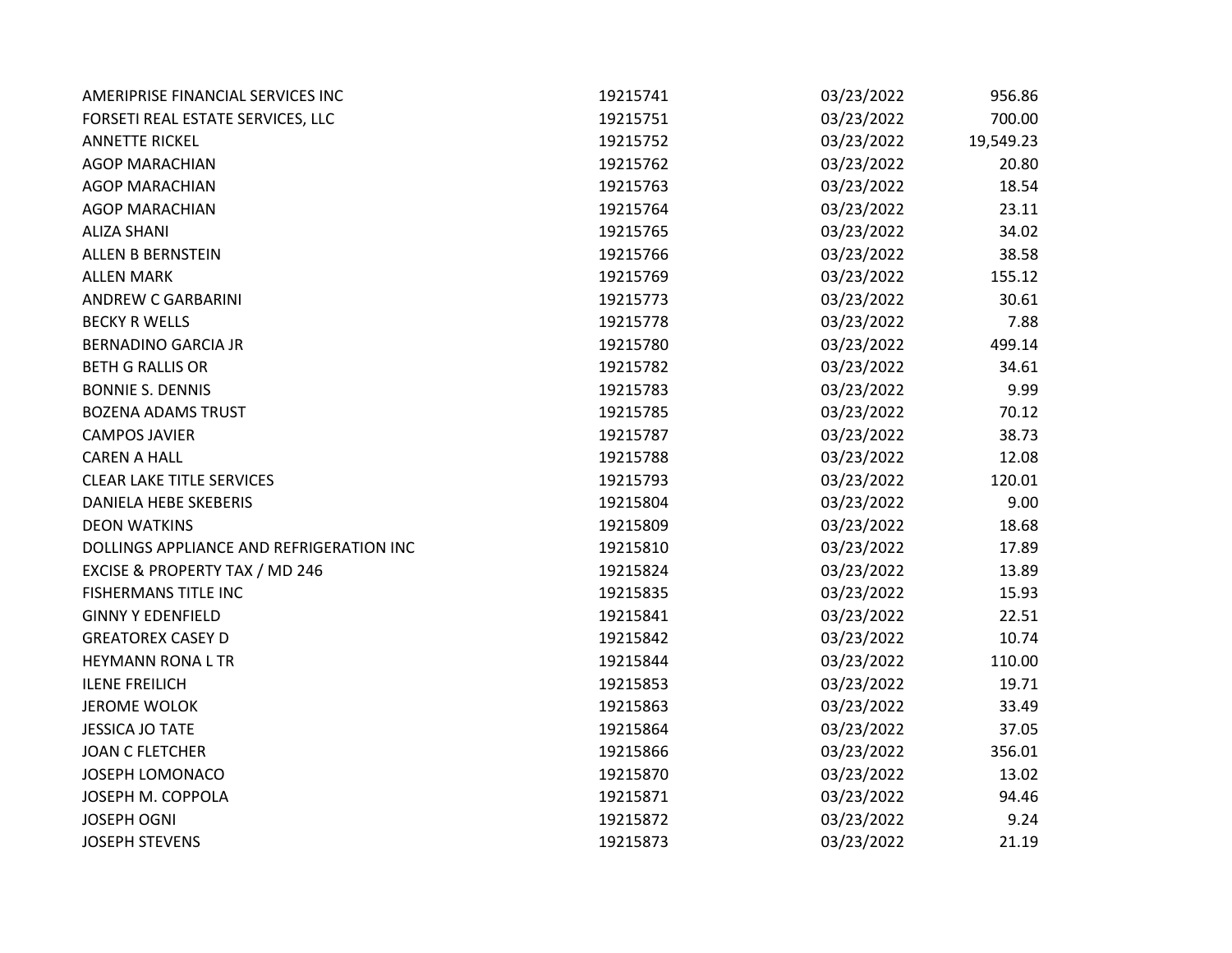| | | | |
|---|---|---|---|
| AMERIPRISE FINANCIAL SERVICES INC | 19215741 | 03/23/2022 | 956.86 |
| FORSETI REAL ESTATE SERVICES, LLC | 19215751 | 03/23/2022 | 700.00 |
| ANNETTE RICKEL | 19215752 | 03/23/2022 | 19,549.23 |
| AGOP MARACHIAN | 19215762 | 03/23/2022 | 20.80 |
| AGOP MARACHIAN | 19215763 | 03/23/2022 | 18.54 |
| AGOP MARACHIAN | 19215764 | 03/23/2022 | 23.11 |
| ALIZA SHANI | 19215765 | 03/23/2022 | 34.02 |
| ALLEN B BERNSTEIN | 19215766 | 03/23/2022 | 38.58 |
| ALLEN MARK | 19215769 | 03/23/2022 | 155.12 |
| ANDREW C GARBARINI | 19215773 | 03/23/2022 | 30.61 |
| BECKY R WELLS | 19215778 | 03/23/2022 | 7.88 |
| BERNADINO GARCIA JR | 19215780 | 03/23/2022 | 499.14 |
| BETH G RALLIS OR | 19215782 | 03/23/2022 | 34.61 |
| BONNIE S. DENNIS | 19215783 | 03/23/2022 | 9.99 |
| BOZENA ADAMS TRUST | 19215785 | 03/23/2022 | 70.12 |
| CAMPOS JAVIER | 19215787 | 03/23/2022 | 38.73 |
| CAREN A HALL | 19215788 | 03/23/2022 | 12.08 |
| CLEAR LAKE TITLE SERVICES | 19215793 | 03/23/2022 | 120.01 |
| DANIELA HEBE SKEBERIS | 19215804 | 03/23/2022 | 9.00 |
| DEON WATKINS | 19215809 | 03/23/2022 | 18.68 |
| DOLLINGS APPLIANCE AND REFRIGERATION INC | 19215810 | 03/23/2022 | 17.89 |
| EXCISE & PROPERTY TAX / MD 246 | 19215824 | 03/23/2022 | 13.89 |
| FISHERMANS TITLE INC | 19215835 | 03/23/2022 | 15.93 |
| GINNY Y EDENFIELD | 19215841 | 03/23/2022 | 22.51 |
| GREATOREX CASEY D | 19215842 | 03/23/2022 | 10.74 |
| HEYMANN RONA L TR | 19215844 | 03/23/2022 | 110.00 |
| ILENE FREILICH | 19215853 | 03/23/2022 | 19.71 |
| JEROME WOLOK | 19215863 | 03/23/2022 | 33.49 |
| JESSICA JO TATE | 19215864 | 03/23/2022 | 37.05 |
| JOAN C FLETCHER | 19215866 | 03/23/2022 | 356.01 |
| JOSEPH LOMONACO | 19215870 | 03/23/2022 | 13.02 |
| JOSEPH M. COPPOLA | 19215871 | 03/23/2022 | 94.46 |
| JOSEPH OGNI | 19215872 | 03/23/2022 | 9.24 |
| JOSEPH STEVENS | 19215873 | 03/23/2022 | 21.19 |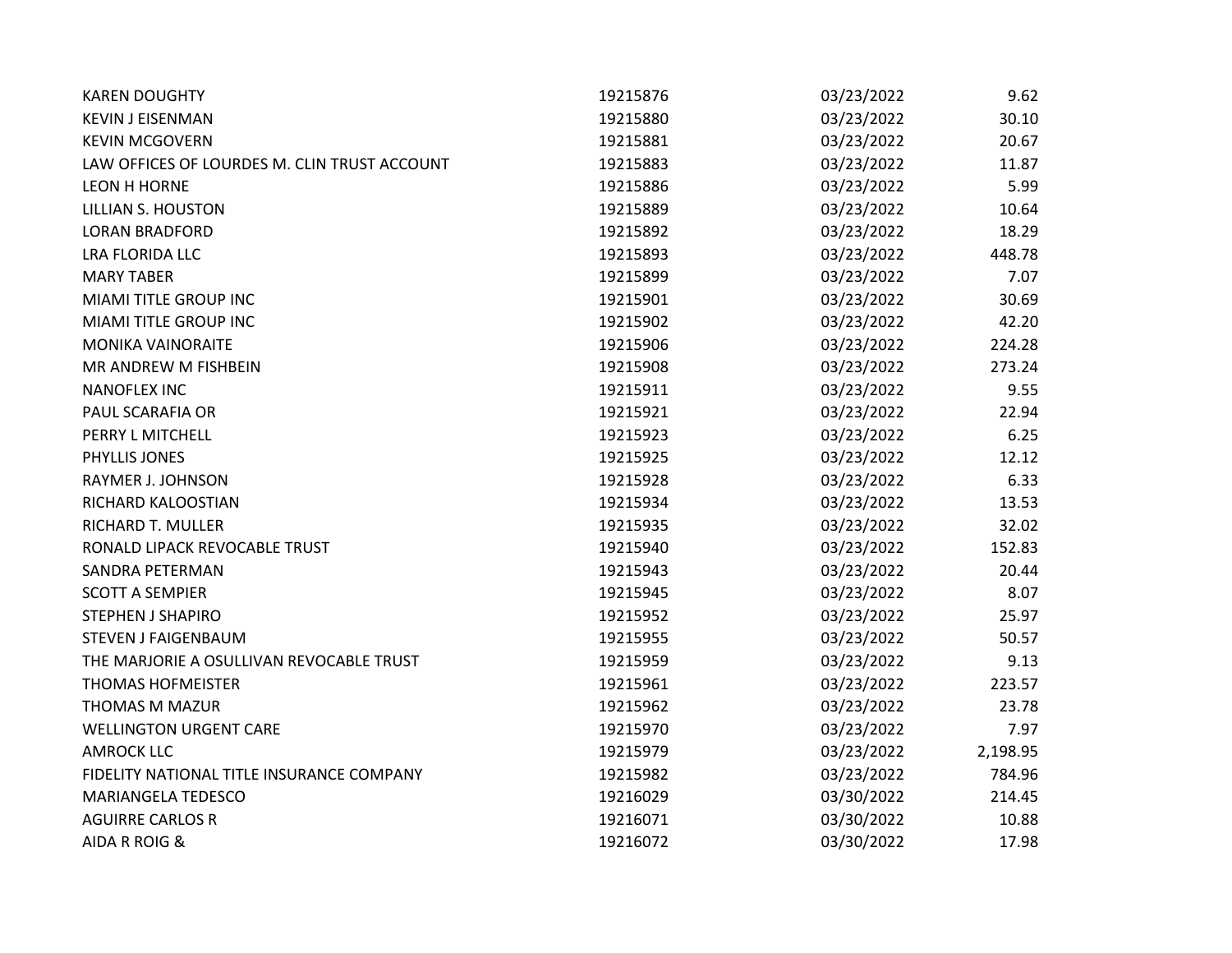| | | | |
|---|---|---|---|
| KAREN DOUGHTY | 19215876 | 03/23/2022 | 9.62 |
| KEVIN J EISENMAN | 19215880 | 03/23/2022 | 30.10 |
| KEVIN MCGOVERN | 19215881 | 03/23/2022 | 20.67 |
| LAW OFFICES OF LOURDES M. CLIN TRUST ACCOUNT | 19215883 | 03/23/2022 | 11.87 |
| LEON H HORNE | 19215886 | 03/23/2022 | 5.99 |
| LILLIAN S. HOUSTON | 19215889 | 03/23/2022 | 10.64 |
| LORAN BRADFORD | 19215892 | 03/23/2022 | 18.29 |
| LRA FLORIDA LLC | 19215893 | 03/23/2022 | 448.78 |
| MARY TABER | 19215899 | 03/23/2022 | 7.07 |
| MIAMI TITLE GROUP INC | 19215901 | 03/23/2022 | 30.69 |
| MIAMI TITLE GROUP INC | 19215902 | 03/23/2022 | 42.20 |
| MONIKA VAINORAITE | 19215906 | 03/23/2022 | 224.28 |
| MR ANDREW M FISHBEIN | 19215908 | 03/23/2022 | 273.24 |
| NANOFLEX INC | 19215911 | 03/23/2022 | 9.55 |
| PAUL SCARAFIA OR | 19215921 | 03/23/2022 | 22.94 |
| PERRY L MITCHELL | 19215923 | 03/23/2022 | 6.25 |
| PHYLLIS JONES | 19215925 | 03/23/2022 | 12.12 |
| RAYMER J. JOHNSON | 19215928 | 03/23/2022 | 6.33 |
| RICHARD KALOOSTIAN | 19215934 | 03/23/2022 | 13.53 |
| RICHARD T. MULLER | 19215935 | 03/23/2022 | 32.02 |
| RONALD LIPACK REVOCABLE TRUST | 19215940 | 03/23/2022 | 152.83 |
| SANDRA PETERMAN | 19215943 | 03/23/2022 | 20.44 |
| SCOTT A SEMPIER | 19215945 | 03/23/2022 | 8.07 |
| STEPHEN J SHAPIRO | 19215952 | 03/23/2022 | 25.97 |
| STEVEN J FAIGENBAUM | 19215955 | 03/23/2022 | 50.57 |
| THE MARJORIE A OSULLIVAN REVOCABLE TRUST | 19215959 | 03/23/2022 | 9.13 |
| THOMAS HOFMEISTER | 19215961 | 03/23/2022 | 223.57 |
| THOMAS M MAZUR | 19215962 | 03/23/2022 | 23.78 |
| WELLINGTON URGENT CARE | 19215970 | 03/23/2022 | 7.97 |
| AMROCK LLC | 19215979 | 03/23/2022 | 2,198.95 |
| FIDELITY NATIONAL TITLE INSURANCE COMPANY | 19215982 | 03/23/2022 | 784.96 |
| MARIANGELA TEDESCO | 19216029 | 03/30/2022 | 214.45 |
| AGUIRRE CARLOS R | 19216071 | 03/30/2022 | 10.88 |
| AIDA R ROIG & | 19216072 | 03/30/2022 | 17.98 |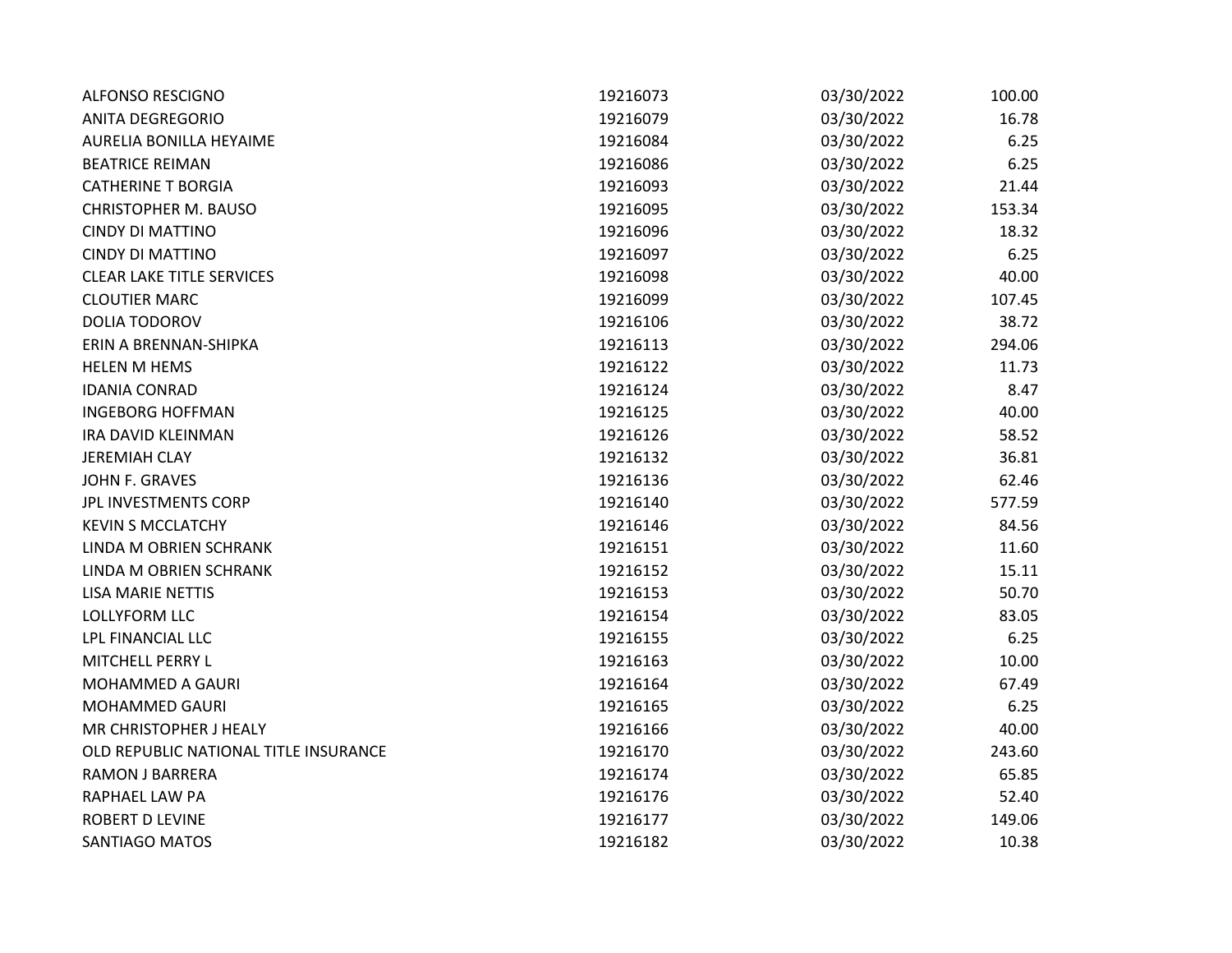| | | | |
|---|---|---|---|
| ALFONSO RESCIGNO | 19216073 | 03/30/2022 | 100.00 |
| ANITA DEGREGORIO | 19216079 | 03/30/2022 | 16.78 |
| AURELIA BONILLA HEYAIME | 19216084 | 03/30/2022 | 6.25 |
| BEATRICE REIMAN | 19216086 | 03/30/2022 | 6.25 |
| CATHERINE T BORGIA | 19216093 | 03/30/2022 | 21.44 |
| CHRISTOPHER M. BAUSO | 19216095 | 03/30/2022 | 153.34 |
| CINDY DI MATTINO | 19216096 | 03/30/2022 | 18.32 |
| CINDY DI MATTINO | 19216097 | 03/30/2022 | 6.25 |
| CLEAR LAKE TITLE SERVICES | 19216098 | 03/30/2022 | 40.00 |
| CLOUTIER MARC | 19216099 | 03/30/2022 | 107.45 |
| DOLIA TODOROV | 19216106 | 03/30/2022 | 38.72 |
| ERIN A BRENNAN-SHIPKA | 19216113 | 03/30/2022 | 294.06 |
| HELEN M HEMS | 19216122 | 03/30/2022 | 11.73 |
| IDANIA CONRAD | 19216124 | 03/30/2022 | 8.47 |
| INGEBORG HOFFMAN | 19216125 | 03/30/2022 | 40.00 |
| IRA DAVID KLEINMAN | 19216126 | 03/30/2022 | 58.52 |
| JEREMIAH CLAY | 19216132 | 03/30/2022 | 36.81 |
| JOHN F. GRAVES | 19216136 | 03/30/2022 | 62.46 |
| JPL INVESTMENTS CORP | 19216140 | 03/30/2022 | 577.59 |
| KEVIN S MCCLATCHY | 19216146 | 03/30/2022 | 84.56 |
| LINDA M OBRIEN SCHRANK | 19216151 | 03/30/2022 | 11.60 |
| LINDA M OBRIEN SCHRANK | 19216152 | 03/30/2022 | 15.11 |
| LISA MARIE NETTIS | 19216153 | 03/30/2022 | 50.70 |
| LOLLYFORM LLC | 19216154 | 03/30/2022 | 83.05 |
| LPL FINANCIAL LLC | 19216155 | 03/30/2022 | 6.25 |
| MITCHELL PERRY L | 19216163 | 03/30/2022 | 10.00 |
| MOHAMMED A GAURI | 19216164 | 03/30/2022 | 67.49 |
| MOHAMMED GAURI | 19216165 | 03/30/2022 | 6.25 |
| MR CHRISTOPHER J HEALY | 19216166 | 03/30/2022 | 40.00 |
| OLD REPUBLIC NATIONAL TITLE INSURANCE | 19216170 | 03/30/2022 | 243.60 |
| RAMON J BARRERA | 19216174 | 03/30/2022 | 65.85 |
| RAPHAEL LAW PA | 19216176 | 03/30/2022 | 52.40 |
| ROBERT D LEVINE | 19216177 | 03/30/2022 | 149.06 |
| SANTIAGO MATOS | 19216182 | 03/30/2022 | 10.38 |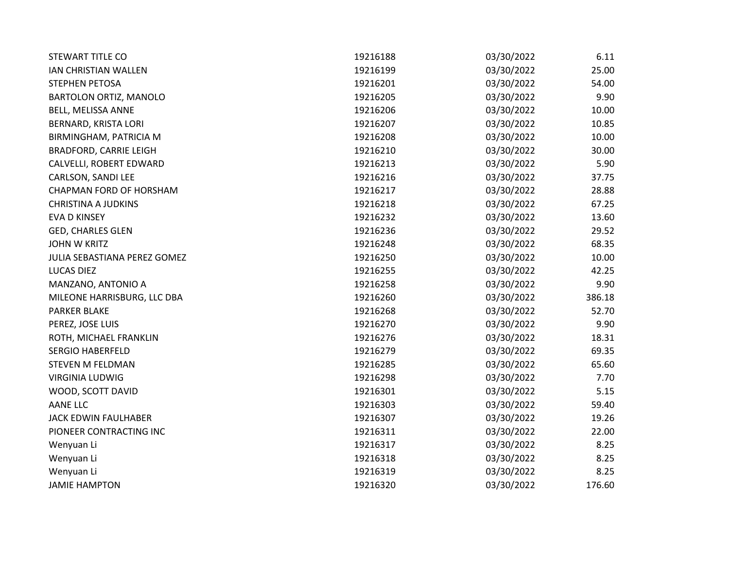| | | | |
|---|---|---|---|
| STEWART TITLE CO | 19216188 | 03/30/2022 | 6.11 |
| IAN CHRISTIAN WALLEN | 19216199 | 03/30/2022 | 25.00 |
| STEPHEN PETOSA | 19216201 | 03/30/2022 | 54.00 |
| BARTOLON ORTIZ, MANOLO | 19216205 | 03/30/2022 | 9.90 |
| BELL, MELISSA ANNE | 19216206 | 03/30/2022 | 10.00 |
| BERNARD, KRISTA LORI | 19216207 | 03/30/2022 | 10.85 |
| BIRMINGHAM, PATRICIA M | 19216208 | 03/30/2022 | 10.00 |
| BRADFORD, CARRIE LEIGH | 19216210 | 03/30/2022 | 30.00 |
| CALVELLI, ROBERT EDWARD | 19216213 | 03/30/2022 | 5.90 |
| CARLSON, SANDI LEE | 19216216 | 03/30/2022 | 37.75 |
| CHAPMAN FORD OF HORSHAM | 19216217 | 03/30/2022 | 28.88 |
| CHRISTINA A JUDKINS | 19216218 | 03/30/2022 | 67.25 |
| EVA D KINSEY | 19216232 | 03/30/2022 | 13.60 |
| GED, CHARLES GLEN | 19216236 | 03/30/2022 | 29.52 |
| JOHN W KRITZ | 19216248 | 03/30/2022 | 68.35 |
| JULIA SEBASTIANA PEREZ GOMEZ | 19216250 | 03/30/2022 | 10.00 |
| LUCAS DIEZ | 19216255 | 03/30/2022 | 42.25 |
| MANZANO, ANTONIO A | 19216258 | 03/30/2022 | 9.90 |
| MILEONE HARRISBURG, LLC DBA | 19216260 | 03/30/2022 | 386.18 |
| PARKER BLAKE | 19216268 | 03/30/2022 | 52.70 |
| PEREZ, JOSE LUIS | 19216270 | 03/30/2022 | 9.90 |
| ROTH, MICHAEL FRANKLIN | 19216276 | 03/30/2022 | 18.31 |
| SERGIO HABERFELD | 19216279 | 03/30/2022 | 69.35 |
| STEVEN M FELDMAN | 19216285 | 03/30/2022 | 65.60 |
| VIRGINIA LUDWIG | 19216298 | 03/30/2022 | 7.70 |
| WOOD, SCOTT DAVID | 19216301 | 03/30/2022 | 5.15 |
| AANE LLC | 19216303 | 03/30/2022 | 59.40 |
| JACK EDWIN FAULHABER | 19216307 | 03/30/2022 | 19.26 |
| PIONEER CONTRACTING INC | 19216311 | 03/30/2022 | 22.00 |
| Wenyuan Li | 19216317 | 03/30/2022 | 8.25 |
| Wenyuan Li | 19216318 | 03/30/2022 | 8.25 |
| Wenyuan Li | 19216319 | 03/30/2022 | 8.25 |
| JAMIE HAMPTON | 19216320 | 03/30/2022 | 176.60 |